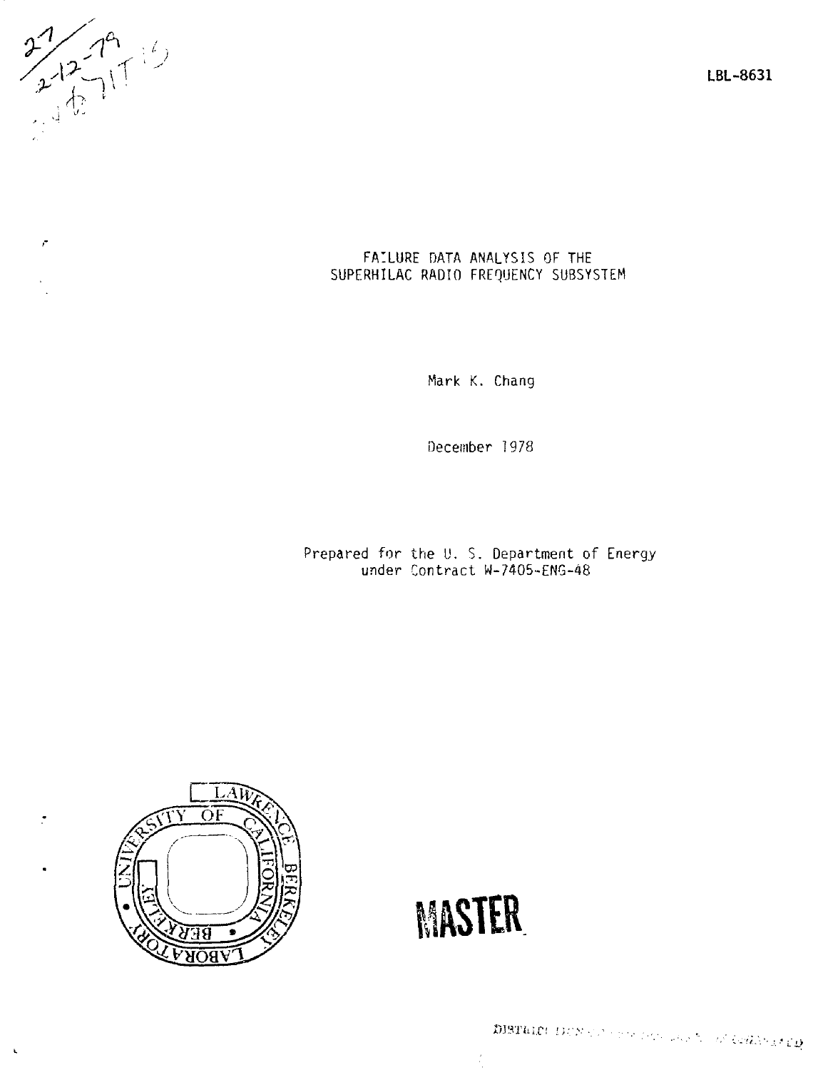LBL-8631

FAILURE DATA ANALYSIS OF THE SUPERHILAC RADIO FREQUENCY SUBSYSTEM

Mark K. Chang

December 1978

Prepared for the U. S. Department of Energy under Contract W-7405-ENG-48

MASTER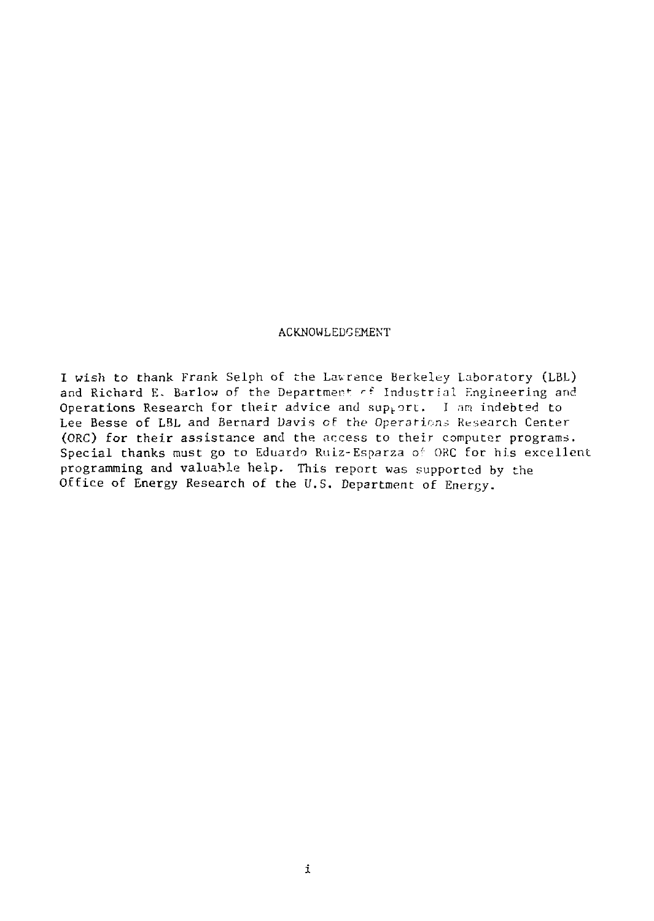## ACKNOWLEDGEMENT

I wish to thank Frank Selph of the Lawrence Berkeley Laboratory (LBL) and Richard E. Barlow of the Department of Industrial Engineering and Operations Research for their advice and support. I am indebted to Lee Besse of LBL and Bernard Davis of the Operations Research Center (ORC) for their assistance and the access to their computer programs. Special thanks must go to Eduardo Ruiz-Esparza of ORC for his excellent programming and valuable help. This report was supported by the Office of Energy Research of the U.S. Department of Energy.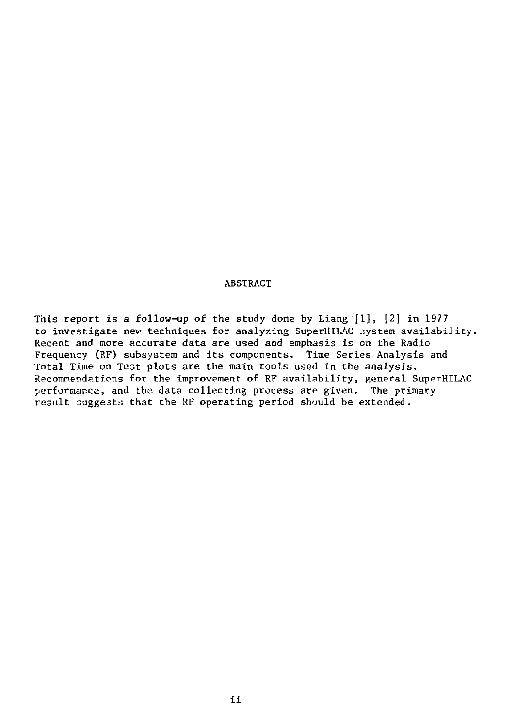## ABSTRACT

This report is a follow-up of the study done by Liang [1], [2] in 1977 to investigate new techniques for analyzing SuperHILAC system availability. Recent and more accurate data are used and emphasis is on the Radio Frequency (RF) subsystem and its components. Time Series Analysis and Total Time on Test plots are the main tools used in the analysis. Recommendations for the improvement of RF availability, general SuperHILAC performance, and the data collecting process are given. The primary result suggests that the RF operating period should be extended.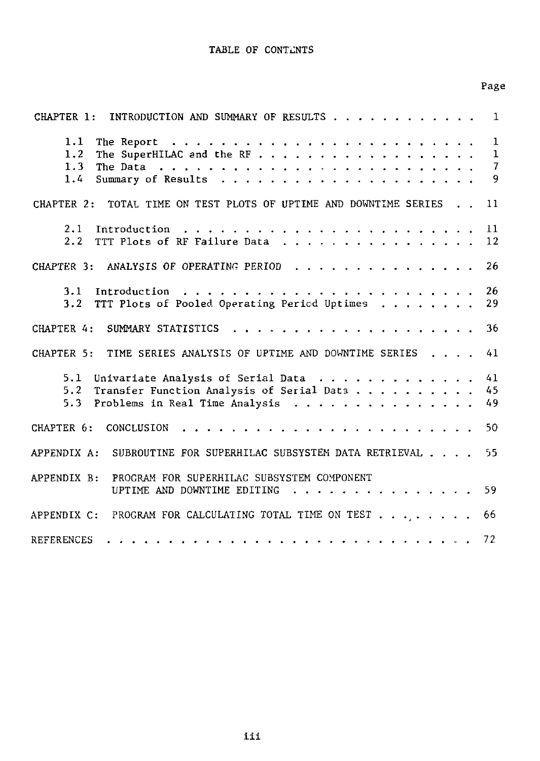# TABLE OF CONTENTS

| | Page |
|---|---|
| CHAPTER 1: INTRODUCTION AND SUMMARY OF RESULTS | 1 |
| 1.1 The Report | 1 |
| 1.2 The SuperHILAC and the RF | 1 |
| 1.3 The Data | 7 |
| 1.4 Summary of Results | 9 |
| CHAPTER 2: TOTAL TIME ON TEST PLOTS OF UPTIME AND DOWNTIME SERIES | 11 |
| 2.1 Introduction | 11 |
| 2.2 TTT Plots of RF Failure Data | 12 |
| CHAPTER 3: ANALYSIS OF OPERATING PERIOD | 26 |
| 3.1 Introduction | 26 |
| 3.2 TTT Plots of Pooled Operating Period Uptimes | 29 |
| CHAPTER 4: SUMMARY STATISTICS | 36 |
| CHAPTER 5: TIME SERIES ANALYSIS OF UPTIME AND DOWNTIME SERIES | 41 |
| 5.1 Univariate Analysis of Serial Data | 41 |
| 5.2 Transfer Function Analysis of Serial Data | 45 |
| 5.3 Problems in Real Time Analysis | 49 |
| CHAPTER 6: CONCLUSION | 50 |
| APPENDIX A: SUBROUTINE FOR SUPERHILAC SUBSYSTEM DATA RETRIEVAL | 55 |
| APPENDIX B: PROGRAM FOR SUPERHILAC SUBSYSTEM COMPONENT UPTIME AND DOWNTIME EDITING | 59 |
| APPENDIX C: PROGRAM FOR CALCULATING TOTAL TIME ON TEST | 66 |
| REFERENCES | 72 |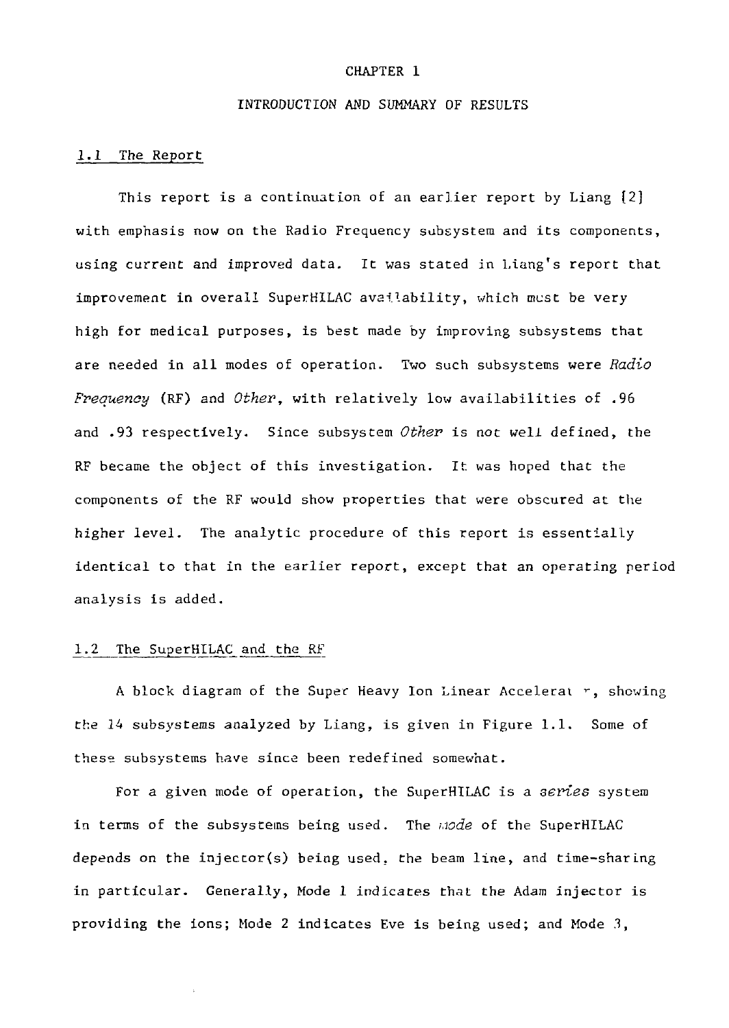# CHAPTER 1

# INTRODUCTION AND SUMMARY OF RESULTS

## 1.1 The Report

This report is a continuation of an earlier report by Liang [2] with emphasis now on the Radio Frequency subsystem and its components, using current and improved data. It was stated in Liang's report that improvement in overall SuperHILAC availability, which must be very high for medical purposes, is best made by improving subsystems that are needed in all modes of operation. Two such subsystems were *Radio Frequency* (RF) and *Other*, with relatively low availabilities of .96 and .93 respectively. Since subsystem *Other* is not well defined, the RF became the object of this investigation. It was hoped that the components of the RF would show properties that were obscured at the higher level. The analytic procedure of this report is essentially identical to that in the earlier report, except that an operating period analysis is added.

## 1.2 The SuperHILAC and the RF

A block diagram of the Super Heavy Ion Linear Accelerat r, showing the 14 subsystems analyzed by Liang, is given in Figure 1.1. Some of these subsystems have since been redefined somewhat.

For a given mode of operation, the SuperHILAC is a *series* system in terms of the subsystems being used. The *mode* of the SuperHILAC depends on the injector(s) being used, the beam line, and time-sharing in particular. Generally, Mode 1 indicates that the Adam injector is providing the ions; Mode 2 indicates Eve is being used; and Mode 3,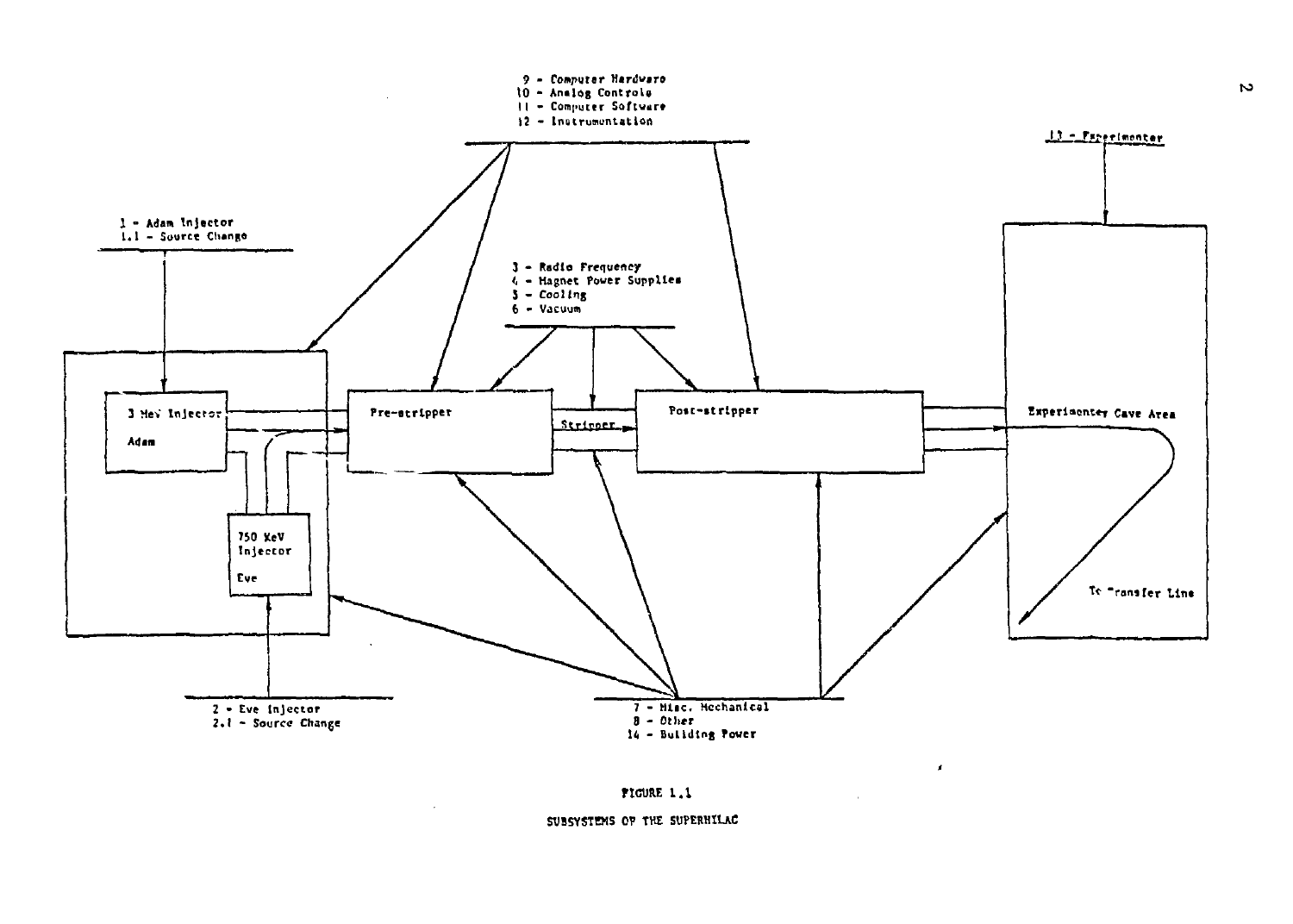9 - Computer Hardware
10 - Analog Controls
11 - Computer Software
12 - Instrumentation

13 - Experimenter

1 - Adam Injector
1.1 - Source Change

3 - Radio Frequency
4 - Magnet Power Supplies
5 - Cooling
6 - Vacuum

3 Mev Injector

Adam

Pre-stripper

Stripper

Post-stripper

Experimenter Cave Area

750 KeV Injector

Eve

To Transfer Line

2 - Eve Injector
2.1 - Source Change

7 - Misc. Mechanical
8 - Other
14 - Building Power

FIGURE 1.1

SUBSYSTEMS OF THE SUPERHILAC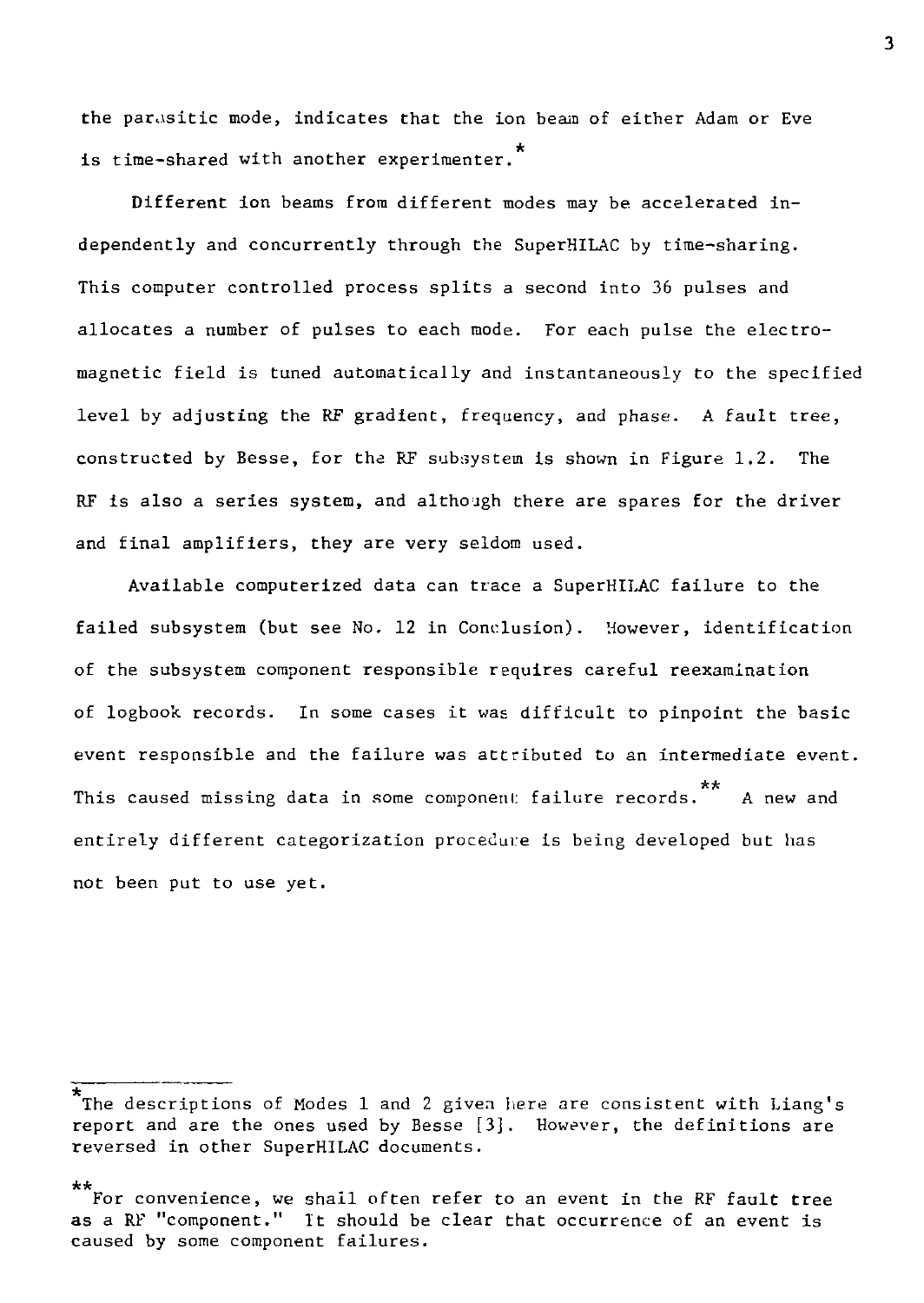the parasitic mode, indicates that the ion beam of either Adam or Eve is time-shared with another experimenter.*

Different ion beams from different modes may be accelerated independently and concurrently through the SuperHILAC by time-sharing. This computer controlled process splits a second into 36 pulses and allocates a number of pulses to each mode. For each pulse the electromagnetic field is tuned automatically and instantaneously to the specified level by adjusting the RF gradient, frequency, and phase. A fault tree, constructed by Besse, for the RF subsystem is shown in Figure 1.2. The RF is also a series system, and although there are spares for the driver and final amplifiers, they are very seldom used.

Available computerized data can trace a SuperHILAC failure to the failed subsystem (but see No. 12 in Conclusion). However, identification of the subsystem component responsible requires careful reexamination of logbook records. In some cases it was difficult to pinpoint the basic event responsible and the failure was attributed to an intermediate event. This caused missing data in some component failure records.** A new and entirely different categorization procedure is being developed but has not been put to use yet.

---

*The descriptions of Modes 1 and 2 given here are consistent with Liang's report and are the ones used by Besse [3]. However, the definitions are reversed in other SuperHILAC documents.

**For convenience, we shall often refer to an event in the RF fault tree as a RF "component." It should be clear that occurrence of an event is caused by some component failures.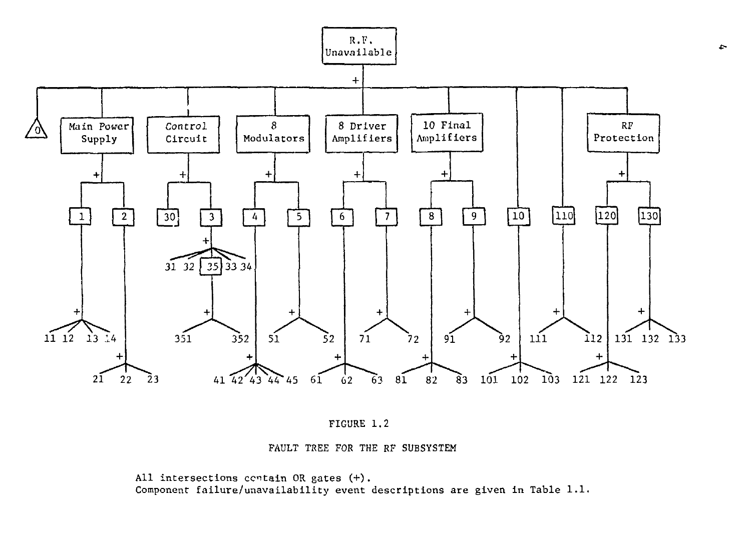FIGURE 1.2

FAULT TREE FOR THE RF SUBSYSTEM

All intersections contain OR gates (+).
Component failure/unavailability event descriptions are given in Table 1.1.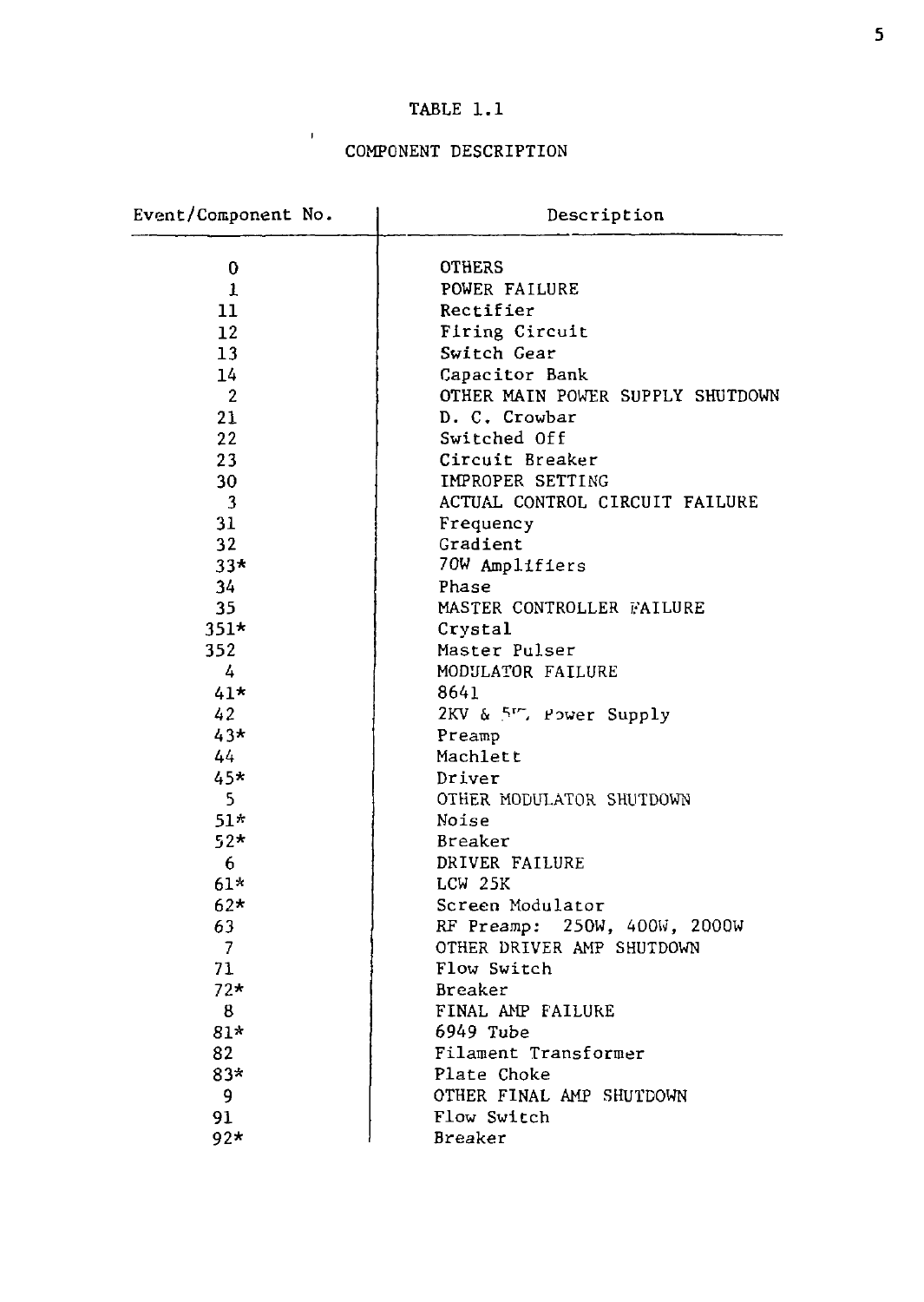TABLE 1.1

COMPONENT DESCRIPTION

| Event/Component No. | Description |
|---|---|
| 0 | OTHERS |
| 1 | POWER FAILURE |
| 11 | Rectifier |
| 12 | Firing Circuit |
| 13 | Switch Gear |
| 14 | Capacitor Bank |
| 2 | OTHER MAIN POWER SUPPLY SHUTDOWN |
| 21 | D. C. Crowbar |
| 22 | Switched Off |
| 23 | Circuit Breaker |
| 30 | IMPROPER SETTING |
| 3 | ACTUAL CONTROL CIRCUIT FAILURE |
| 31 | Frequency |
| 32 | Gradient |
| 33* | 70W Amplifiers |
| 34 | Phase |
| 35 | MASTER CONTROLLER FAILURE |
| 351* | Crystal |
| 352 | Master Pulser |
| 4 | MODULATOR FAILURE |
| 41* | 8641 |
| 42 | 2KV & 5KV Power Supply |
| 43* | Preamp |
| 44 | Machlett |
| 45* | Driver |
| 5 | OTHER MODULATOR SHUTDOWN |
| 51* | Noise |
| 52* | Breaker |
| 6 | DRIVER FAILURE |
| 61* | LCW 25K |
| 62* | Screen Modulator |
| 63 | RF Preamp: 250W, 400W, 2000W |
| 7 | OTHER DRIVER AMP SHUTDOWN |
| 71 | Flow Switch |
| 72* | Breaker |
| 8 | FINAL AMP FAILURE |
| 81* | 6949 Tube |
| 82 | Filament Transformer |
| 83* | Plate Choke |
| 9 | OTHER FINAL AMP SHUTDOWN |
| 91 | Flow Switch |
| 92* | Breaker |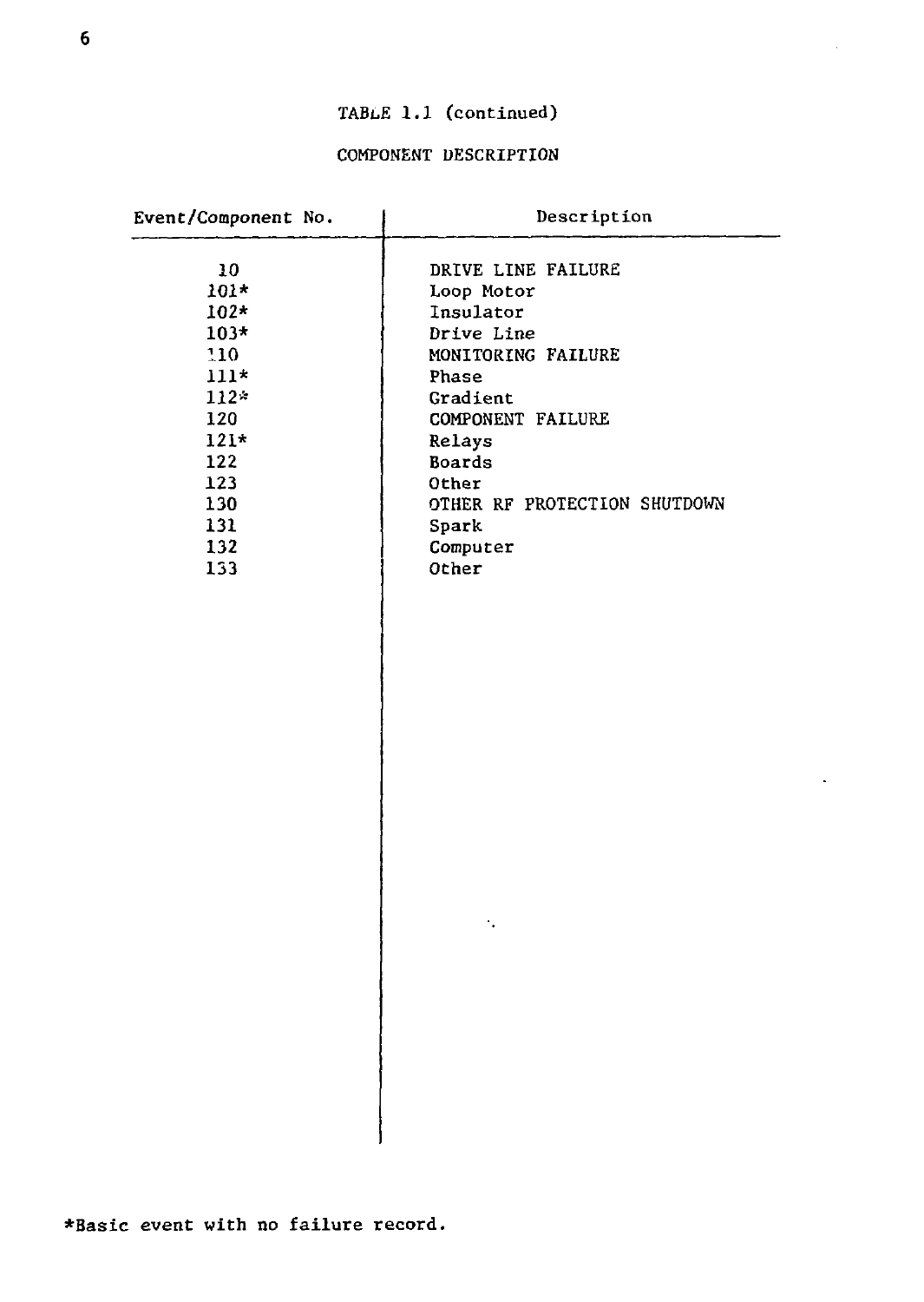TABLE 1.1 (continued)

COMPONENT DESCRIPTION

| Event/Component No. | Description |
|---|---|
| 10 | DRIVE LINE FAILURE |
| 101* | Loop Motor |
| 102* | Insulator |
| 103* | Drive Line |
| 110 | MONITORING FAILURE |
| 111* | Phase |
| 112* | Gradient |
| 120 | COMPONENT FAILURE |
| 121* | Relays |
| 122 | Boards |
| 123 | Other |
| 130 | OTHER RF PROTECTION SHUTDOWN |
| 131 | Spark |
| 132 | Computer |
| 133 | Other |

*Basic event with no failure record.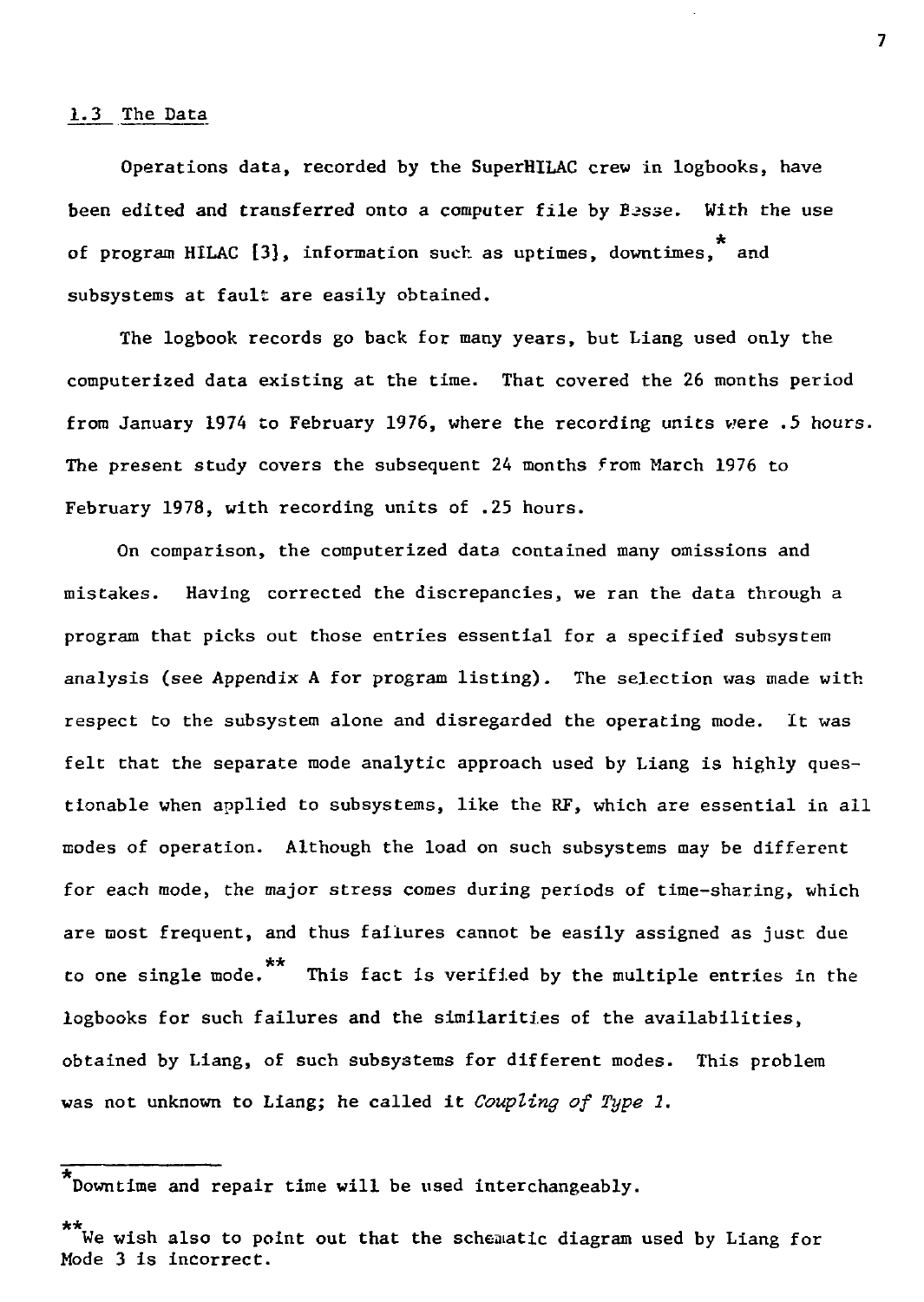## 1.3 The Data

Operations data, recorded by the SuperHILAC crew in logbooks, have been edited and transferred onto a computer file by Besse. With the use of program HILAC [3], information such as uptimes, downtimes,* and subsystems at fault are easily obtained.

The logbook records go back for many years, but Liang used only the computerized data existing at the time. That covered the 26 months period from January 1974 to February 1976, where the recording units were .5 hours. The present study covers the subsequent 24 months from March 1976 to February 1978, with recording units of .25 hours.

On comparison, the computerized data contained many omissions and mistakes. Having corrected the discrepancies, we ran the data through a program that picks out those entries essential for a specified subsystem analysis (see Appendix A for program listing). The selection was made with respect to the subsystem alone and disregarded the operating mode. It was felt that the separate mode analytic approach used by Liang is highly questionable when applied to subsystems, like the RF, which are essential in all modes of operation. Although the load on such subsystems may be different for each mode, the major stress comes during periods of time-sharing, which are most frequent, and thus failures cannot be easily assigned as just due to one single mode.** This fact is verified by the multiple entries in the logbooks for such failures and the similarities of the availabilities, obtained by Liang, of such subsystems for different modes. This problem was not unknown to Liang; he called it *Coupling of Type 1.*

---

*Downtime and repair time will be used interchangeably.

**We wish also to point out that the schematic diagram used by Liang for Mode 3 is incorrect.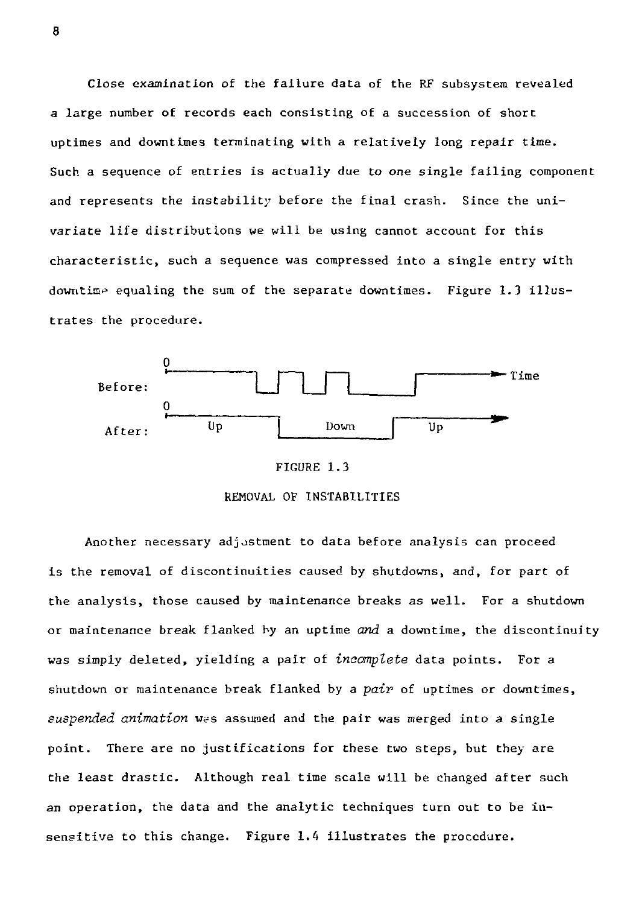Close examination of the failure data of the RF subsystem revealed a large number of records each consisting of a succession of short uptimes and downtimes terminating with a relatively long repair time. Such a sequence of entries is actually due to one single failing component and represents the instability before the final crash. Since the univariate life distributions we will be using cannot account for this characteristic, such a sequence was compressed into a single entry with downtime equaling the sum of the separate downtimes. Figure 1.3 illustrates the procedure.

FIGURE 1.3

REMOVAL OF INSTABILITIES

Another necessary adjustment to data before analysis can proceed is the removal of discontinuities caused by shutdowns, and, for part of the analysis, those caused by maintenance breaks as well. For a shutdown or maintenance break flanked by an uptime *and* a downtime, the discontinuity was simply deleted, yielding a pair of *incomplete* data points. For a shutdown or maintenance break flanked by a *pair* of uptimes or downtimes, *suspended animation* was assumed and the pair was merged into a single point. There are no justifications for these two steps, but they are the least drastic. Although real time scale will be changed after such an operation, the data and the analytic techniques turn out to be insensitive to this change. Figure 1.4 illustrates the procedure.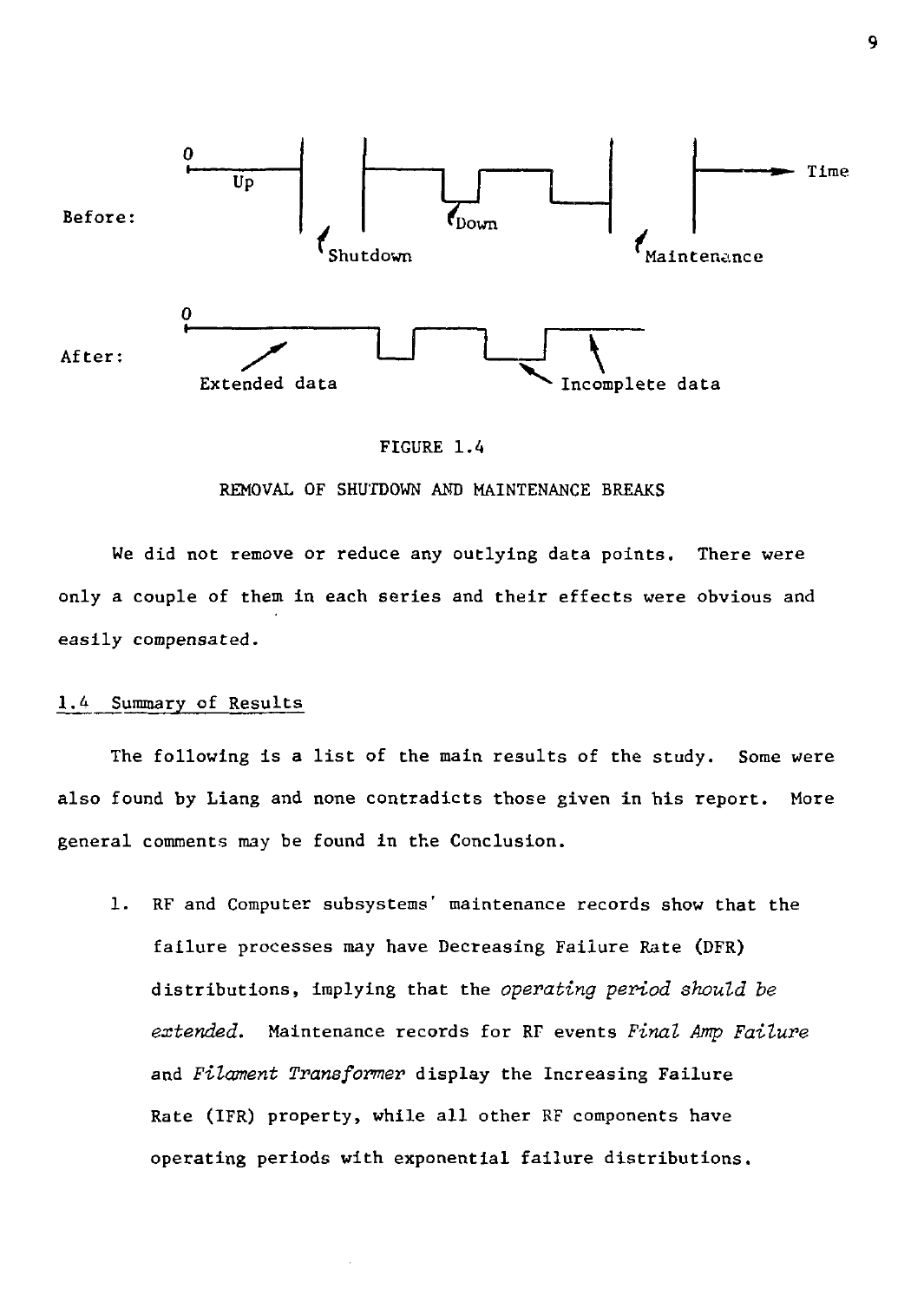FIGURE 1.4

REMOVAL OF SHUTDOWN AND MAINTENANCE BREAKS

We did not remove or reduce any outlying data points. There were only a couple of them in each series and their effects were obvious and easily compensated.

## 1.4 Summary of Results

The following is a list of the main results of the study. Some were also found by Liang and none contradicts those given in his report. More general comments may be found in the Conclusion.

1. RF and Computer subsystems' maintenance records show that the failure processes may have Decreasing Failure Rate (DFR) distributions, implying that the *operating period should be extended.* Maintenance records for RF events *Final Amp Failure* and *Filament Transformer* display the Increasing Failure Rate (IFR) property, while all other RF components have operating periods with exponential failure distributions.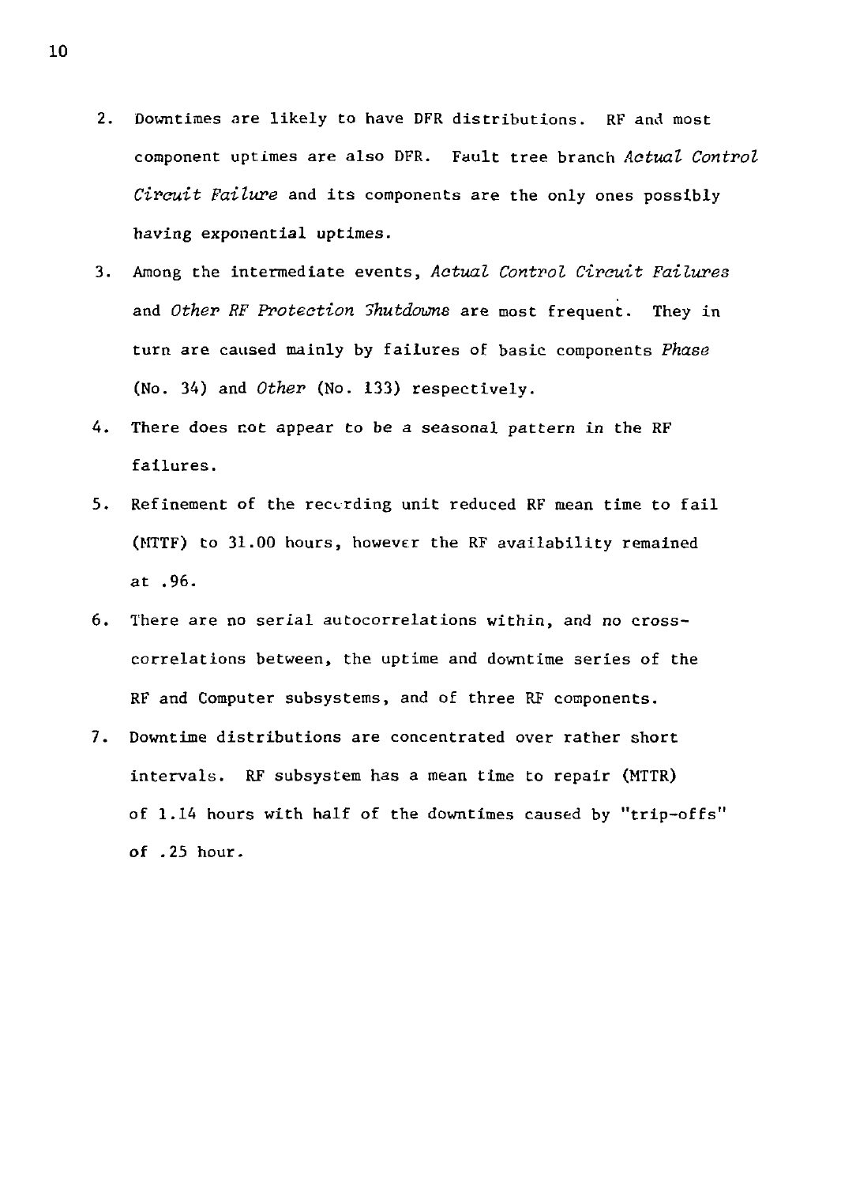2. Downtimes are likely to have DFR distributions. RF and most component uptimes are also DFR. Fault tree branch *Actual Control Circuit Failure* and its components are the only ones possibly having exponential uptimes.
3. Among the intermediate events, *Actual Control Circuit Failures* and *Other RF Protection Shutdowns* are most frequent. They in turn are caused mainly by failures of basic components *Phase* (No. 34) and *Other* (No. 133) respectively.
4. There does not appear to be a seasonal pattern in the RF failures.
5. Refinement of the recording unit reduced RF mean time to fail (MTTF) to 31.00 hours, however the RF availability remained at .96.
6. There are no serial autocorrelations within, and no cross-correlations between, the uptime and downtime series of the RF and Computer subsystems, and of three RF components.
7. Downtime distributions are concentrated over rather short intervals. RF subsystem has a mean time to repair (MTTR) of 1.14 hours with half of the downtimes caused by "trip-offs" of .25 hour.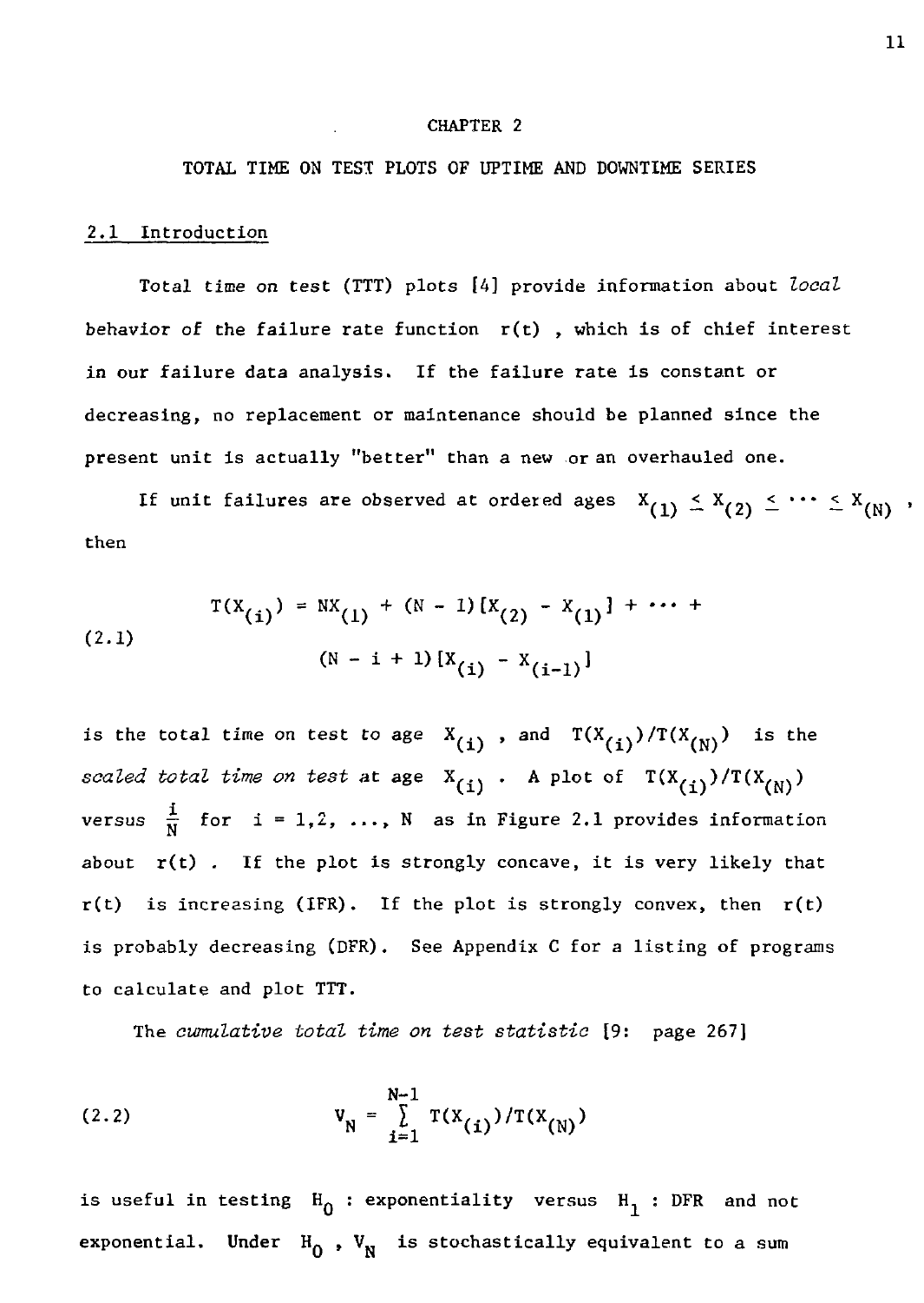# CHAPTER 2

## TOTAL TIME ON TEST PLOTS OF UPTIME AND DOWNTIME SERIES

### 2.1 Introduction

Total time on test (TTT) plots [4] provide information about *local* behavior of the failure rate function $r(t)$, which is of chief interest in our failure data analysis. If the failure rate is constant or decreasing, no replacement or maintenance should be planned since the present unit is actually "better" than a new or an overhauled one.

If unit failures are observed at ordered ages $X_{(1)} \leq X_{(2)} \leq \cdots \leq X_{(N)}$, then

$$
(2.1) \qquad T(X_{(i)}) = NX_{(1)} + (N-1)[X_{(2)} - X_{(1)}] + \cdots + (N-i+1)[X_{(i)} - X_{(i-1)}]
$$

is the total time on test to age $X_{(i)}$, and $T(X_{(i)})/T(X_{(N)})$ is the *scaled total time on test* at age $X_{(i)}$. A plot of $T(X_{(i)})/T(X_{(N)})$ versus $\frac{i}{N}$ for $i = 1, 2, \ldots, N$ as in Figure 2.1 provides information about $r(t)$. If the plot is strongly concave, it is very likely that $r(t)$ is increasing (IFR). If the plot is strongly convex, then $r(t)$ is probably decreasing (DFR). See Appendix C for a listing of programs to calculate and plot TTT.

The *cumulative total time on test statistic* [9: page 267]

$$
(2.2) \qquad V_N = \sum_{i=1}^{N-1} T(X_{(i)})/T(X_{(N)})
$$

is useful in testing $H_0$ : exponentiality versus $H_1$ : DFR and not exponential. Under $H_0$, $V_N$ is stochastically equivalent to a sum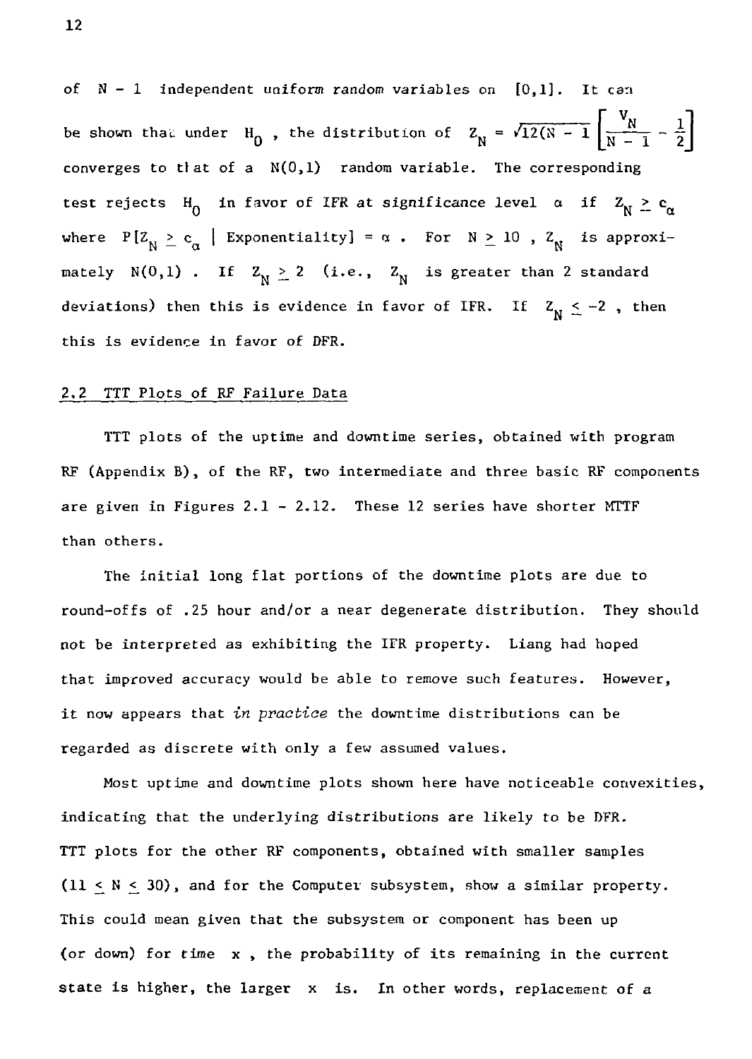of $N - 1$ independent uniform random variables on $[0,1]$. It can be shown that under $H_0$, the distribution of $Z_N = \sqrt{12(N-1)}\left[\frac{V_N}{N-1} - \frac{1}{2}\right]$ converges to that of a $N(0,1)$ random variable. The corresponding test rejects $H_0$ in favor of IFR at significance level $\alpha$ if $Z_N \geq c_\alpha$ where $P[Z_N \geq c_\alpha \mid \text{Exponentiality}] = \alpha$. For $N \geq 10$, $Z_N$ is approximately $N(0,1)$. If $Z_N \geq 2$ (i.e., $Z_N$ is greater than 2 standard deviations) then this is evidence in favor of IFR. If $Z_N \leq -2$, then this is evidence in favor of DFR.

## 2.2 TTT Plots of RF Failure Data

TTT plots of the uptime and downtime series, obtained with program RF (Appendix B), of the RF, two intermediate and three basic RF components are given in Figures 2.1 - 2.12. These 12 series have shorter MTTF than others.

The initial long flat portions of the downtime plots are due to round-offs of .25 hour and/or a near degenerate distribution. They should not be interpreted as exhibiting the IFR property. Liang had hoped that improved accuracy would be able to remove such features. However, it now appears that *in practice* the downtime distributions can be regarded as discrete with only a few assumed values.

Most uptime and downtime plots shown here have noticeable convexities, indicating that the underlying distributions are likely to be DFR. TTT plots for the other RF components, obtained with smaller samples ($11 \leq N \leq 30$), and for the Computer subsystem, show a similar property. This could mean given that the subsystem or component has been up (or down) for time $x$, the probability of its remaining in the current state is higher, the larger $x$ is. In other words, replacement of a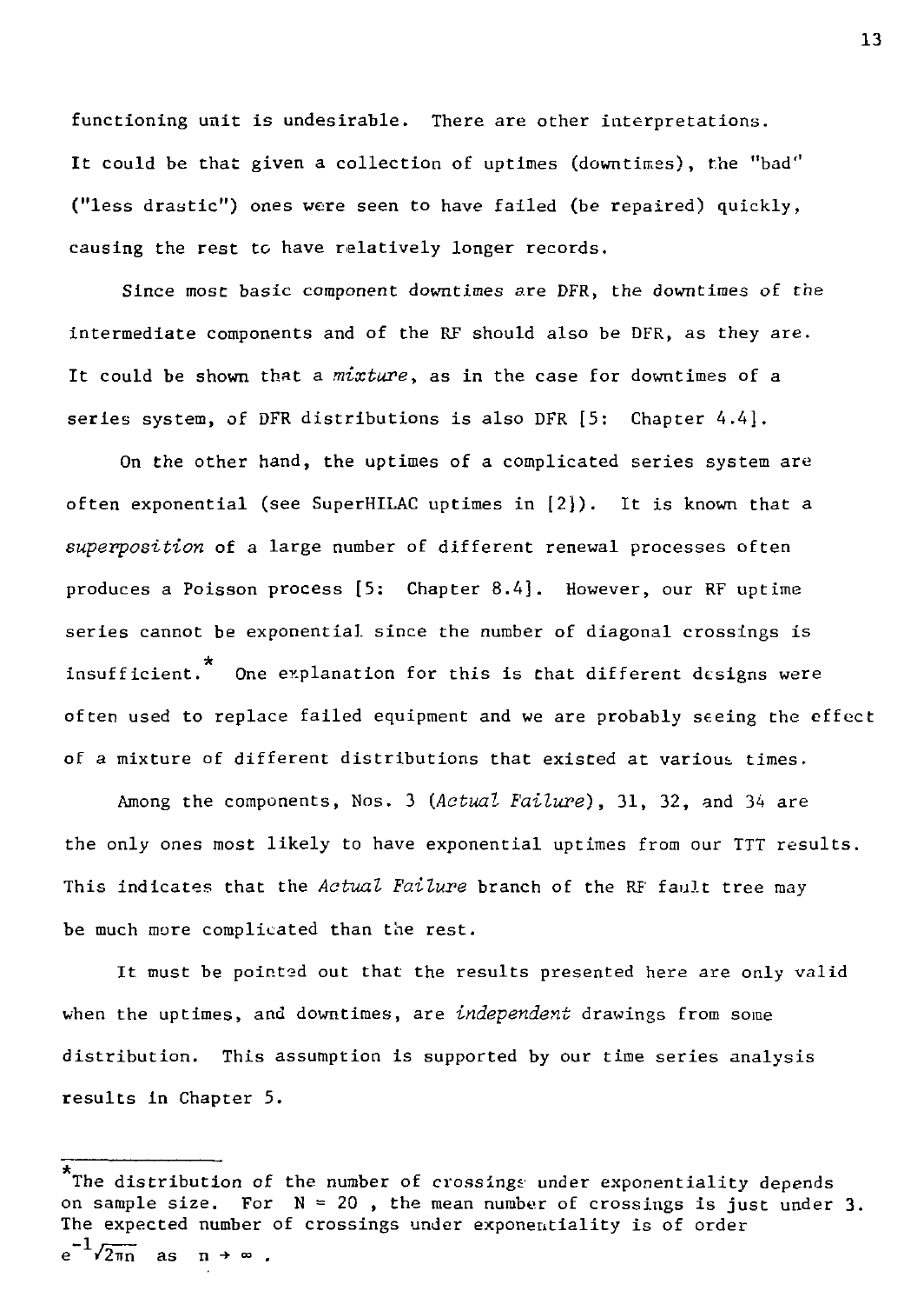functioning unit is undesirable. There are other interpretations. It could be that given a collection of uptimes (downtimes), the "bad" ("less drastic") ones were seen to have failed (be repaired) quickly, causing the rest to have relatively longer records.

Since most basic component downtimes are DFR, the downtimes of the intermediate components and of the RF should also be DFR, as they are. It could be shown that a *mixture*, as in the case for downtimes of a series system, of DFR distributions is also DFR [5: Chapter 4.4].

On the other hand, the uptimes of a complicated series system are often exponential (see SuperHILAC uptimes in [2]). It is known that a *superposition* of a large number of different renewal processes often produces a Poisson process [5: Chapter 8.4]. However, our RF uptime series cannot be exponential since the number of diagonal crossings is insufficient.* One explanation for this is that different designs were often used to replace failed equipment and we are probably seeing the effect of a mixture of different distributions that existed at various times.

Among the components, Nos. 3 (*Actual Failure*), 31, 32, and 34 are the only ones most likely to have exponential uptimes from our TTT results. This indicates that the *Actual Failure* branch of the RF fault tree may be much more complicated than the rest.

It must be pointed out that the results presented here are only valid when the uptimes, and downtimes, are *independent* drawings from some distribution. This assumption is supported by our time series analysis results in Chapter 5.

---

*The distribution of the number of crossings under exponentiality depends on sample size. For $N = 20$, the mean number of crossings is just under 3. The expected number of crossings under exponentiality is of order $e^{-1}\sqrt{2\pi n}$ as $n \to \infty$.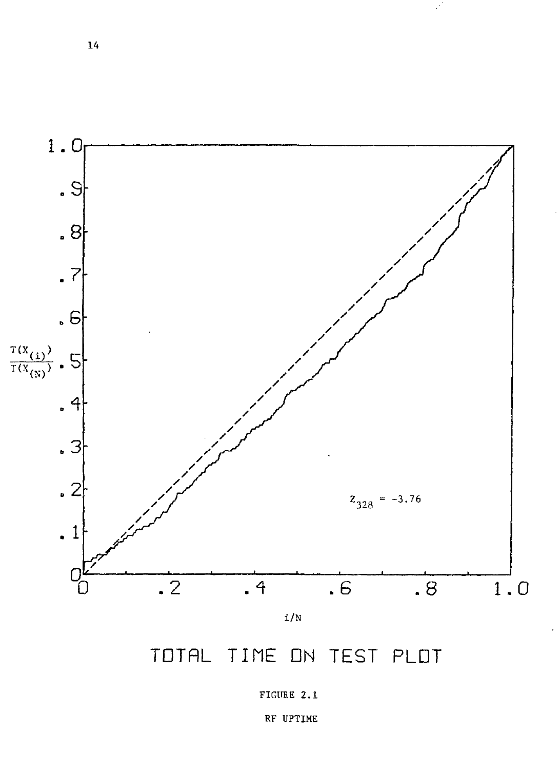$z_{328} = -3.76$

$\frac{T(X_{(i)})}{T(X_{(N)})}$

$i/N$

TOTAL TIME ON TEST PLOT

FIGURE 2.1

RF UPTIME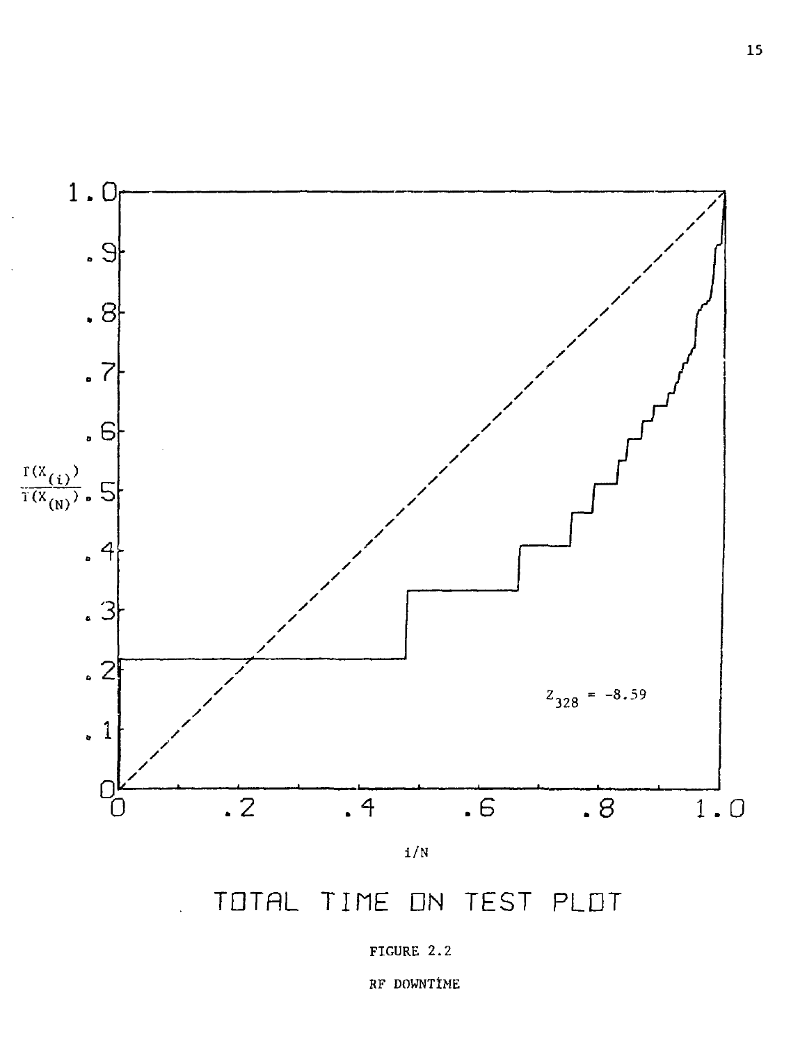TOTAL TIME ON TEST PLOT

FIGURE 2.2

RF DOWNTIME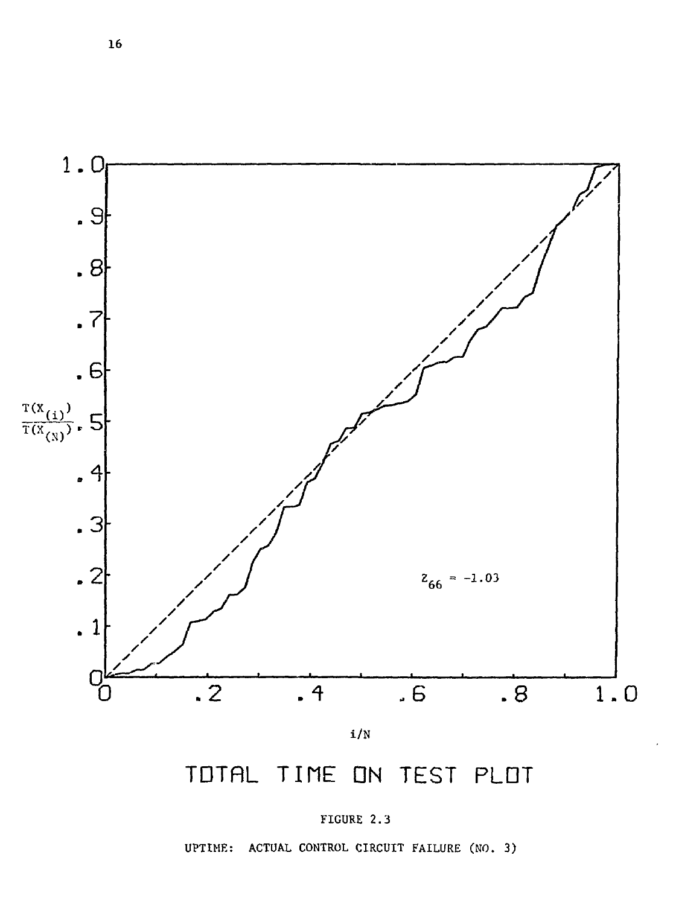TOTAL TIME ON TEST PLOT

FIGURE 2.3

UPTIME: ACTUAL CONTROL CIRCUIT FAILURE (NO. 3)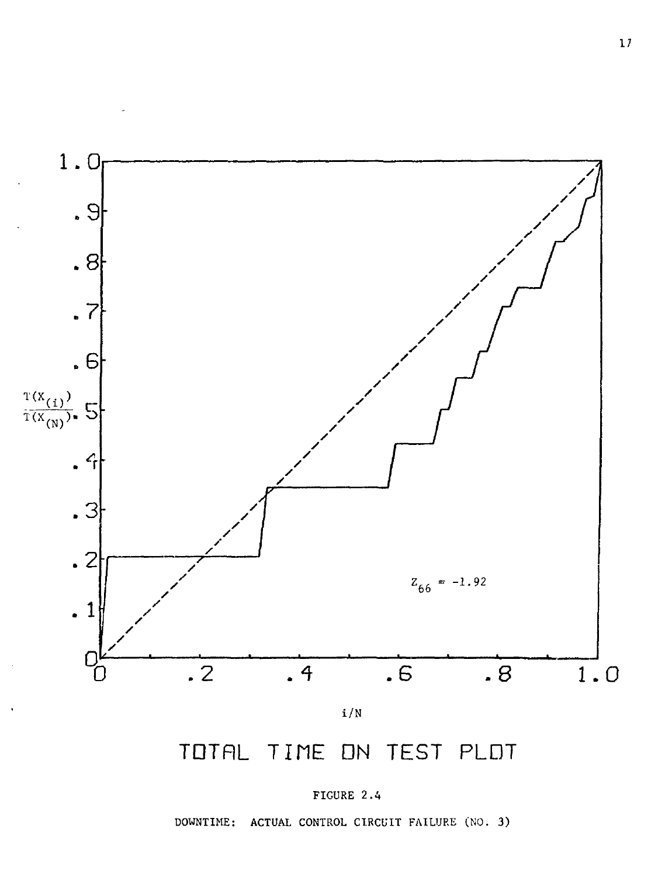TOTAL TIME ON TEST PLOT

FIGURE 2.4

DOWNTIME: ACTUAL CONTROL CIRCUIT FAILURE (NO. 3)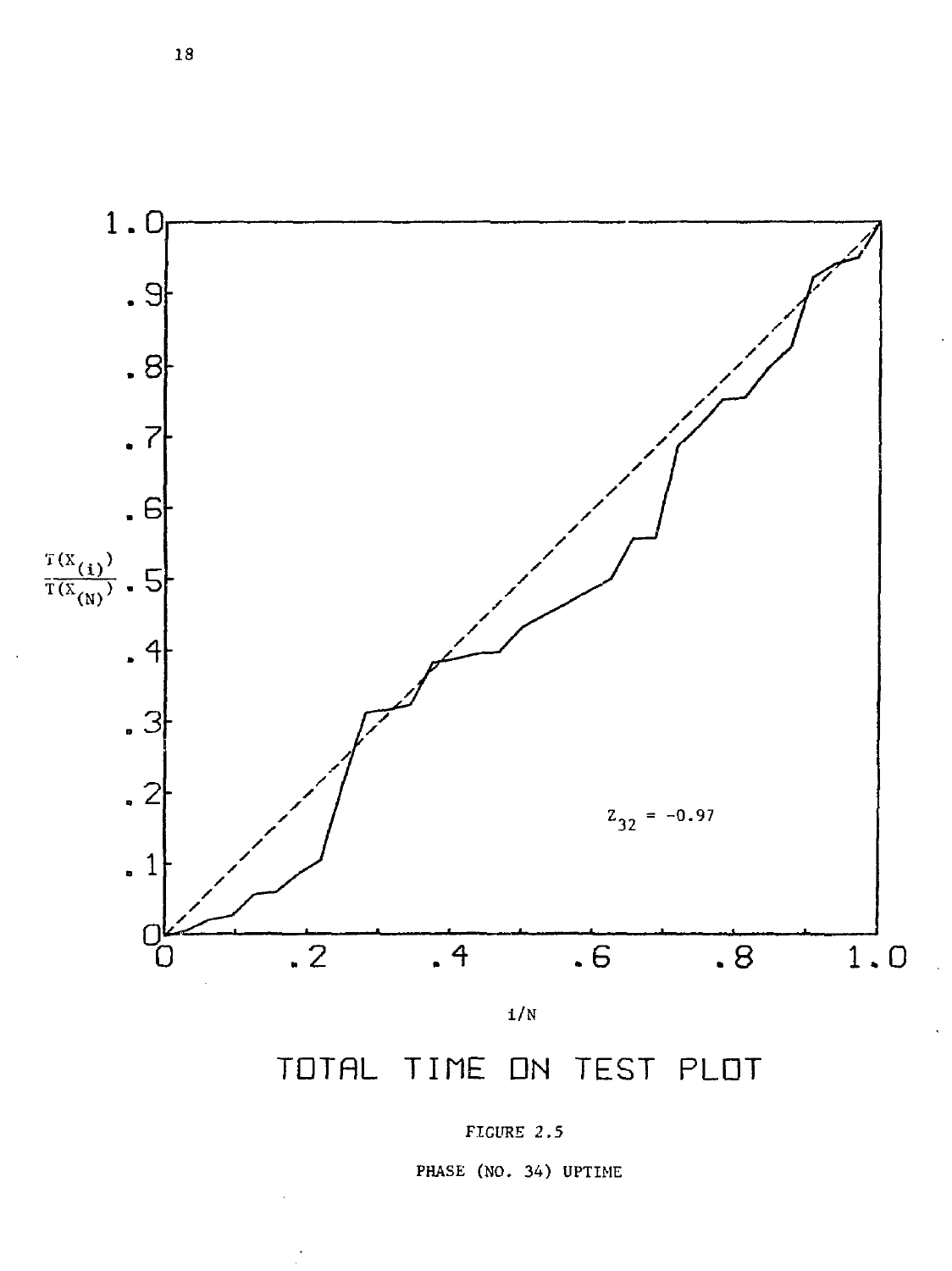TOTAL TIME ON TEST PLOT

$Z_{32} = -0.97$

FIGURE 2.5

PHASE (NO. 34) UPTIME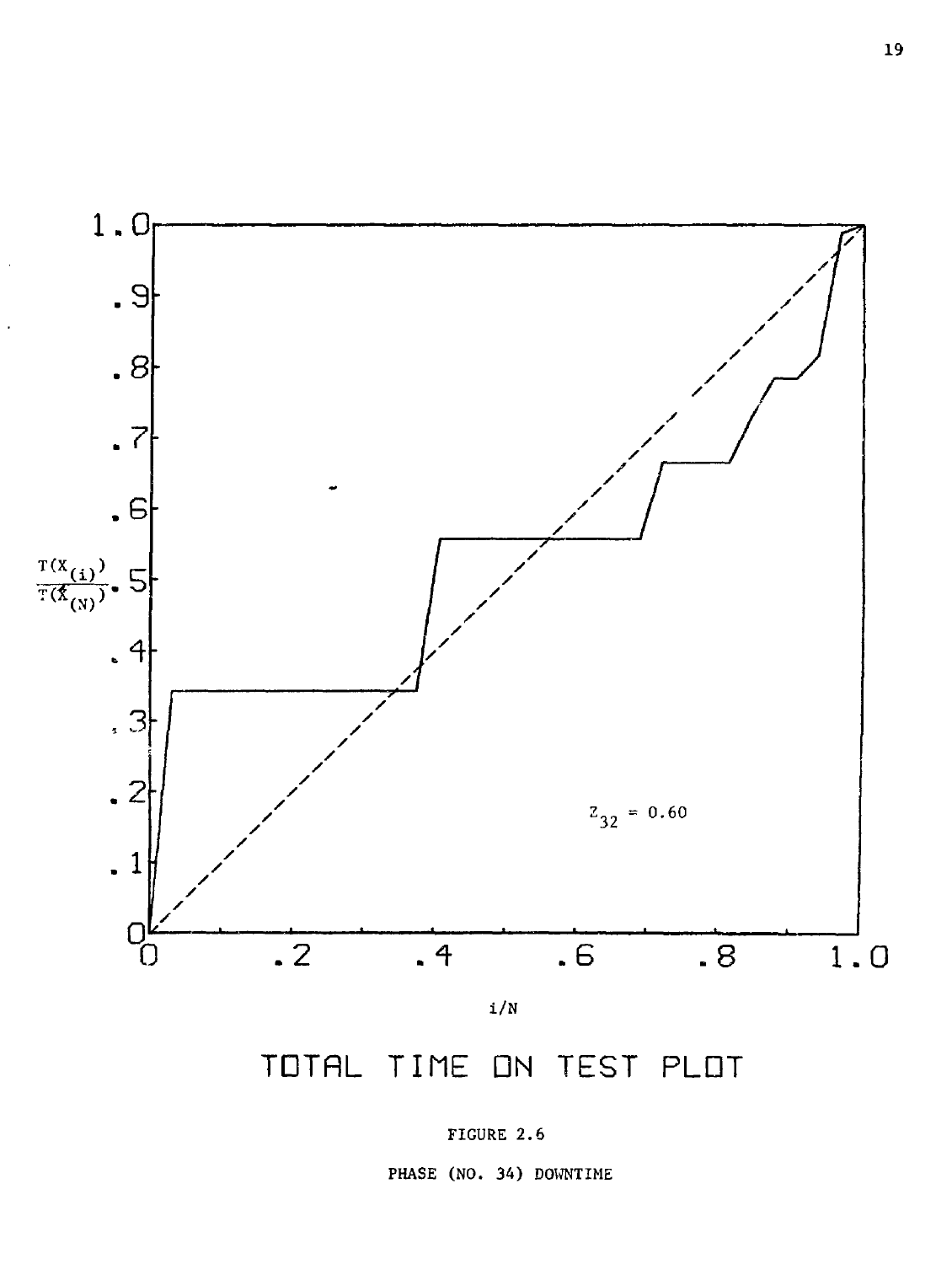TOTAL TIME ON TEST PLOT

$Z_{32} = 0.60$

FIGURE 2.6

PHASE (NO. 34) DOWNTIME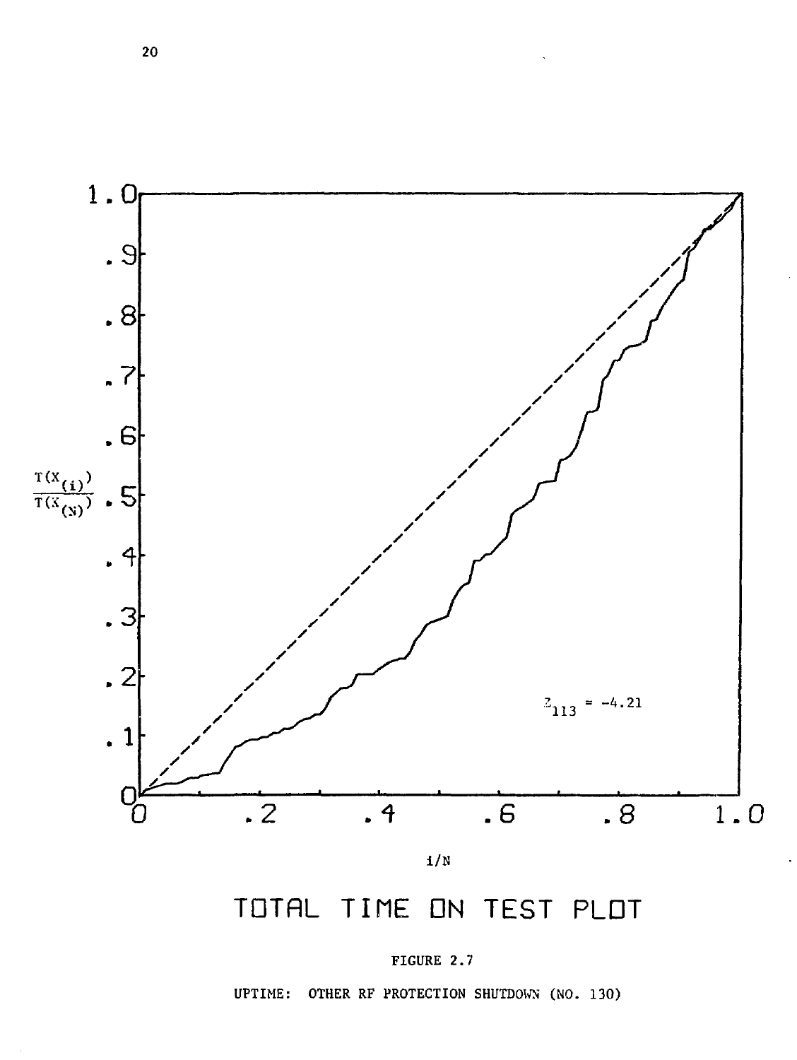TOTAL TIME ON TEST PLOT

FIGURE 2.7

UPTIME: OTHER RF PROTECTION SHUTDOWN (NO. 130)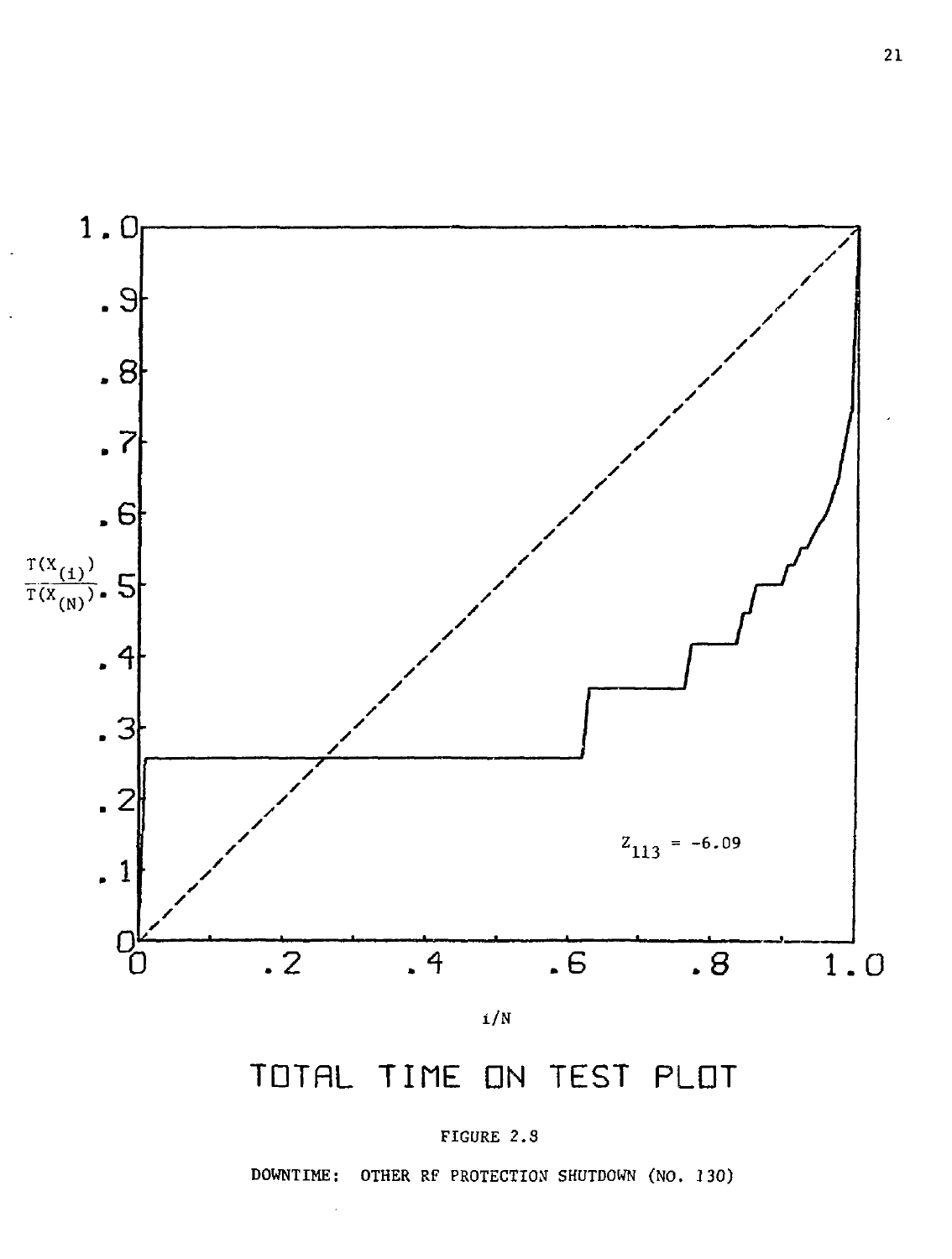$$\frac{T(X_{(i)})}{T(X_{(N)})}$$

$Z_{113} = -6.09$

$i/N$

TOTAL TIME ON TEST PLOT

FIGURE 2.8

DOWNTIME: OTHER RF PROTECTION SHUTDOWN (NO. 130)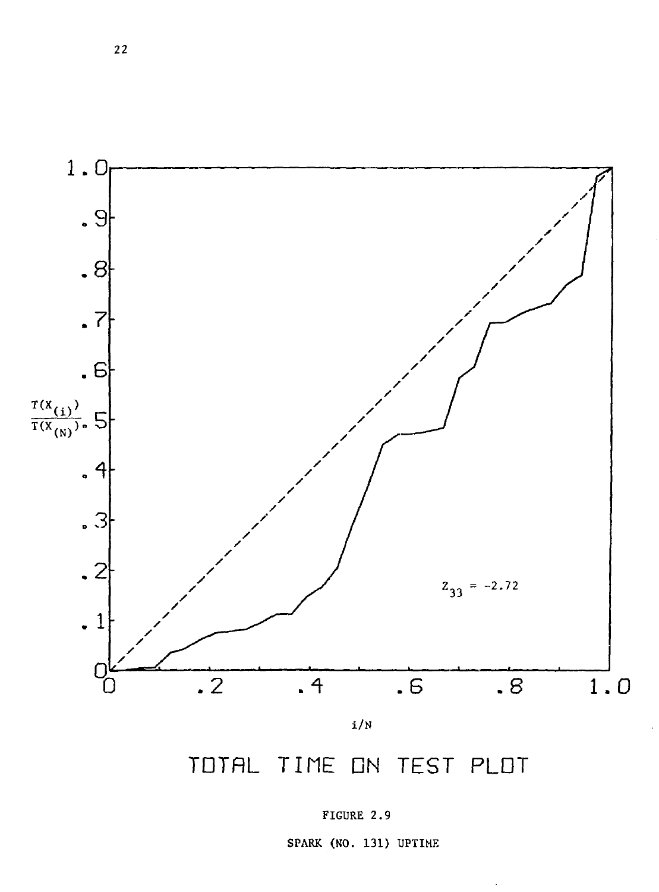TOTAL TIME ON TEST PLOT

$Z_{33} = -2.72$

FIGURE 2.9

SPARK (NO. 131) UPTIME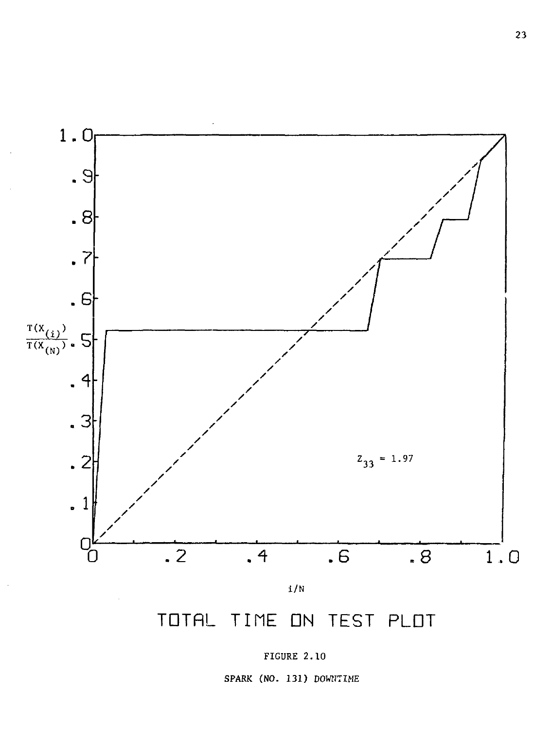TOTAL TIME ON TEST PLOT

FIGURE 2.10

SPARK (NO. 131) DOWNTIME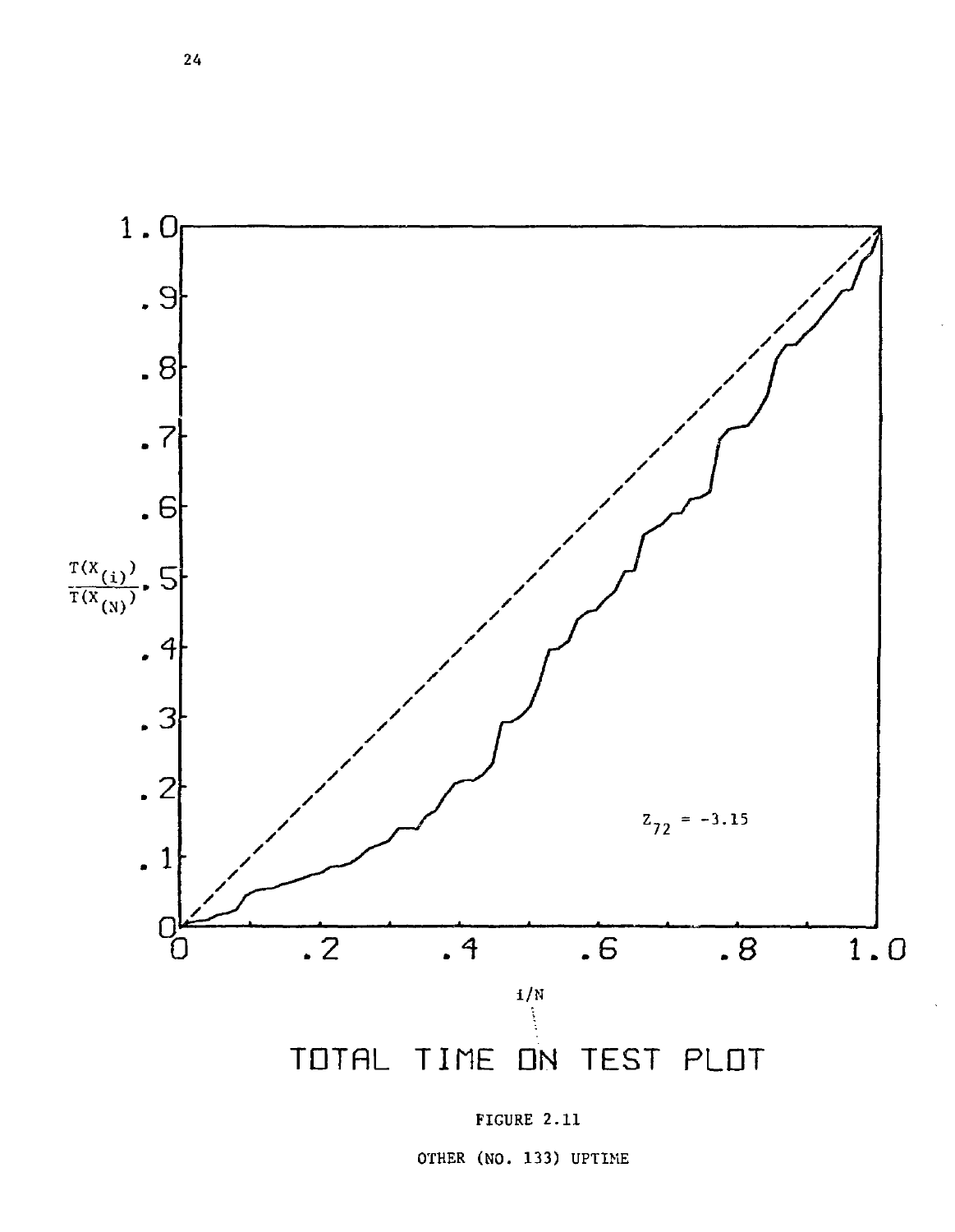1.0

.9

.8

.7

.6

$\frac{T(X_{(i)})}{T(X_{(N)})}$ .5

.4

.3

.2

.1

0

0 .2 .4 .6 .8 1.0

$i/N$

$Z_{72} = -3.15$

TOTAL TIME ON TEST PLOT

FIGURE 2.11

OTHER (NO. 133) UPTIME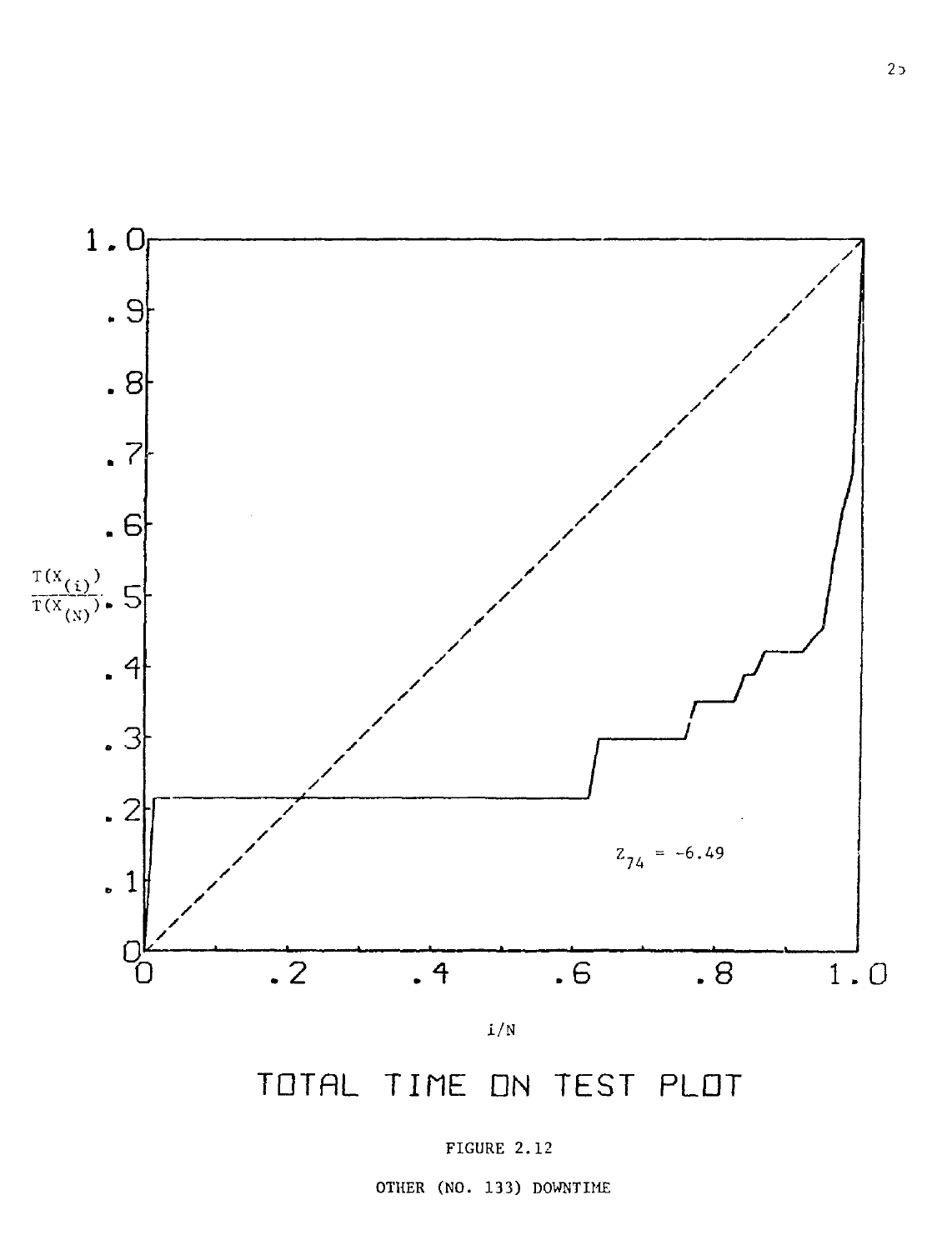$Z_{74} = -6.49$

TOTAL TIME ON TEST PLOT

FIGURE 2.12

OTHER (NO. 133) DOWNTIME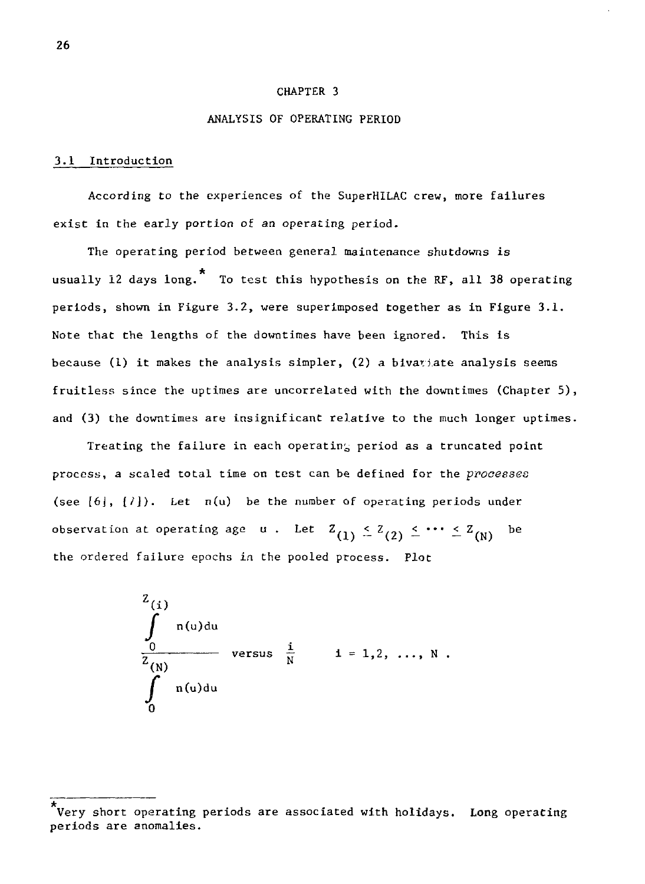# CHAPTER 3

# ANALYSIS OF OPERATING PERIOD

## 3.1 Introduction

According to the experiences of the SuperHILAC crew, more failures exist in the early portion of an operating period.

The operating period between general maintenance shutdowns is usually 12 days long.* To test this hypothesis on the RF, all 38 operating periods, shown in Figure 3.2, were superimposed together as in Figure 3.1. Note that the lengths of the downtimes have been ignored. This is because (1) it makes the analysis simpler, (2) a bivariate analysis seems fruitless since the uptimes are uncorrelated with the downtimes (Chapter 5), and (3) the downtimes are insignificant relative to the much longer uptimes.

Treating the failure in each operating period as a truncated point process, a scaled total time on test can be defined for the *processes* (see [6], [7]). Let $n(u)$ be the number of operating periods under observation at operating age $u$. Let $Z_{(1)} \leq Z_{(2)} \leq \cdots \leq Z_{(N)}$ be the ordered failure epochs in the pooled process. Plot

$$\frac{\int_0^{Z_{(i)}} n(u)du}{\int_0^{Z_{(N)}} n(u)du} \quad \text{versus} \quad \frac{i}{N} \qquad i = 1,2, \ldots, N .$$

---

*Very short operating periods are associated with holidays. Long operating periods are anomalies.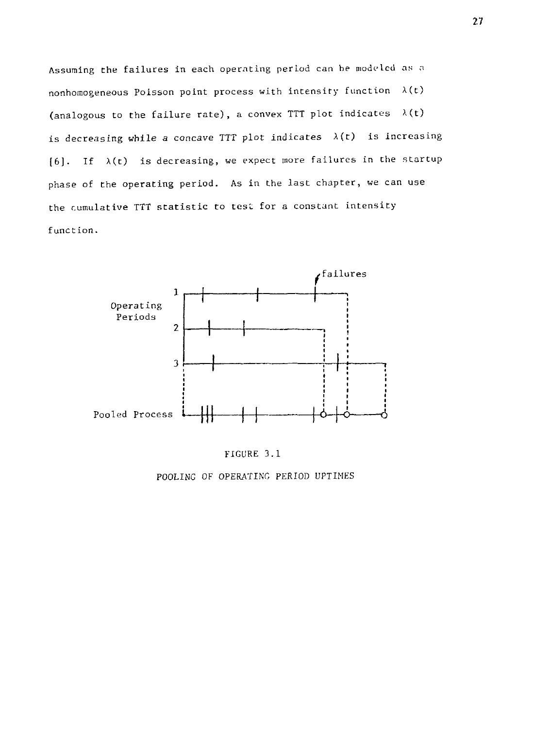Assuming the failures in each operating period can be modeled as a nonhomogeneous Poisson point process with intensity function $\lambda(t)$ (analogous to the failure rate), a convex TTT plot indicates $\lambda(t)$ is decreasing while a concave TTT plot indicates $\lambda(t)$ is increasing [6]. If $\lambda(t)$ is decreasing, we expect more failures in the startup phase of the operating period. As in the last chapter, we can use the cumulative TTT statistic to test for a constant intensity function.

FIGURE 3.1

POOLING OF OPERATING PERIOD UPTIMES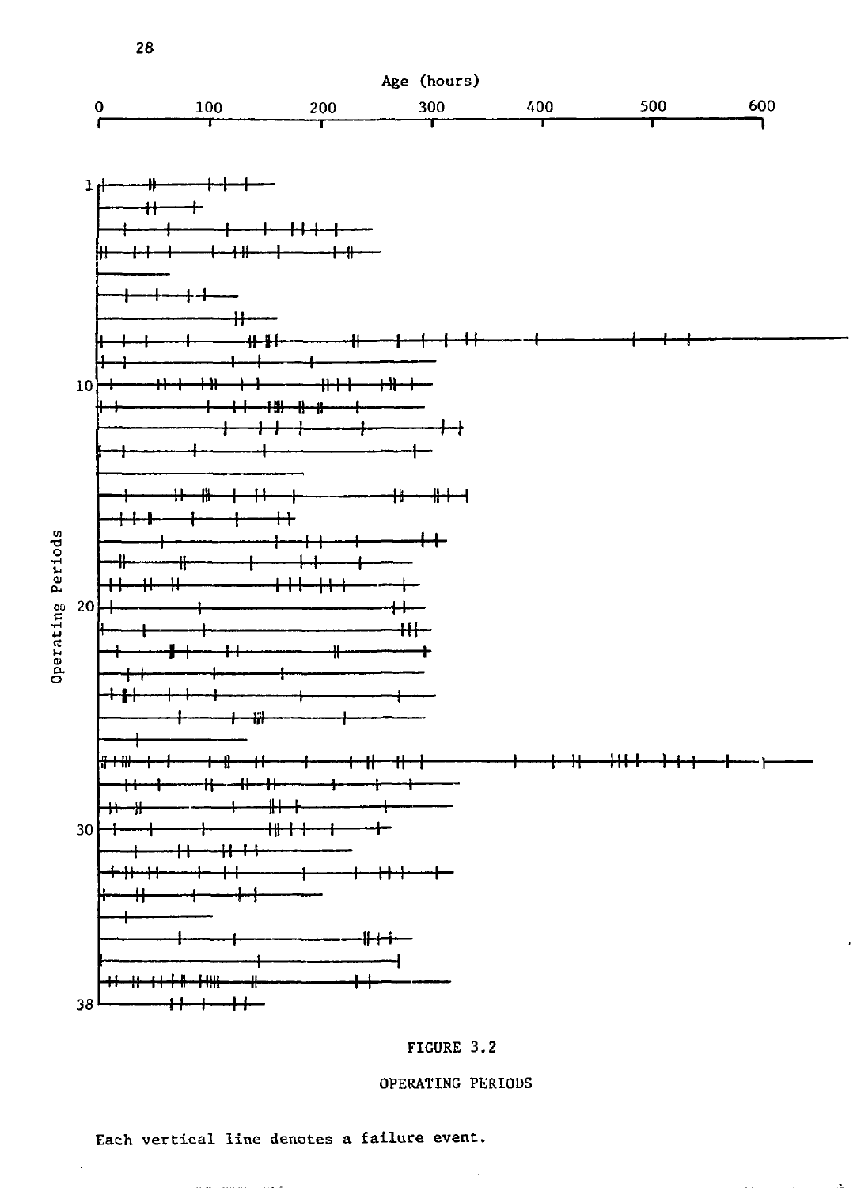FIGURE 3.2

OPERATING PERIODS

Each vertical line denotes a failure event.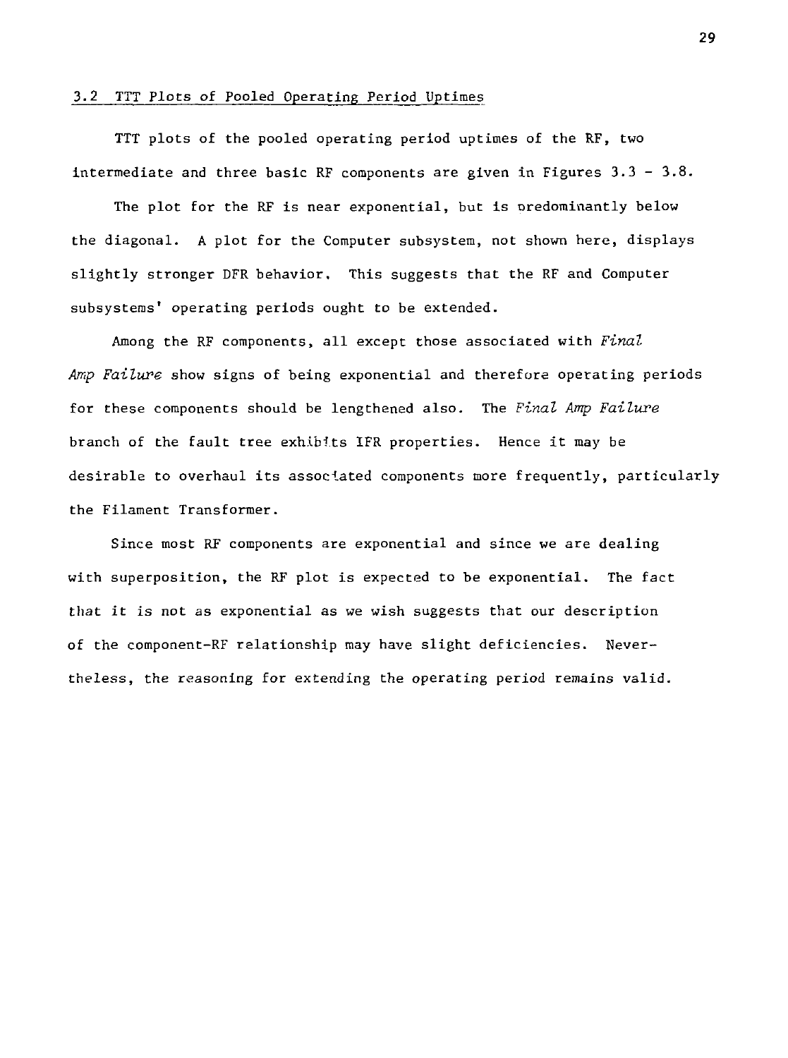## 3.2 TTT Plots of Pooled Operating Period Uptimes

TTT plots of the pooled operating period uptimes of the RF, two intermediate and three basic RF components are given in Figures 3.3 - 3.8.

The plot for the RF is near exponential, but is predominantly below the diagonal. A plot for the Computer subsystem, not shown here, displays slightly stronger DFR behavior. This suggests that the RF and Computer subsystems' operating periods ought to be extended.

Among the RF components, all except those associated with *Final Amp Failure* show signs of being exponential and therefore operating periods for these components should be lengthened also. The *Final Amp Failure* branch of the fault tree exhibits IFR properties. Hence it may be desirable to overhaul its associated components more frequently, particularly the Filament Transformer.

Since most RF components are exponential and since we are dealing with superposition, the RF plot is expected to be exponential. The fact that it is not as exponential as we wish suggests that our description of the component-RF relationship may have slight deficiencies. Nevertheless, the reasoning for extending the operating period remains valid.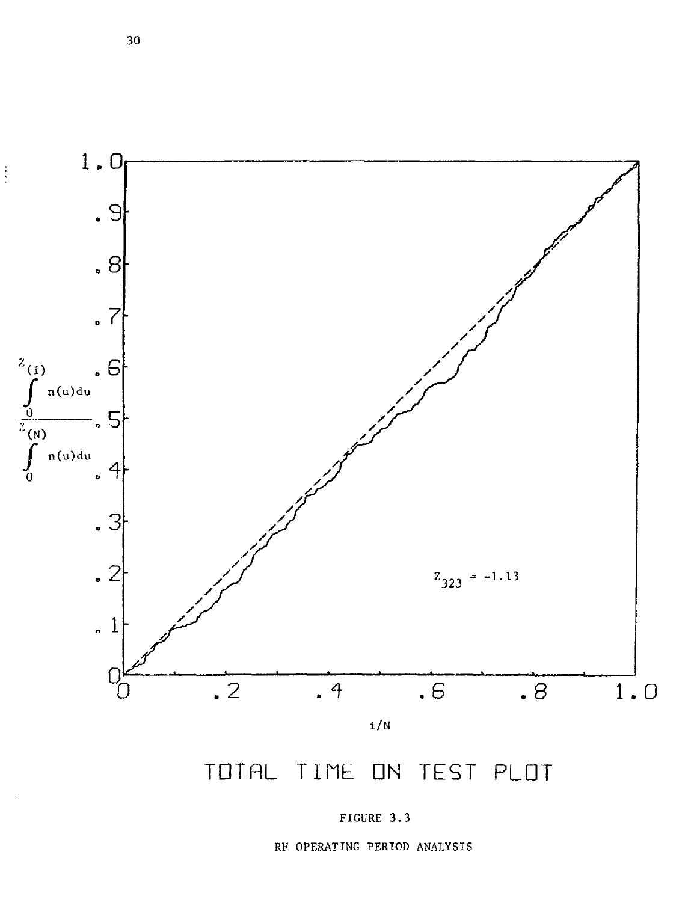TOTAL TIME ON TEST PLOT

FIGURE 3.3

RF OPERATING PERIOD ANALYSIS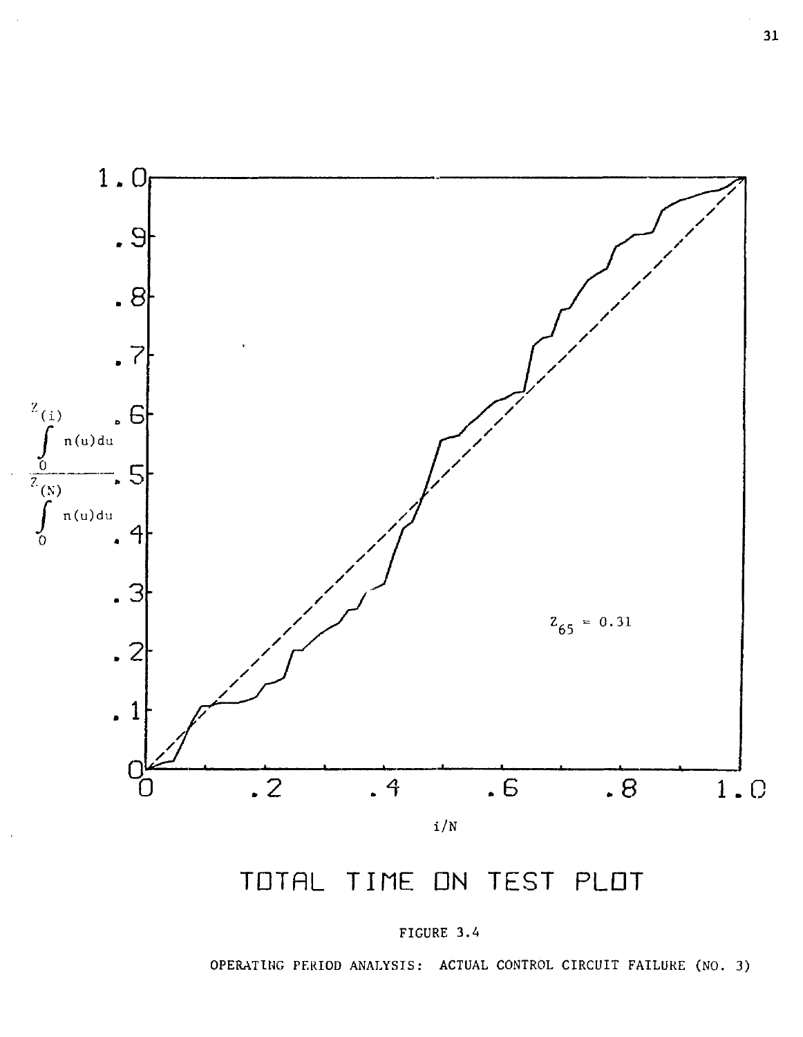$$\frac{\int_0^{Z_{(i)}} n(u)\,du}{\int_0^{Z_{(N)}} n(u)\,du}$$

$Z_{65} = 0.31$

i/N

TOTAL TIME ON TEST PLOT

FIGURE 3.4

OPERATING PERIOD ANALYSIS: ACTUAL CONTROL CIRCUIT FAILURE (NO. 3)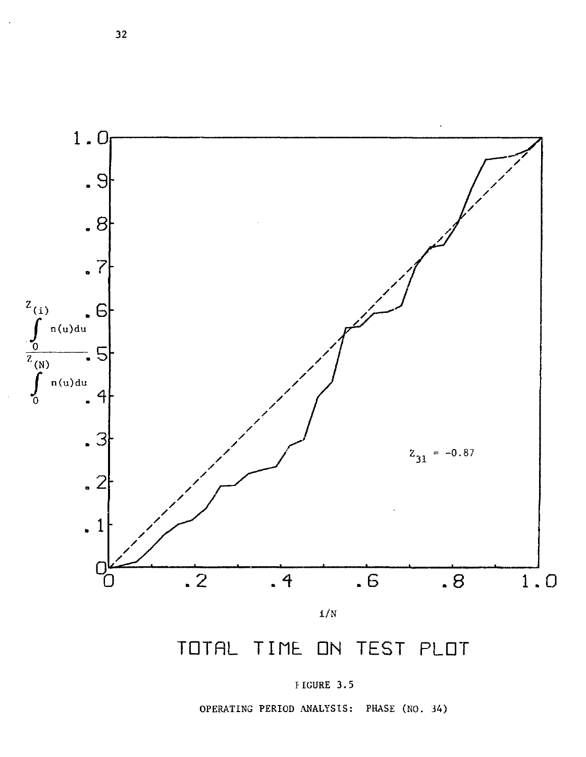| | |
|---|---|
| $\dfrac{\int_0^{Z_{(i)}} n(u)du}{\int_0^{Z_{(N)}} n(u)du}$ | |

$Z_{31} = -0.87$

$i/N$

TOTAL TIME ON TEST PLOT

FIGURE 3.5

OPERATING PERIOD ANALYSIS: PHASE (NO. 34)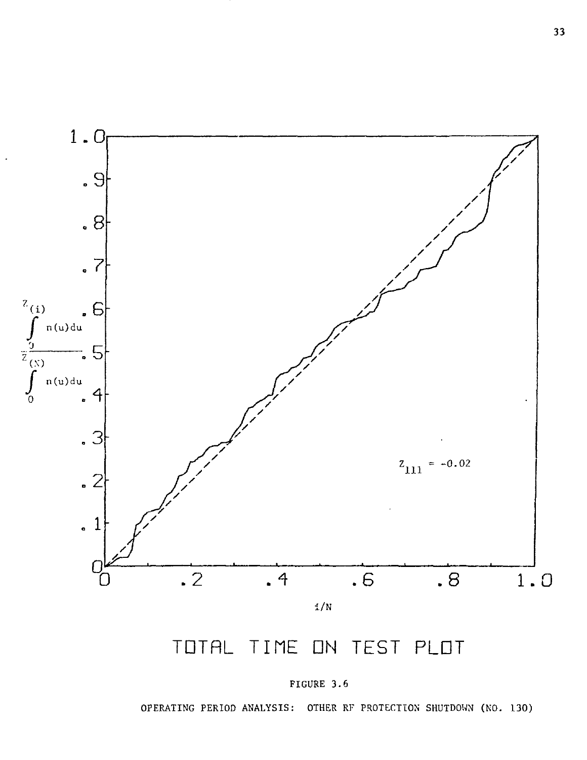$Z_{111} = -0.02$

TOTAL TIME ON TEST PLOT

FIGURE 3.6

OPERATING PERIOD ANALYSIS: OTHER RF PROTECTION SHUTDOWN (NO. 130)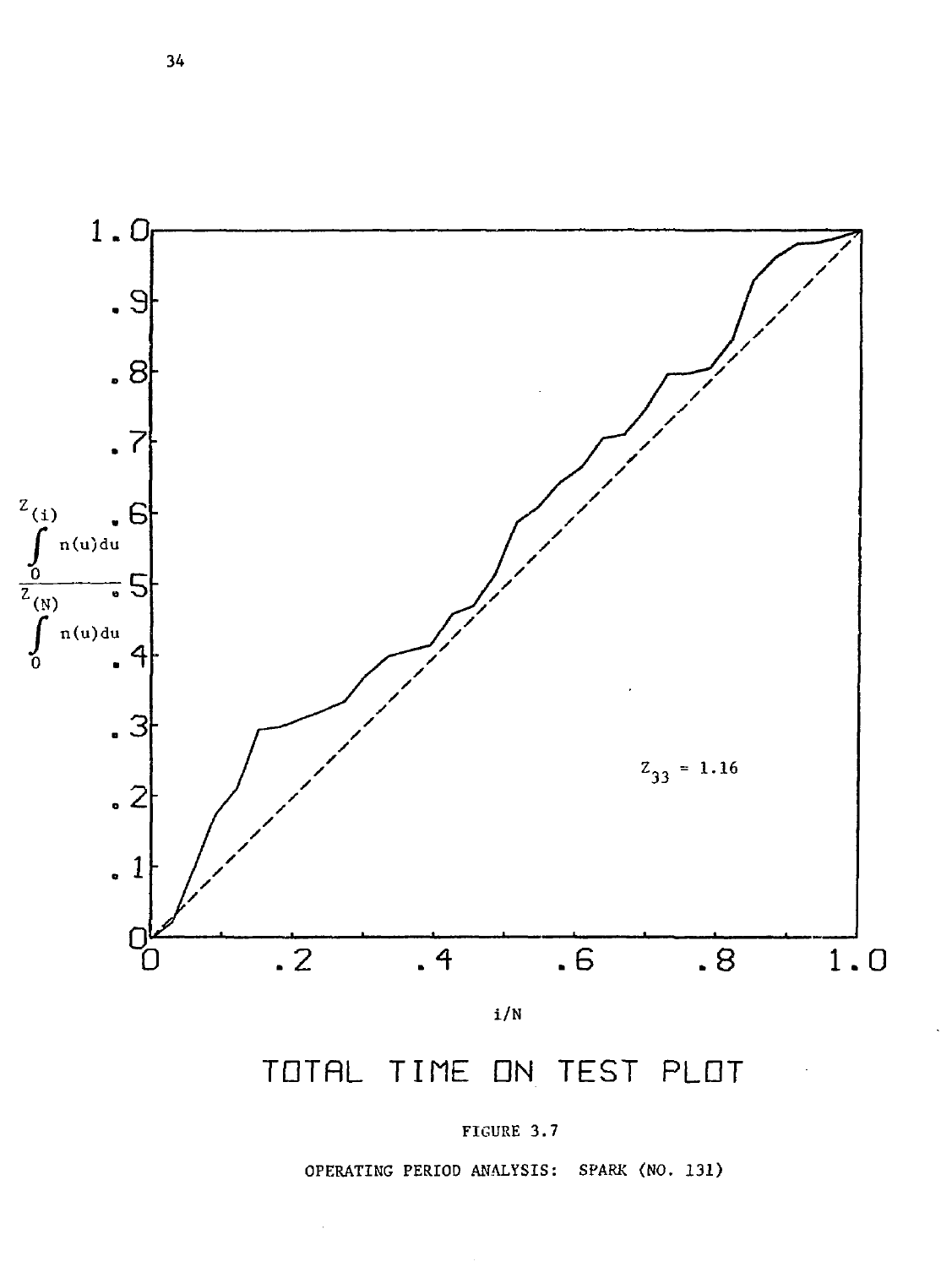TOTAL TIME ON TEST PLOT

FIGURE 3.7

OPERATING PERIOD ANALYSIS: SPARK (NO. 131)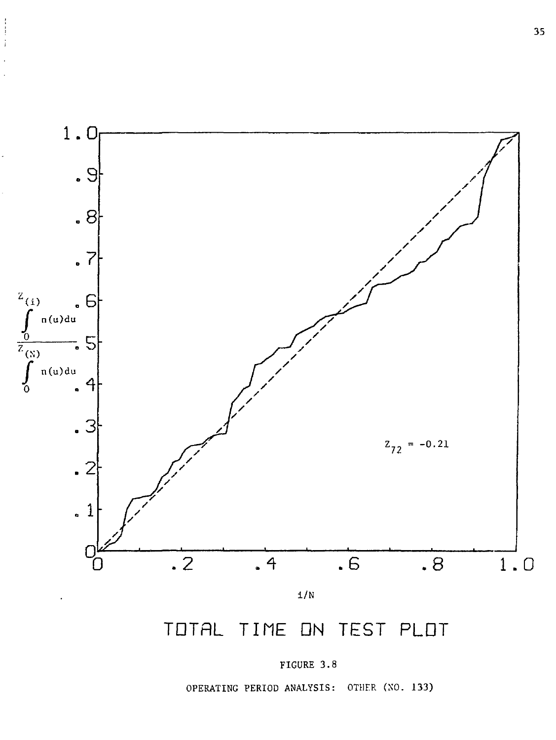$Z_{72} = -0.21$

$$\frac{\int_0^{Z_{(i)}} n(u)du}{\int_0^{Z_{(N)}} n(u)du}$$

$i/N$

TOTAL TIME ON TEST PLOT

FIGURE 3.8

OPERATING PERIOD ANALYSIS: OTHER (NO. 133)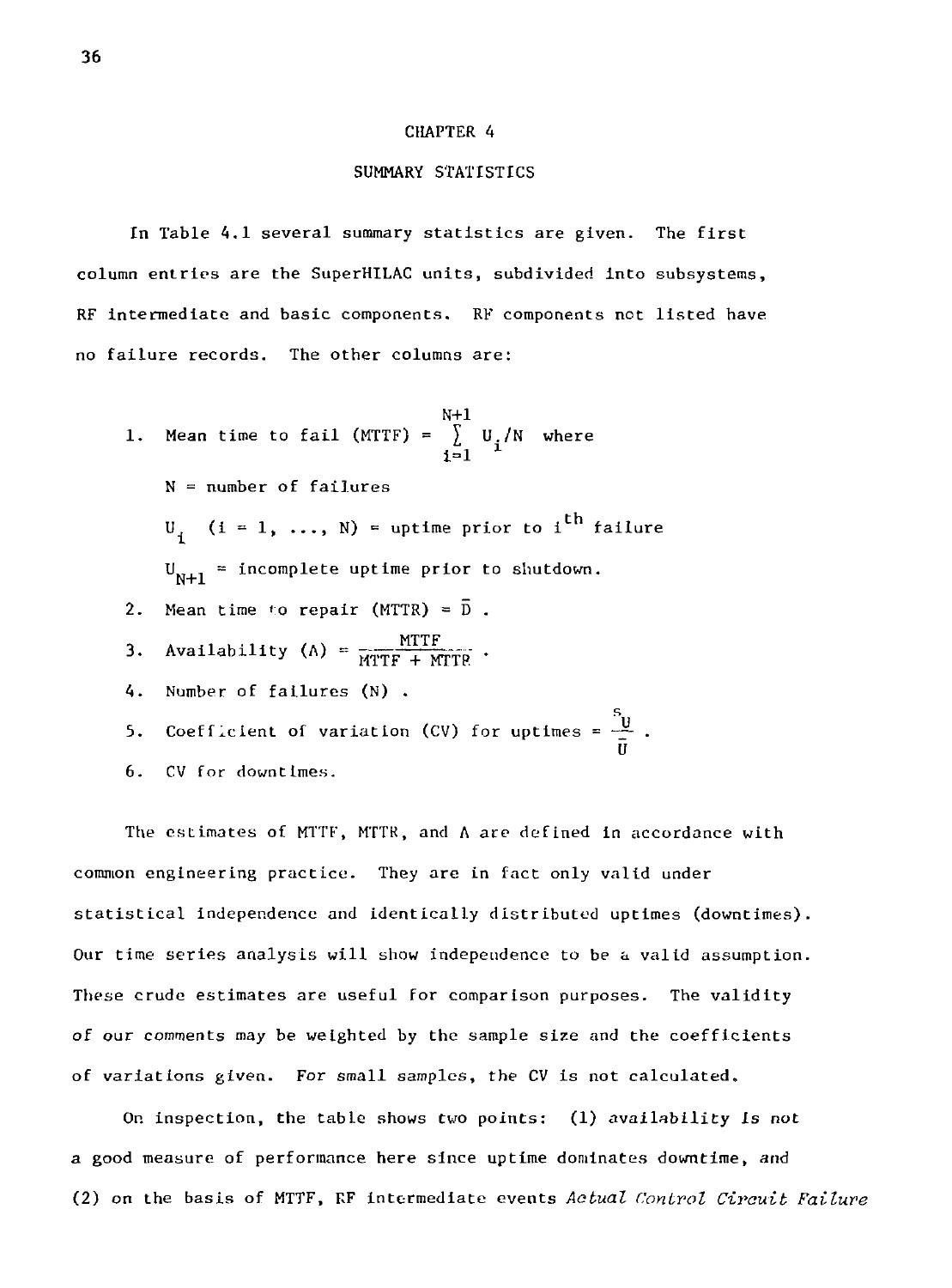# CHAPTER 4

## SUMMARY STATISTICS

In Table 4.1 several summary statistics are given. The first column entries are the SuperHILAC units, subdivided into subsystems, RF intermediate and basic components. RF components not listed have no failure records. The other columns are:

1. Mean time to fail (MTTF) $= \sum_{i=1}^{N+1} U_i / N$ where

   N = number of failures

   $U_i$ $(i = 1, \ldots, N)$ = uptime prior to $i^{th}$ failure

   $U_{N+1}$ = incomplete uptime prior to shutdown.

2. Mean time to repair (MTTR) $= \bar{D}$ .
3. Availability (A) $= \frac{\text{MTTF}}{\text{MTTF} + \text{MTTR}}$ .
4. Number of failures (N) .
5. Coefficient of variation (CV) for uptimes $= \frac{s_U}{\bar{U}}$ .
6. CV for downtimes.

The estimates of MTTF, MTTR, and A are defined in accordance with common engineering practice. They are in fact only valid under statistical independence and identically distributed uptimes (downtimes). Our time series analysis will show independence to be a valid assumption. These crude estimates are useful for comparison purposes. The validity of our comments may be weighted by the sample size and the coefficients of variations given. For small samples, the CV is not calculated.

On inspection, the table shows two points: (1) availability is not a good measure of performance here since uptime dominates downtime, and (2) on the basis of MTTF, RF intermediate events *Actual Control Circuit Failure*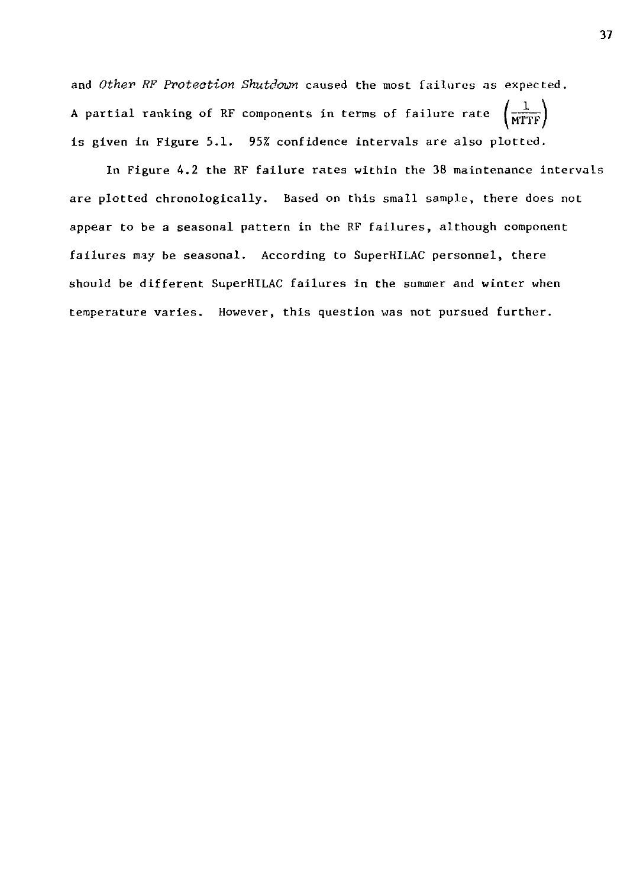and *Other RF Protection Shutdown* caused the most failures as expected. A partial ranking of RF components in terms of failure rate $\left(\frac{1}{\text{MTTF}}\right)$ is given in Figure 5.1. 95% confidence intervals are also plotted.

In Figure 4.2 the RF failure rates within the 38 maintenance intervals are plotted chronologically. Based on this small sample, there does not appear to be a seasonal pattern in the RF failures, although component failures may be seasonal. According to SuperHILAC personnel, there should be different SuperHILAC failures in the summer and winter when temperature varies. However, this question was not pursued further.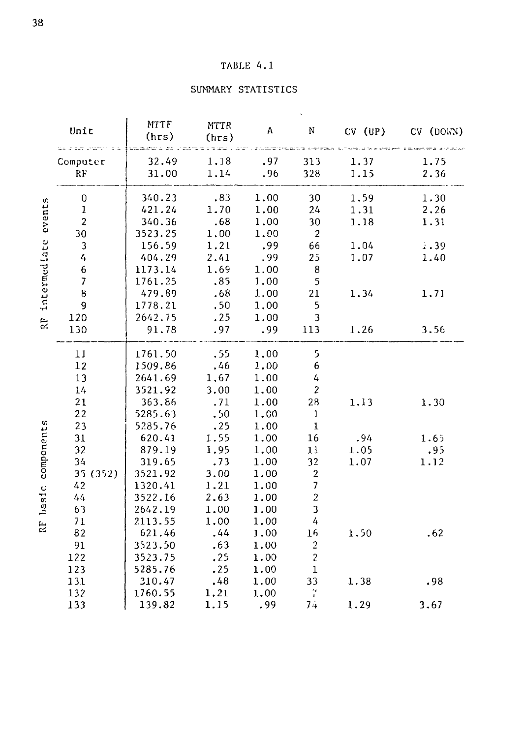# TABLE 4.1

## SUMMARY STATISTICS

| | Unit | MTTF (hrs) | MTTR (hrs) | A | N | CV (UP) | CV (DOWN) |
|---|---|---|---|---|---|---|---|
| | Computer | 32.49 | 1.18 | .97 | 313 | 1.37 | 1.75 |
| | RF | 31.00 | 1.14 | .96 | 328 | 1.15 | 2.36 |
| RF intermediate events | 0 | 340.23 | .83 | 1.00 | 30 | 1.59 | 1.30 |
| | 1 | 421.24 | 1.70 | 1.00 | 24 | 1.31 | 2.26 |
| | 2 | 340.36 | .68 | 1.00 | 30 | 1.18 | 1.31 |
| | 30 | 3523.25 | 1.00 | 1.00 | 2 | | |
| | 3 | 156.59 | 1.21 | .99 | 66 | 1.04 | 1.39 |
| | 4 | 404.29 | 2.41 | .99 | 25 | 1.07 | 1.40 |
| | 6 | 1173.14 | 1.69 | 1.00 | 8 | | |
| | 7 | 1761.25 | .85 | 1.00 | 5 | | |
| | 8 | 479.89 | .68 | 1.00 | 21 | 1.34 | 1.71 |
| | 9 | 1778.21 | .50 | 1.00 | 5 | | |
| | 120 | 2642.75 | .25 | 1.00 | 3 | | |
| | 130 | 91.78 | .97 | .99 | 113 | 1.26 | 3.56 |
| RF basic components | 11 | 1761.50 | .55 | 1.00 | 5 | | |
| | 12 | 1509.86 | .46 | 1.00 | 6 | | |
| | 13 | 2641.69 | 1.67 | 1.00 | 4 | | |
| | 14 | 3521.92 | 3.00 | 1.00 | 2 | | |
| | 21 | 363.86 | .71 | 1.00 | 28 | 1.13 | 1.30 |
| | 22 | 5285.63 | .50 | 1.00 | 1 | | |
| | 23 | 5285.76 | .25 | 1.00 | 1 | | |
| | 31 | 620.41 | 1.55 | 1.00 | 16 | .94 | 1.65 |
| | 32 | 879.19 | 1.95 | 1.00 | 11 | 1.05 | .95 |
| | 34 | 319.65 | .73 | 1.00 | 32 | 1.07 | 1.12 |
| | 35 (352) | 3521.92 | 3.00 | 1.00 | 2 | | |
| | 42 | 1320.41 | 1.21 | 1.00 | 7 | | |
| | 44 | 3522.16 | 2.63 | 1.00 | 2 | | |
| | 63 | 2642.19 | 1.00 | 1.00 | 3 | | |
| | 71 | 2113.55 | 1.00 | 1.00 | 4 | | |
| | 82 | 621.46 | .44 | 1.00 | 16 | 1.50 | .62 |
| | 91 | 3523.50 | .63 | 1.00 | 2 | | |
| | 122 | 3523.75 | .25 | 1.00 | 2 | | |
| | 123 | 5285.76 | .25 | 1.00 | 1 | | |
| | 131 | 310.47 | .48 | 1.00 | 33 | 1.38 | .98 |
| | 132 | 1760.55 | 1.21 | 1.00 | 7 | | |
| | 133 | 139.82 | 1.15 | .99 | 74 | 1.29 | 3.67 |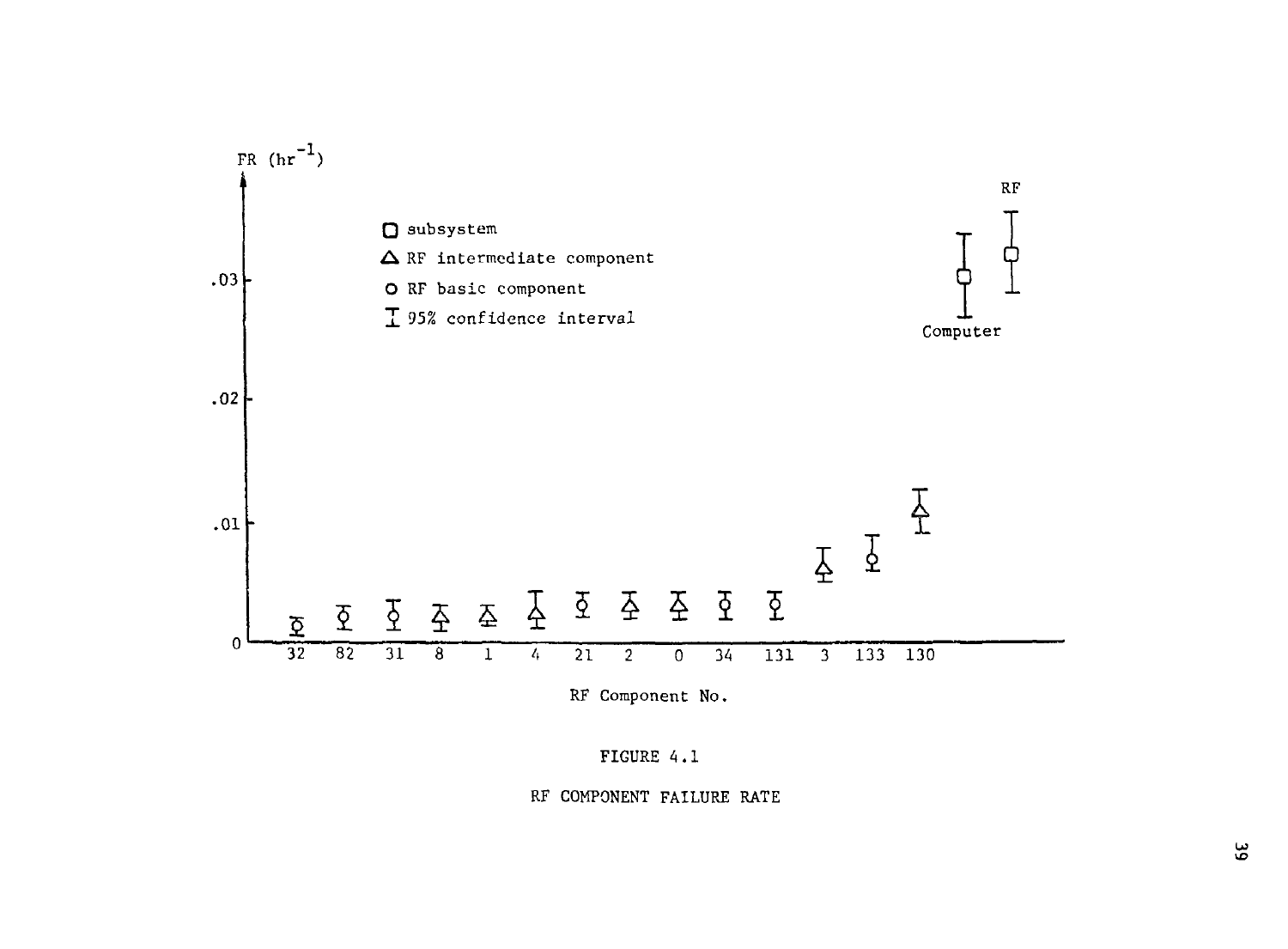FIGURE 4.1

RF COMPONENT FAILURE RATE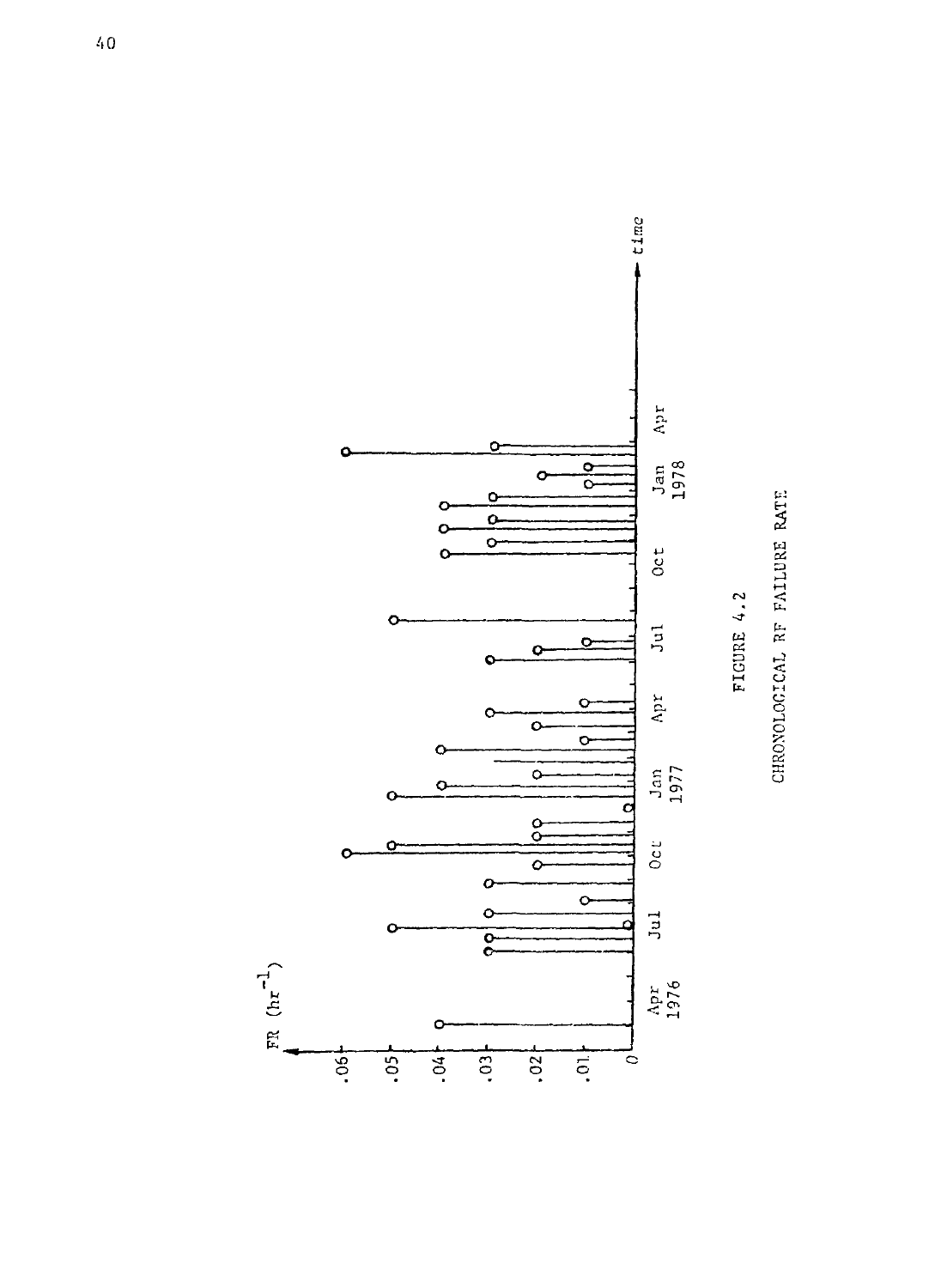FIGURE 4.2

CHRONOLOGICAL RF FAILURE RATE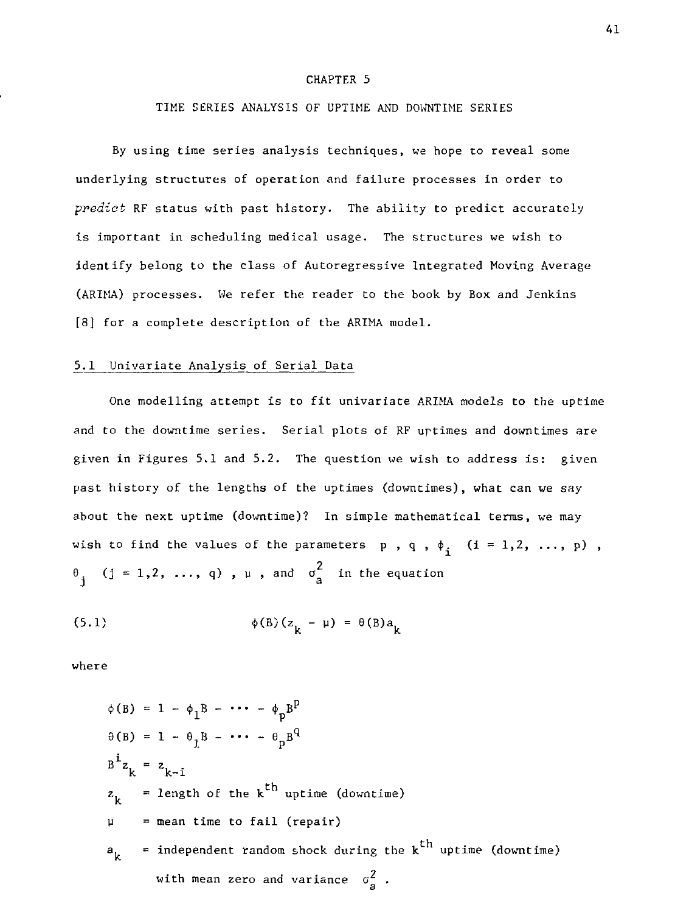# CHAPTER 5

## TIME SERIES ANALYSIS OF UPTIME AND DOWNTIME SERIES

By using time series analysis techniques, we hope to reveal some underlying structures of operation and failure processes in order to *predict* RF status with past history. The ability to predict accurately is important in scheduling medical usage. The structures we wish to identify belong to the class of Autoregressive Integrated Moving Average (ARIMA) processes. We refer the reader to the book by Box and Jenkins [8] for a complete description of the ARIMA model.

### 5.1 Univariate Analysis of Serial Data

One modelling attempt is to fit univariate ARIMA models to the uptime and to the downtime series. Serial plots of RF uptimes and downtimes are given in Figures 5.1 and 5.2. The question we wish to address is: given past history of the lengths of the uptimes (downtimes), what can we say about the next uptime (downtime)? In simple mathematical terms, we may wish to find the values of the parameters $p$ , $q$ , $\phi_i$ $(i = 1,2, \ldots, p)$ , $\theta_j$ $(j = 1,2, \ldots, q)$ , $\mu$ , and $\sigma_a^2$ in the equation

$$\text{(5.1)} \qquad \phi(B)(z_k - \mu) = \theta(B)a_k$$

where

$$\phi(B) = 1 - \phi_1 B - \cdots - \phi_p B^p$$

$$\theta(B) = 1 - \theta_1 B - \cdots - \theta_p B^q$$

$$B^i z_k = z_{k-i}$$

$z_k$ = length of the $k^{th}$ uptime (downtime)

$\mu$ = mean time to fail (repair)

$a_k$ = independent random shock during the $k^{th}$ uptime (downtime) with mean zero and variance $\sigma_a^2$ .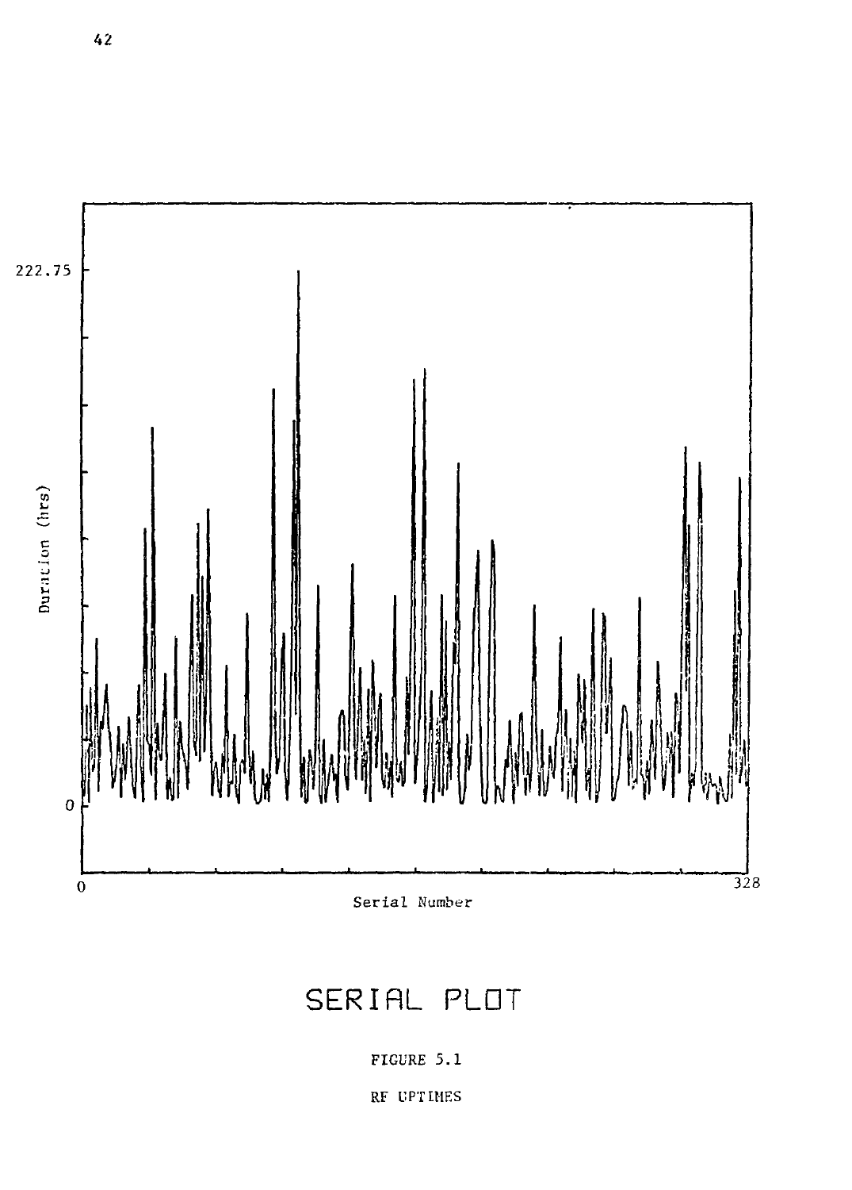SERIAL PLOT

FIGURE 5.1

RF UPTIMES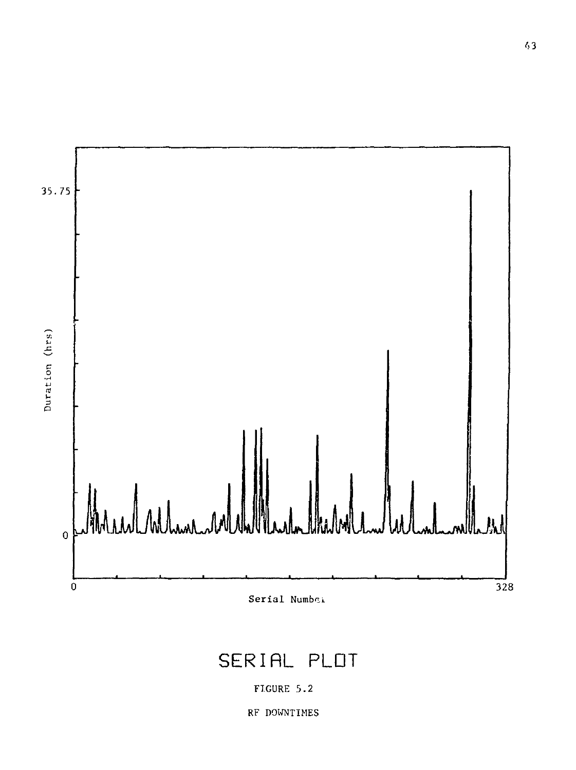SERIAL PLOT

FIGURE 5.2

RF DOWNTIMES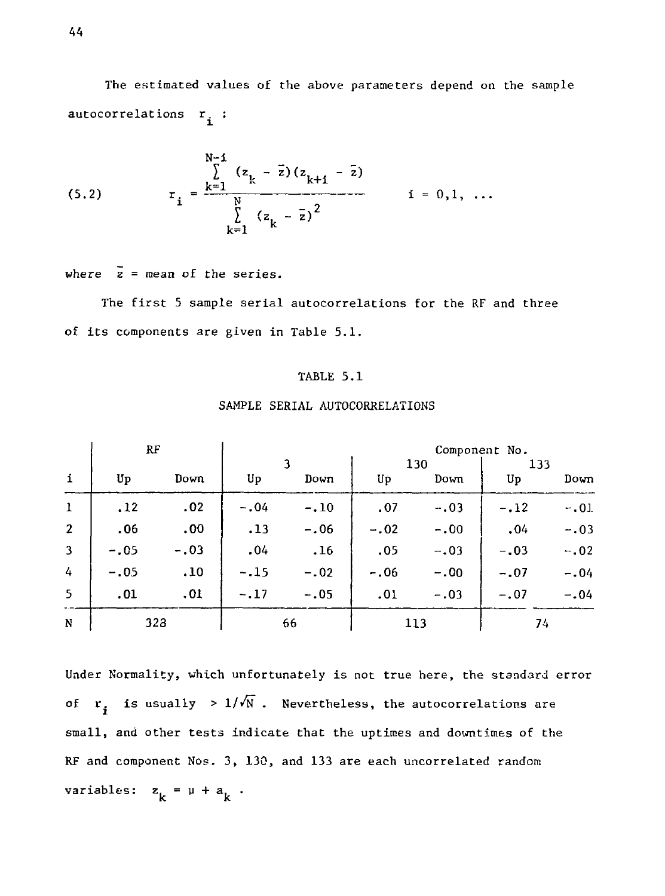The estimated values of the above parameters depend on the sample autocorrelations $r_i$ :

$$(5.2) \qquad r_i = \frac{\sum_{k=1}^{N-i} (z_k - \bar{z})(z_{k+i} - \bar{z})}{\sum_{k=1}^{N} (z_k - \bar{z})^2} \qquad i = 0,1, \ldots$$

where $\bar{z}$ = mean of the series.

The first 5 sample serial autocorrelations for the RF and three of its components are given in Table 5.1.

TABLE 5.1

SAMPLE SERIAL AUTOCORRELATIONS

| | RF | | Component No. | | | | | |
|---|---|---|---|---|---|---|---|---|
| | | | 3 | | 130 | | 133 | |
| i | Up | Down | Up | Down | Up | Down | Up | Down |
| 1 | .12 | .02 | -.04 | -.10 | .07 | -.03 | -.12 | -.01 |
| 2 | .06 | .00 | .13 | -.06 | -.02 | -.00 | .04 | -.03 |
| 3 | -.05 | -.03 | .04 | .16 | .05 | -.03 | -.03 | -.02 |
| 4 | -.05 | .10 | -.15 | -.02 | -.06 | -.00 | -.07 | -.04 |
| 5 | .01 | .01 | -.17 | -.05 | .01 | -.03 | -.07 | -.04 |
| N | 328 | | 66 | | 113 | | 74 | |

Under Normality, which unfortunately is not true here, the standard error of $r_i$ is usually $> 1/\sqrt{N}$ . Nevertheless, the autocorrelations are small, and other tests indicate that the uptimes and downtimes of the RF and component Nos. 3, 130, and 133 are each uncorrelated random variables: $z_k = \mu + a_k$ .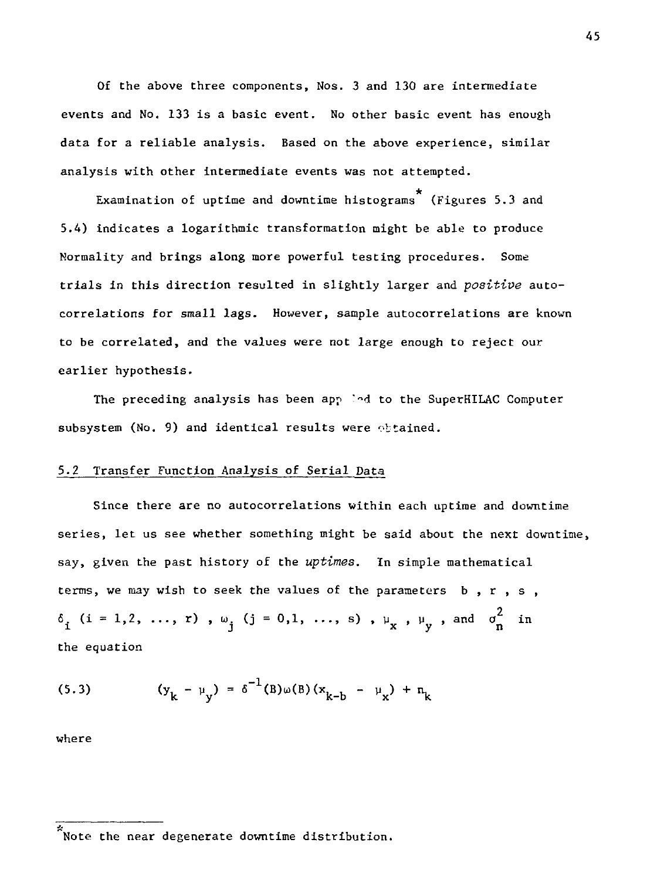Of the above three components, Nos. 3 and 130 are intermediate events and No. 133 is a basic event. No other basic event has enough data for a reliable analysis. Based on the above experience, similar analysis with other intermediate events was not attempted.

Examination of uptime and downtime histograms* (Figures 5.3 and 5.4) indicates a logarithmic transformation might be able to produce Normality and brings along more powerful testing procedures. Some trials in this direction resulted in slightly larger and *positive* autocorrelations for small lags. However, sample autocorrelations are known to be correlated, and the values were not large enough to reject our earlier hypothesis.

The preceding analysis has been applied to the SuperHILAC Computer subsystem (No. 9) and identical results were obtained.

## 5.2 Transfer Function Analysis of Serial Data

Since there are no autocorrelations within each uptime and downtime series, let us see whether something might be said about the next downtime, say, given the past history of the *uptimes*. In simple mathematical terms, we may wish to seek the values of the parameters $b$ , $r$ , $s$ , $\delta_i$ $(i = 1,2, \ldots, r)$ , $\omega_j$ $(j = 0,1, \ldots, s)$ , $\mu_x$ , $\mu_y$ , and $\sigma_n^2$ in the equation

$$(5.3) \qquad (y_k - \mu_y) = \delta^{-1}(B)\omega(B)(x_{k-b} - \mu_x) + n_k$$

where

---

*Note the near degenerate downtime distribution.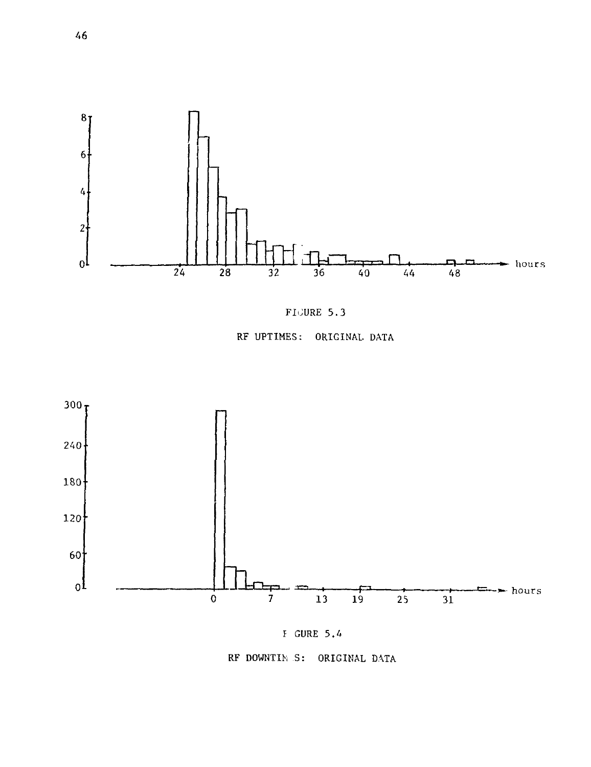FIGURE 5.3

RF UPTIMES: ORIGINAL DATA

FIGURE 5.4

RF DOWNTIMES: ORIGINAL DATA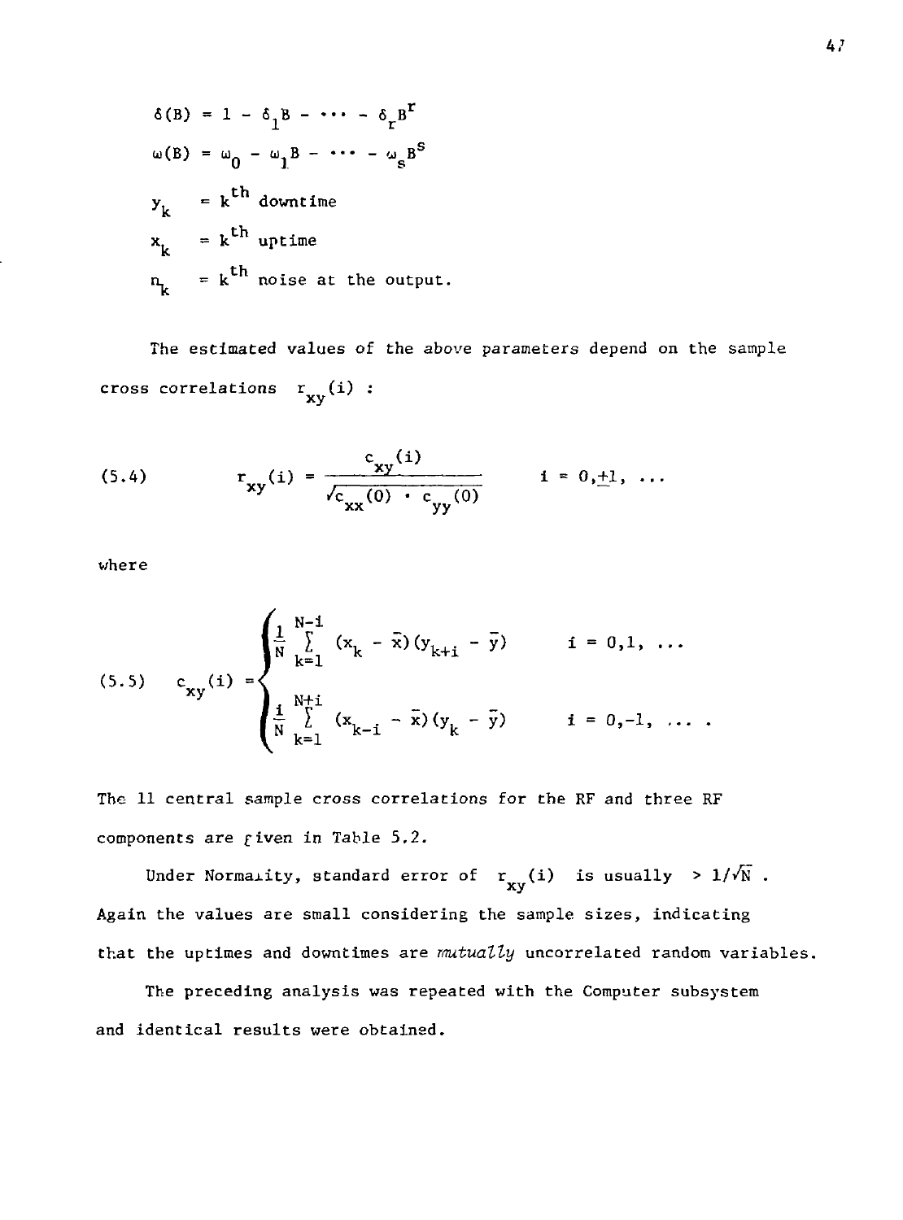$$\delta(B) = 1 - \delta_1 B - \cdots - \delta_r B^r$$

$$\omega(B) = \omega_0 - \omega_1 B - \cdots - \omega_s B^s$$

$y_k$ = $k^{th}$ downtime

$x_k$ = $k^{th}$ uptime

$n_k$ = $k^{th}$ noise at the output.

The estimated values of the above parameters depend on the sample cross correlations $r_{xy}(i)$ :

$$(5.4) \qquad r_{xy}(i) = \frac{c_{xy}(i)}{\sqrt{c_{xx}(0) \cdot c_{yy}(0)}} \qquad i = 0, \pm 1, \ldots$$

where

$$(5.5) \qquad c_{xy}(i) = \begin{cases} \frac{1}{N} \sum_{k=1}^{N-i} (x_k - \bar{x})(y_{k+i} - \bar{y}) & i = 0, 1, \ldots \\ \frac{1}{N} \sum_{k=1}^{N+i} (x_{k-i} - \bar{x})(y_k - \bar{y}) & i = 0, -1, \ldots . \end{cases}$$

The 11 central sample cross correlations for the RF and three RF components are given in Table 5.2.

Under Normality, standard error of $r_{xy}(i)$ is usually $> 1/\sqrt{N}$ . Again the values are small considering the sample sizes, indicating that the uptimes and downtimes are *mutually* uncorrelated random variables.

The preceding analysis was repeated with the Computer subsystem and identical results were obtained.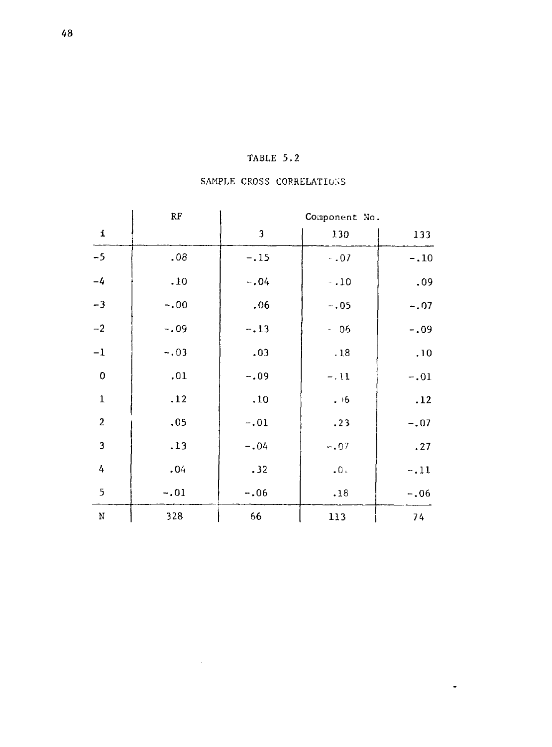TABLE 5.2

SAMPLE CROSS CORRELATIONS

| i | RF | Component No. | | |
|---|---|---|---|---|
| | | 3 | 130 | 133 |
| -5 | .08 | -.15 | -.07 | -.10 |
| -4 | .10 | -.04 | -.10 | .09 |
| -3 | -.00 | .06 | -.05 | -.07 |
| -2 | -.09 | -.13 | -.06 | -.09 |
| -1 | -.03 | .03 | .18 | .10 |
| 0 | .01 | -.09 | -.11 | -.01 |
| 1 | .12 | .10 | .16 | .12 |
| 2 | .05 | -.01 | .23 | -.07 |
| 3 | .13 | -.04 | -.07 | .27 |
| 4 | .04 | .32 | .0 | -.11 |
| 5 | -.01 | -.06 | .18 | -.06 |
| N | 328 | 66 | 113 | 74 |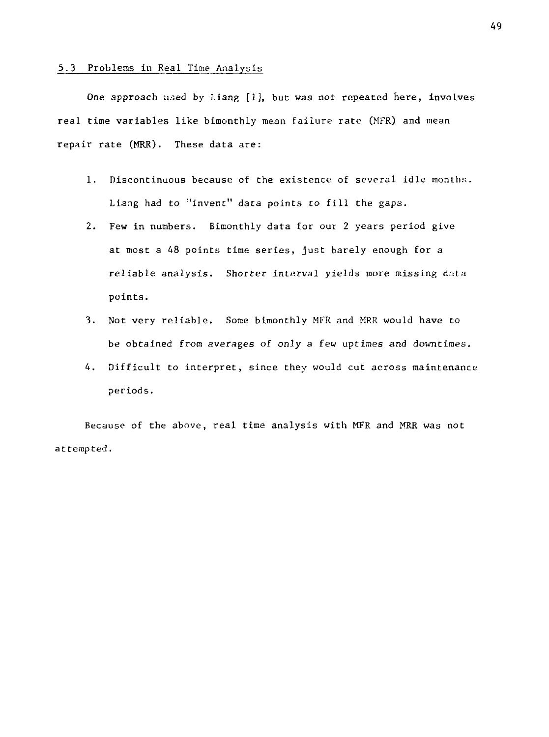## 5.3 Problems in Real Time Analysis

One approach used by Liang [1], but was not repeated here, involves real time variables like bimonthly mean failure rate (MFR) and mean repair rate (MRR). These data are:

1. Discontinuous because of the existence of several idle months. Liang had to "invent" data points to fill the gaps.
2. Few in numbers. Bimonthly data for our 2 years period give at most a 48 points time series, just barely enough for a reliable analysis. Shorter interval yields more missing data points.
3. Not very reliable. Some bimonthly MFR and MRR would have to be obtained from averages of only a few uptimes and downtimes.
4. Difficult to interpret, since they would cut across maintenance periods.

Because of the above, real time analysis with MFR and MRR was not attempted.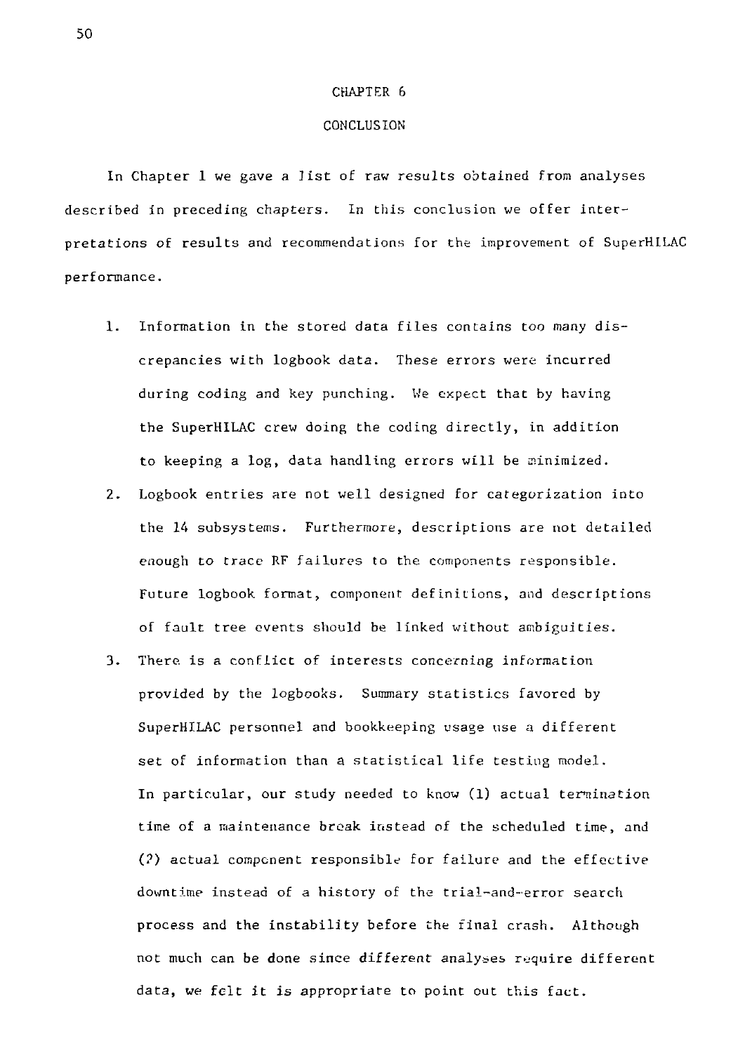# CHAPTER 6

## CONCLUSION

In Chapter 1 we gave a list of raw results obtained from analyses described in preceding chapters. In this conclusion we offer interpretations of results and recommendations for the improvement of SuperHILAC performance.

1. Information in the stored data files contains too many discrepancies with logbook data. These errors were incurred during coding and key punching. We expect that by having the SuperHILAC crew doing the coding directly, in addition to keeping a log, data handling errors will be minimized.
2. Logbook entries are not well designed for categorization into the 14 subsystems. Furthermore, descriptions are not detailed enough to trace RF failures to the components responsible. Future logbook format, component definitions, and descriptions of fault tree events should be linked without ambiguities.
3. There is a conflict of interests concerning information provided by the logbooks. Summary statistics favored by SuperHILAC personnel and bookkeeping usage use a different set of information than a statistical life testing model. In particular, our study needed to know (1) actual termination time of a maintenance break instead of the scheduled time, and (2) actual component responsible for failure and the effective downtime instead of a history of the trial-and-error search process and the instability before the final crash. Although not much can be done since different analyses require different data, we felt it is appropriate to point out this fact.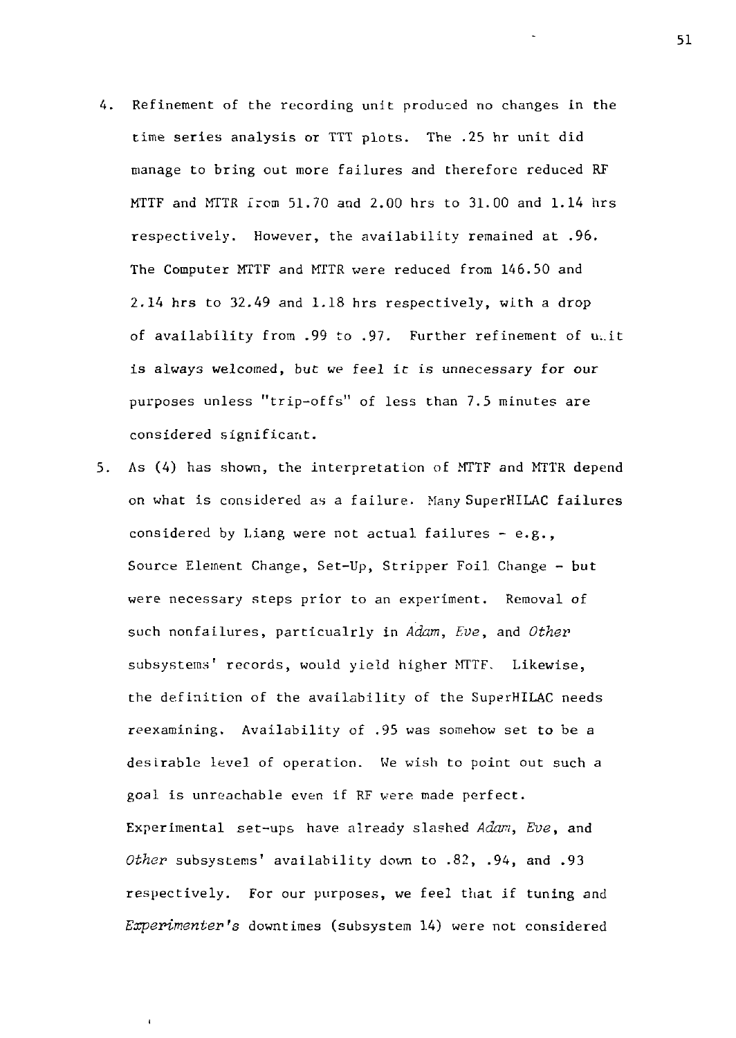4. Refinement of the recording unit produced no changes in the time series analysis or TTT plots. The .25 hr unit did manage to bring out more failures and therefore reduced RF MTTF and MTTR from 51.70 and 2.00 hrs to 31.00 and 1.14 hrs respectively. However, the availability remained at .96. The Computer MTTF and MTTR were reduced from 146.50 and 2.14 hrs to 32.49 and 1.18 hrs respectively, with a drop of availability from .99 to .97. Further refinement of unit is always welcomed, but we feel it is unnecessary for our purposes unless "trip-offs" of less than 7.5 minutes are considered significant.

5. As (4) has shown, the interpretation of MTTF and MTTR depend on what is considered as a failure. Many SuperHILAC failures considered by Liang were not actual failures - e.g., Source Element Change, Set-Up, Stripper Foil Change - but were necessary steps prior to an experiment. Removal of such nonfailures, particualrly in *Adam*, *Eve*, and *Other* subsystems' records, would yield higher MTTF. Likewise, the definition of the availability of the SuperHILAC needs reexamining. Availability of .95 was somehow set to be a desirable level of operation. We wish to point out such a goal is unreachable even if RF were made perfect. Experimental set-ups have already slashed *Adam*, *Eve*, and *Other* subsystems' availability down to .82, .94, and .93 respectively. For our purposes, we feel that if tuning and *Experimenter's* downtimes (subsystem 14) were not considered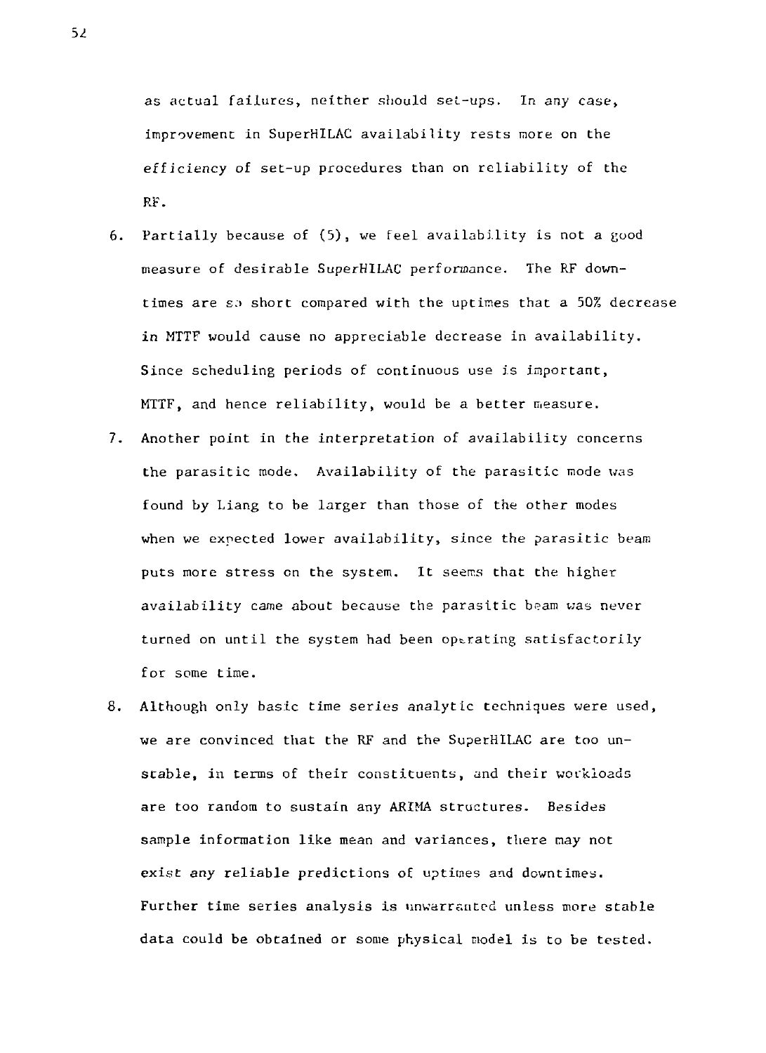as actual failures, neither should set-ups. In any case, improvement in SuperHILAC availability rests more on the *efficiency* of set-up procedures than on reliability of the RF.

6. Partially because of (5), we feel availability is not a good measure of desirable SuperHILAC performance. The RF downtimes are so short compared with the uptimes that a 50% decrease in MTTF would cause no appreciable decrease in availability. Since scheduling periods of continuous use is important, MTTF, and hence reliability, would be a better measure.

7. Another point in the interpretation of availability concerns the parasitic mode. Availability of the parasitic mode was found by Liang to be larger than those of the other modes when we expected lower availability, since the parasitic beam puts more stress on the system. It seems that the higher availability came about because the parasitic beam was never turned on until the system had been operating satisfactorily for some time.

8. Although only basic time series analytic techniques were used, we are convinced that the RF and the SuperHILAC are too unstable, in terms of their constituents, and their workloads are too random to sustain any ARIMA structures. Besides sample information like mean and variances, there may not exist any reliable predictions of uptimes and downtimes. Further time series analysis is unwarranted unless more stable data could be obtained or some physical model is to be tested.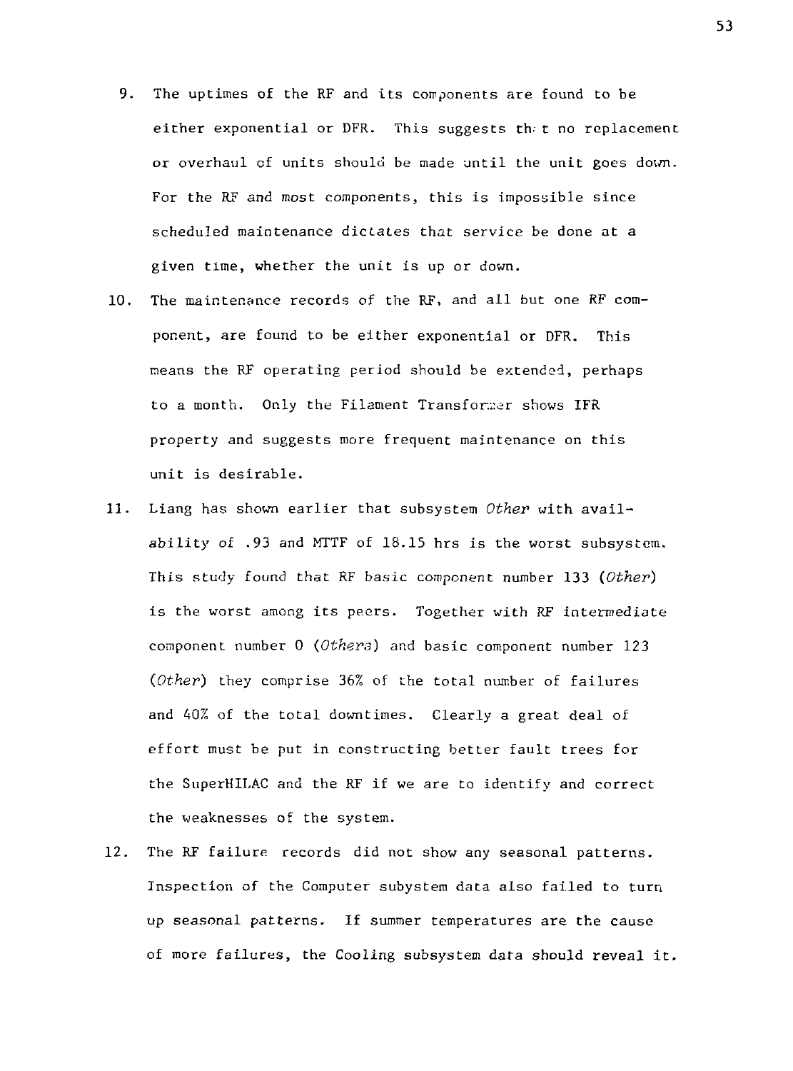9. The uptimes of the RF and its components are found to be either exponential or DFR. This suggests that no replacement or overhaul of units should be made until the unit goes down. For the RF and most components, this is impossible since scheduled maintenance dictates that service be done at a given time, whether the unit is up or down.

10. The maintenance records of the RF, and all but one RF component, are found to be either exponential or DFR. This means the RF operating period should be extended, perhaps to a month. Only the Filament Transformer shows IFR property and suggests more frequent maintenance on this unit is desirable.

11. Liang has shown earlier that subsystem *Other* with availability of .93 and MTTF of 18.15 hrs is the worst subsystem. This study found that RF basic component number 133 (*Other*) is the worst among its peers. Together with RF intermediate component number 0 (*Others*) and basic component number 123 (*Other*) they comprise 36% of the total number of failures and 40% of the total downtimes. Clearly a great deal of effort must be put in constructing better fault trees for the SuperHILAC and the RF if we are to identify and correct the weaknesses of the system.

12. The RF failure records did not show any seasonal patterns. Inspection of the Computer subystem data also failed to turn up seasonal patterns. If summer temperatures are the cause of more failures, the Cooling subsystem data should reveal it.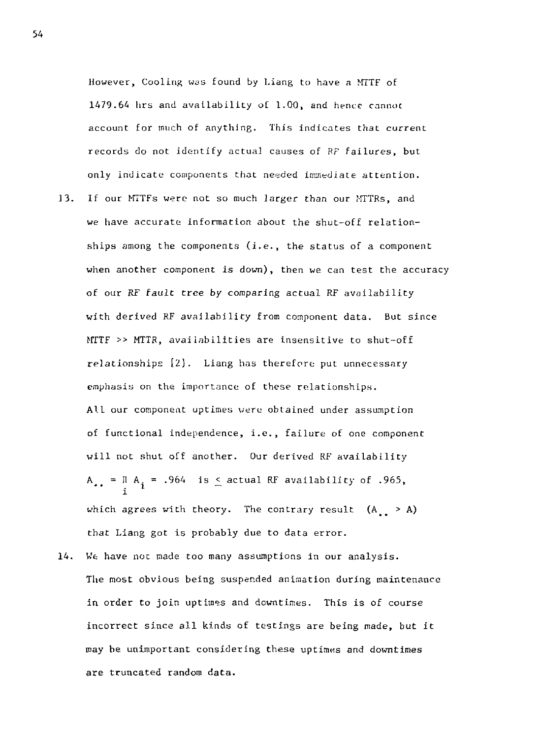However, Cooling was found by Liang to have a MTTF of 1479.64 hrs and availability of 1.00, and hence cannot account for much of anything. This indicates that current records do not identify actual causes of RF failures, but only indicate components that needed immediate attention.

13. If our MTTFs were not so much larger than our MTTRs, and we have accurate information about the shut-off relationships among the components (i.e., the status of a component when another component is down), then we can test the accuracy of our RF fault tree by comparing actual RF availability with derived RF availability from component data. But since MTTF >> MTTR, availabilities are insensitive to shut-off relationships [2]. Liang has therefore put unnecessary emphasis on the importance of these relationships.
   All our component uptimes were obtained under assumption of functional independence, i.e., failure of one component will not shut off another. Our derived RF availability $A_{\cdot\cdot} = \prod_i A_i = .964$ is $\leq$ actual RF availability of .965, which agrees with theory. The contrary result $(A_{\cdot\cdot} > A)$ that Liang got is probably due to data error.

14. We have not made too many assumptions in our analysis. The most obvious being suspended animation during maintenance in order to join uptimes and downtimes. This is of course incorrect since all kinds of testings are being made, but it may be unimportant considering these uptimes and downtimes are truncated random data.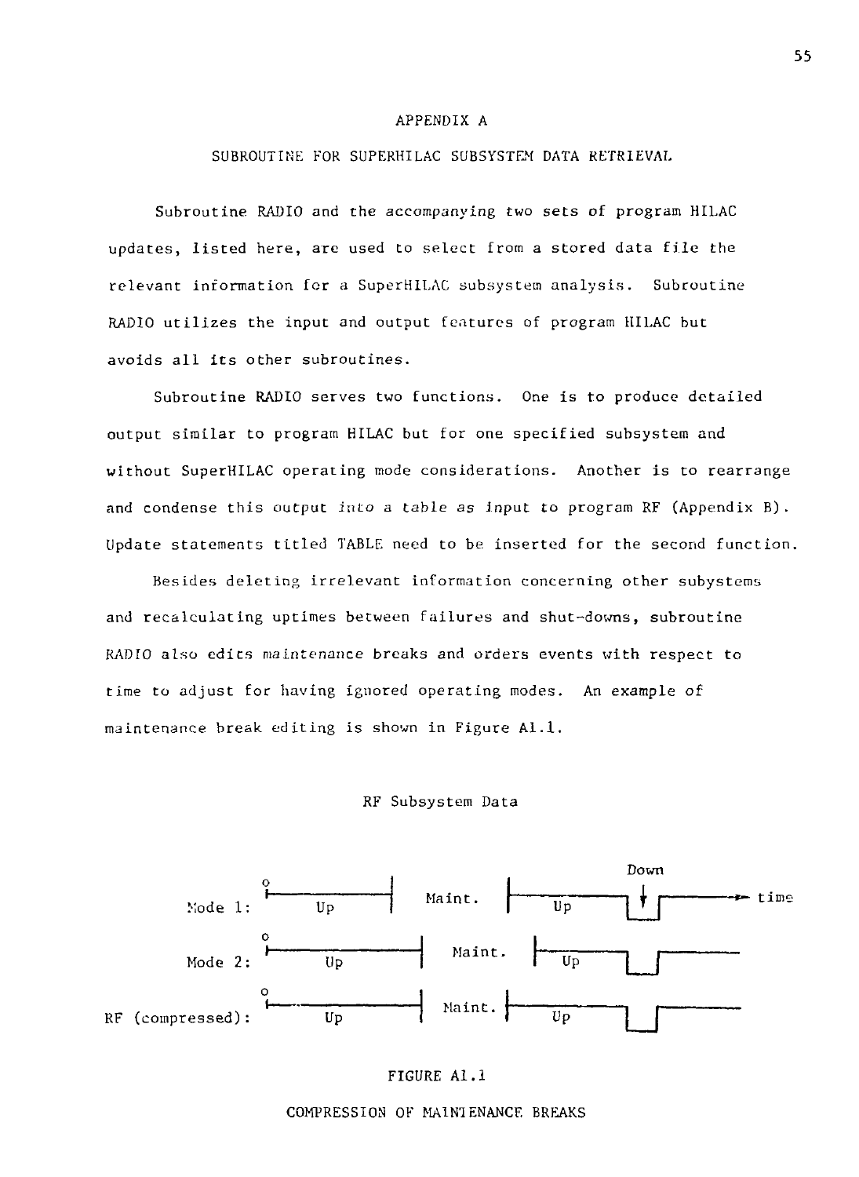# APPENDIX A

## SUBROUTINE FOR SUPERHILAC SUBSYSTEM DATA RETRIEVAL

Subroutine RADIO and the accompanying two sets of program HILAC updates, listed here, are used to select from a stored data file the relevant information for a SuperHILAC subsystem analysis. Subroutine RADIO utilizes the input and output features of program HILAC but avoids all its other subroutines.

Subroutine RADIO serves two functions. One is to produce detailed output similar to program HILAC but for one specified subsystem and without SuperHILAC operating mode considerations. Another is to rearrange and condense this output into a table as input to program RF (Appendix B). Update statements titled TABLE need to be inserted for the second function.

Besides deleting irrelevant information concerning other subystems and recalculating uptimes between failures and shut-downs, subroutine RADIO also edits maintenance breaks and orders events with respect to time to adjust for having ignored operating modes. An example of maintenance break editing is shown in Figure A1.1.

RF Subsystem Data

Mode 1: 0 Up Maint. Up Down time

Mode 2: 0 Up Maint. Up

RF (compressed): 0 Up Maint. Up

FIGURE A1.1

COMPRESSION OF MAINTENANCE BREAKS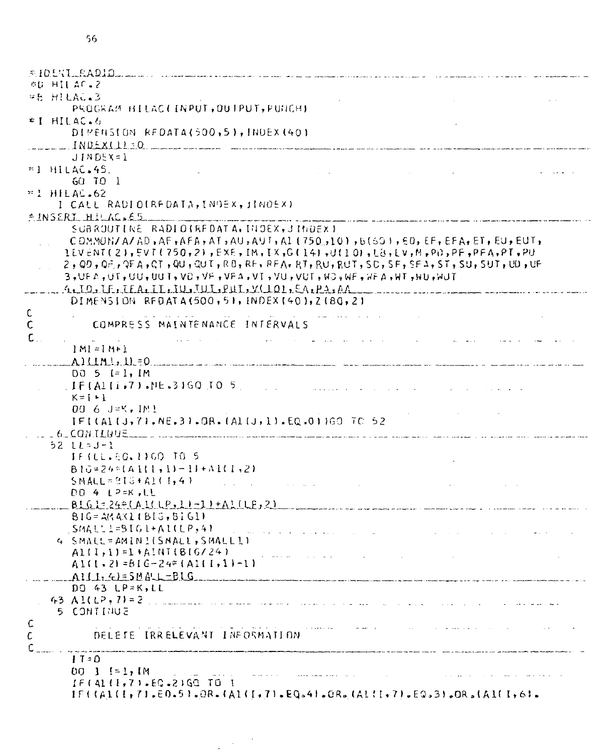```
*IDENT RADIO
*D HILAC.2
*B HILAC.3
      PROGRAM HILAC(INPUT,OUTPUT,PUNCH)
*I HILAC.6
      DIMENSION RFDATA(500,5),INDEX(40)
      INDEX(1)=0
      JINDEX=1
*I HILAC.45
      GO TO 1
*I HILAC.62
    1 CALL RADIO(RFDATA,INDEX,JINDEX)
*INSERT HILAC.65
      SUBROUTINE RADIO(RFDATA,INDEX,JINDEX)
      COMMON/A/AD,AF,AFA,AT,AU,AUT,AI(750,10),B(60),ED,EF,EFA,ET,EU,EUT,
     1EVENT(2),EVT(750,2),EXE,IM,IX,G(14),U(10),LB,LV,M,PD,PF,PFA,PT,PU
     2,QD,QF,QFA,QT,QU,QUT,RD,RF,RFA,RT,RU,RUT,SD,SF,SFA,ST,SU,SUT,UD,UF
     3,UFA,UT,UU,UUT,VD,VF,VFA,VT,VU,VUT,WD,WF,WFA,WT,WU,WUT
     4,TD,TF,TFA,TT,TU,TUT,PUT,V(101),EA,PA,AA
      DIMENSION RFDATA(500,5),INDEX(40),Z(80,2)
C
C         COMPRESS MAINTENANCE INTERVALS
C
      IM1=IM+1
      AI(IM1,1)=0
      DO 5 I=1,IM
      IF(AI(I,7).NE.3)GO TO 5
      K=I+1
      DO 6 J=K,IM1
      IF((AI(J,7).NE.3).OR.(AI(J,1).EQ.0))GO TO 52
    6 CONTINUE
   52 LL=J-1
      IF(LL.EQ.I)GO TO 5
      BIG=24*(AI(I,1)-1)+AI(I,2)
      SMALL=BIG+AI(I,4)
      DO 4 LP=K,LL
      BIG1=24*(AI(LP,1)-1)+AI(LP,2)
      BIG=AMAX1(BIG,BIG1)
      SMALL1=BIG1+AI(LP,4)
    4 SMALL=AMIN1(SMALL,SMALL1)
      AI(I,1)=1+AINT(BIG/24)
      AI(I,2)=BIG-24*(AI(I,1)-1)
      AI(I,4)=SMALL-BIG
      DO 43 LP=K,LL
   43 AI(LP,7)=2
    5 CONTINUE
C
C         DELETE IRRELEVANT INFORMATION
C
      IT=0
      DO 1 I=1,IM
      IF(AI(I,7).EQ.2)GO TO 1
      IF((AI(I,7).EQ.5).OR.(AI(I,7).EQ.4).OR.(AI(I,7).EQ.3).OR.(AI(I,6).
```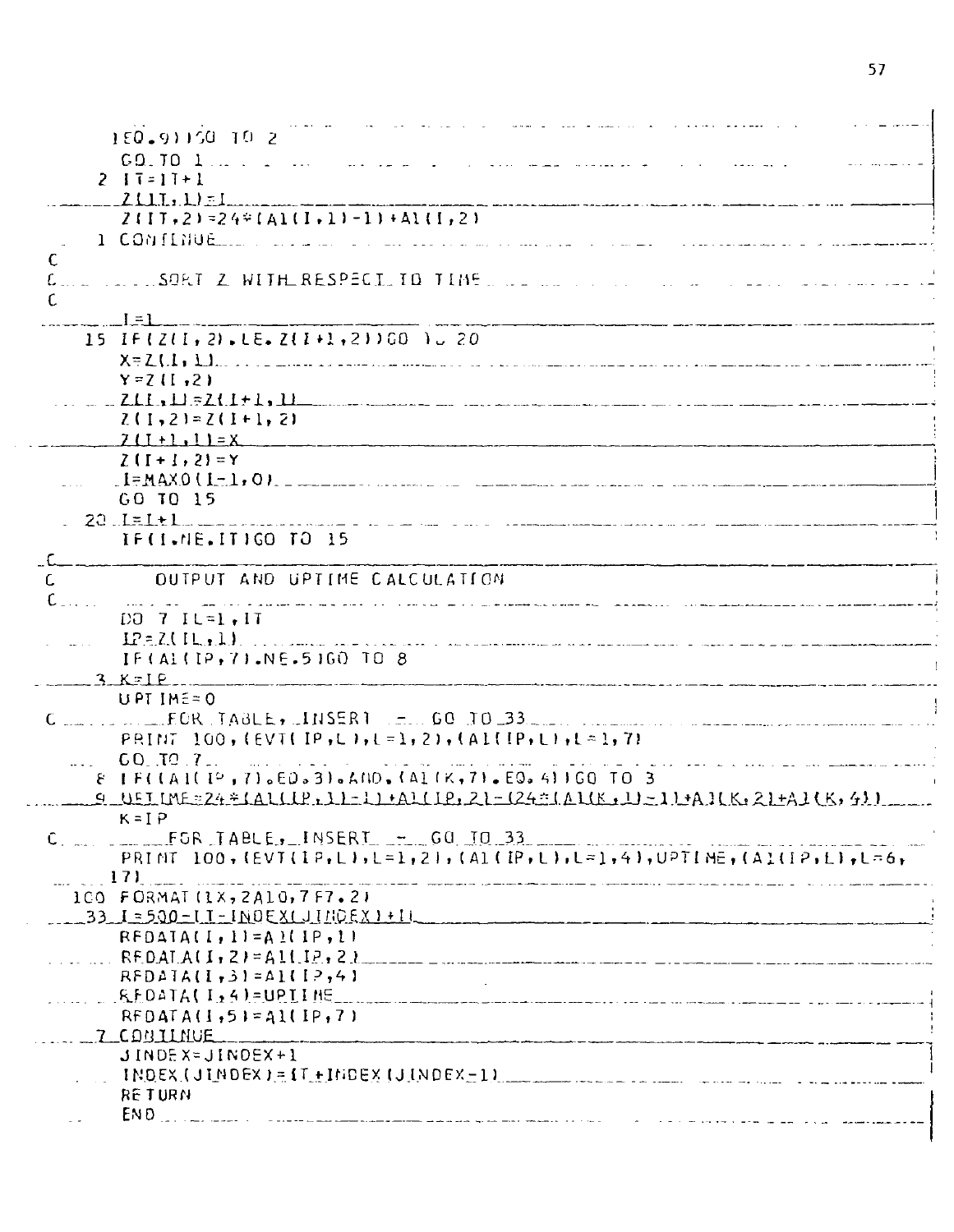```
     1EQ.9))GO TO 2
      GO TO 1
    2 IT=IT+1
      Z(IT,1)=I
      Z(IT,2)=24*(A1(I,1)-1)+A1(I,2)
    1 CONTINUE
C
C         SORT Z WITH RESPECT TO TIME
C
      I=1
   15 IF(Z(I,2).LE.Z(I+1,2))GO TO 20
      X=Z(I,1)
      Y=Z(I,2)
      Z(I,1)=Z(I+1,1)
      Z(I,2)=Z(I+1,2)
      Z(I+1,1)=X
      Z(I+1,2)=Y
      I=MAX0(I-1,0)
      GO TO 15
   20 I=I+1
      IF(I.NE.IT)GO TO 15
C
C          OUTPUT AND UPTIME CALCULATION
C
      DO 7 IL=1,IT
      IP=Z(IL,1)
      IF(A1(IP,7).NE.5)GO TO 8
    3 K=IP
      UPTIME=0
C           FOR TABLE, INSERT  -  GO TO 33
      PRINT 100,(EVT(IP,L),L=1,2),(A1(IP,L),L=1,7)
      GO TO 7
    8 IF((A1(IP,7).EQ.3).AND.(A1(K,7).EQ.4))GO TO 3
    9 UPTIME=24*(A1(IP,1)-1)+A1(IP,2)-(24*(A1(K,1)-1)+A1(K,2)+A1(K,4))
      K=IP
C           FOR TABLE, INSERT  -  GO TO 33
      PRINT 100,(EVT(IP,L),L=1,2),(A1(IP,L),L=1,4),UPTIME,(A1(IP,L),L=6,
     17)
  100 FORMAT(1X,2A10,7F7.2)
   33 I=500-(T-INDEX(JINDEX)+IL
      RFDATA(I,1)=A1(IP,1)
      RFDATA(I,2)=A1(IP,2)
      RFDATA(I,3)=A1(IP,4)
      RFDATA(I,4)=UPTIME
      RFDATA(I,5)=A1(IP,7)
    7 CONTINUE
      JINDEX=JINDEX+1
      INDEX(JINDEX)=IT+INDEX(JINDEX-1)
      RETURN
      END
```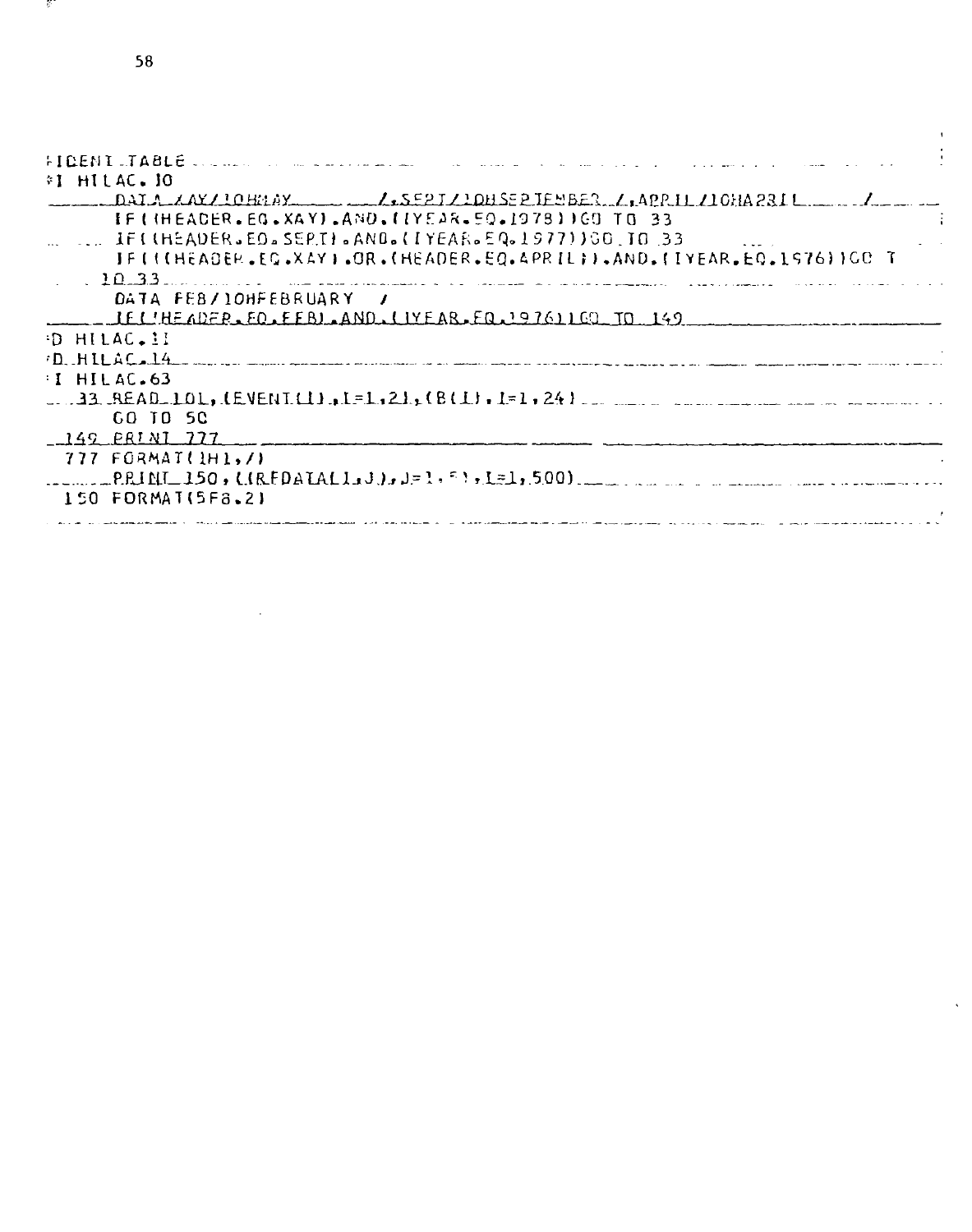```
*IDENT TABLE
*I HILAC.10
      DATA XAY/10HMAY      /,SEPT/10HSEPTEMBER /,APRIL/10HAPRIL     /
      IF((HEADER.EQ.XAY).AND.(IYEAR.EQ.1978))GO TO 33
      IF((HEADER.EQ.SEPT).AND.(IYEAR.EQ.1977))GO TO 33
      IF(((HEADER.EQ.XAY).OR.(HEADER.EQ.APRIL)).AND.(IYEAR.EQ.1976))GO T
     1O 33
      DATA FEB/10HFEBRUARY  /
      IF((HEADER.EQ.FEB).AND.(IYEAR.EQ.1976))GO TO 149
*D HILAC.11
*D HILAC.14
*I HILAC.63
   33 READ 101,(EVENT(I),I=1,21),(B(I),I=1,24)
      GO TO 50
  149 PRINT 777
  777 FORMAT(1H1,/)
      PRINT 150,((REDATA(I,J),J=1,5),I=1,500)
  150 FORMAT(5F8.2)
```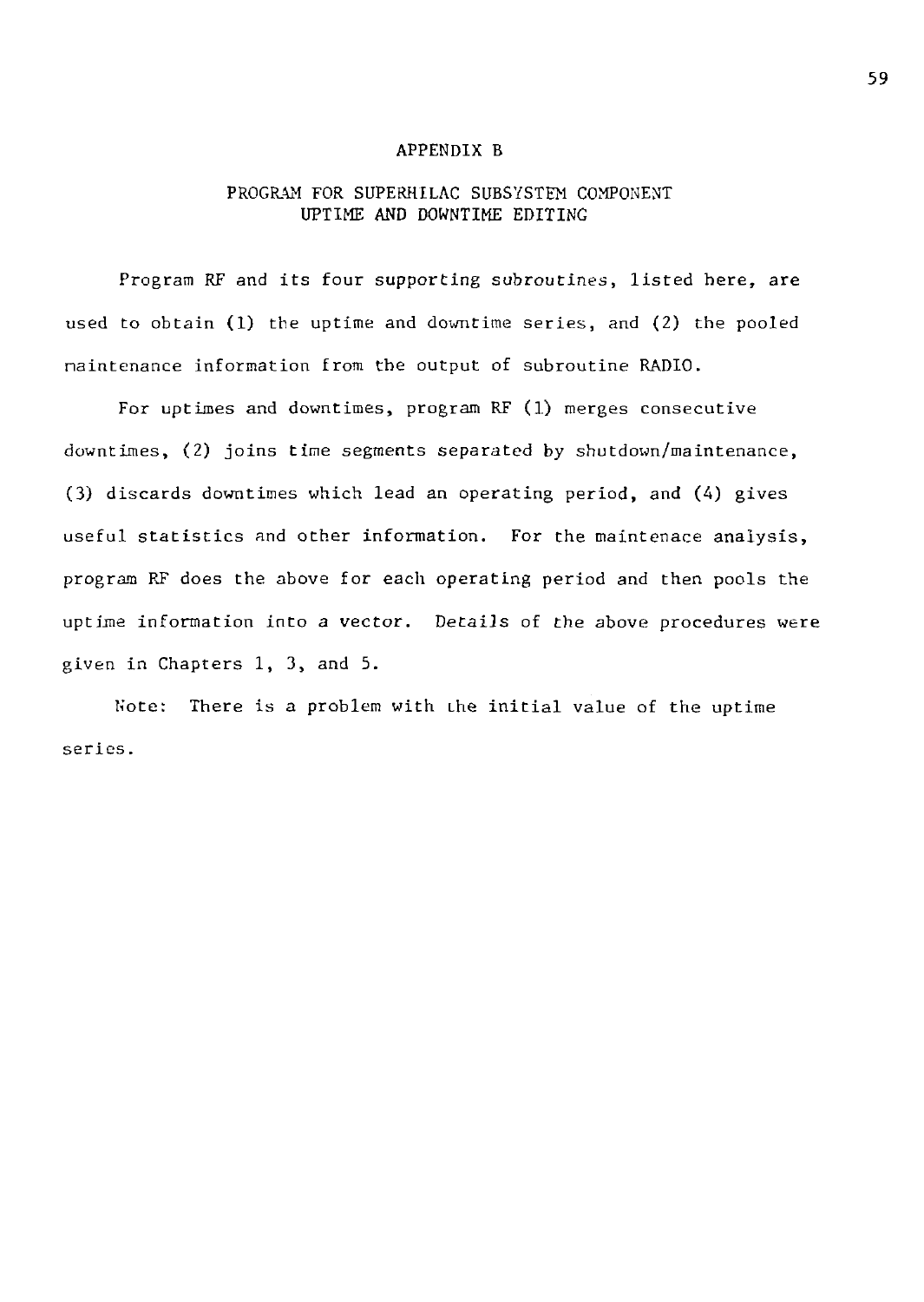# APPENDIX B

## PROGRAM FOR SUPERHILAC SUBSYSTEM COMPONENT UPTIME AND DOWNTIME EDITING

Program RF and its four supporting subroutines, listed here, are used to obtain (1) the uptime and downtime series, and (2) the pooled maintenance information from the output of subroutine RADIO.

For uptimes and downtimes, program RF (1) merges consecutive downtimes, (2) joins time segments separated by shutdown/maintenance, (3) discards downtimes which lead an operating period, and (4) gives useful statistics and other information. For the maintenace analysis, program RF does the above for each operating period and then pools the uptime information into a vector. Details of the above procedures were given in Chapters 1, 3, and 5.

Note: There is a problem with the initial value of the uptime series.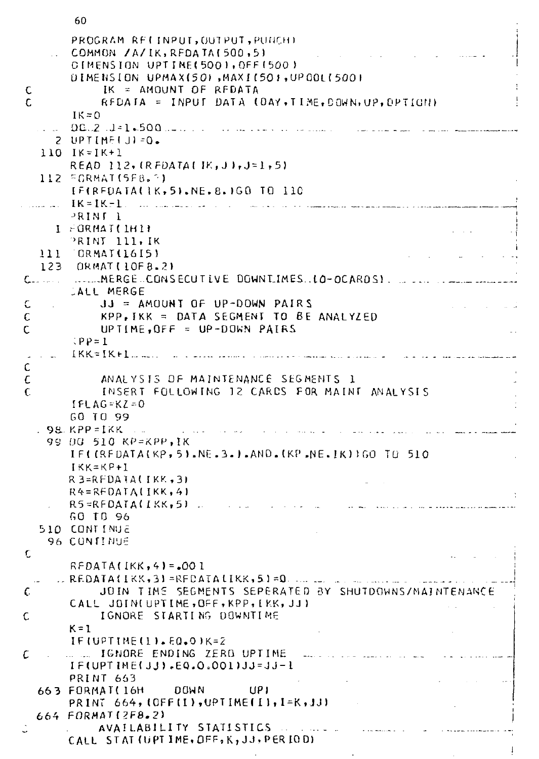```
      PROGRAM RF(INPUT,OUTPUT,PUNCH)
      COMMON /A/IK,RFDATA(500,5)
      DIMENSION UPTIME(500),OFF(500)
      DIMENSION UPMAX(50),MAXI(50),UPOOL(500)
C         IK = AMOUNT OF RFDATA
C         RFDATA = INPUT DATA (DAY,TIME,DOWN,UP,OPTION)
      IK=0
      DO 2 J=1,500
    2 UPTIME(J)=0.
  110 IK=IK+1
      READ 112,(RFDATA(IK,J),J=1,5)
  112 FORMAT(5F8.?)
      IF(RFDATA(IK,5).NE.8.)GO TO 110
      IK=IK-1
      PRINT 1
    1 FORMAT(1H1)
      PRINT 111,IK
  111 FORMAT(16I5)
  123 FORMAT(10F8.2)
C         MERGE CONSECUTIVE DOWNTIMES (0-OCARDS)
      CALL MERGE
C         JJ = AMOUNT OF UP-DOWN PAIRS
C         KPP,IKK = DATA SEGMENT TO BE ANALYZED
C         UPTIME,OFF = UP-DOWN PAIRS
      KPP=1
      IKK=IK+1
C
C         ANALYSIS OF MAINTENANCE SEGMENTS 1
C         INSERT FOLLOWING 12 CARDS FOR MAINT ANALYSIS
      IFLAG=KZ=0
      GO TO 99
   98 KPP=IKK
   99 DO 510 KP=KPP,IK
      IF((RFDATA(KP,5).NE.3.).AND.(KP.NE.IK))GO TO 510
      IKK=KP+1
      R3=RFDATA(IKK,3)
      R4=RFDATA(IKK,4)
      R5=RFDATA(IKK,5)
      GO TO 96
  510 CONTINUE
   96 CONTINUE
C
      RFDATA(IKK,4)=.001
      RFDATA(IKK,3)=RFDATA(IKK,5)=0
C         JOIN TIME SEGMENTS SEPERATED BY SHUTDOWNS/MAINTENANCE
      CALL JOIN(UPTIME,OFF,KPP,IKK,JJ)
C         IGNORE STARTING DOWNTIME
      K=1
      IF(UPTIME(1).EQ.0)K=2
C         IGNORE ENDING ZERO UPTIME
      IF(UPTIME(JJ).EQ.0.001)JJ=JJ-1
      PRINT 663
  663 FORMAT(16H    DOWN      UP)
      PRINT 664,(OFF(I),UPTIME(I),I=K,JJ)
  664 FORMAT(2F8.2)
C         AVAILABILITY STATISTICS
      CALL STAT(UPTIME,OFF,K,JJ,PERIOD)
```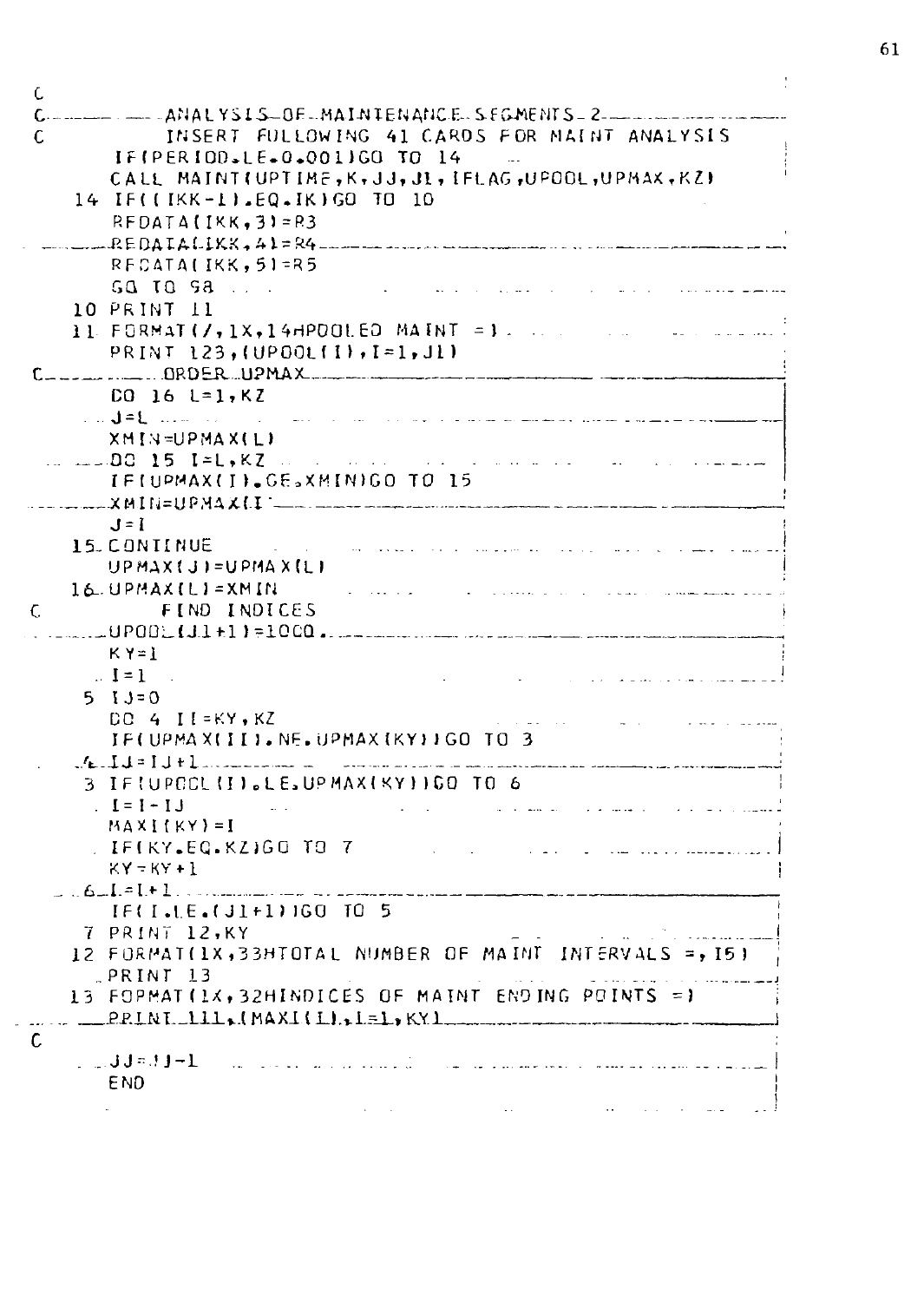```
C
C---------ANALYSIS OF MAINTENANCE SEGMENTS 2----------------------
C          INSERT FOLLOWING 41 CARDS FOR MAINT ANALYSIS
      IF(PERIOD.LE.0.001)GO TO 14
      CALL MAINT(UPTIME,K,JJ,J1,IFLAG,UPOOL,UPMAX,KZ)
   14 IF((IKK-1).EQ.IK)GO TO 10
      RFDATA(IKK,3)=R3
      RFDATA(IKK,4)=R4
      RFDATA(IKK,5)=R5
      GO TO 98
   10 PRINT 11
   11 FORMAT(/,1X,14HPOOLED MAINT =)
      PRINT 123,(UPOOL(I),I=1,J1)
C---------ORDER UPMAX---------------------------------------------
      DO 16 L=1,KZ
      J=L
      XMIN=UPMAX(L)
      DO 15 I=L,KZ
      IF(UPMAX(I).GE.XMIN)GO TO 15
      XMIN=UPMAX(I)
      J=I
   15 CONTINUE
      UPMAX(J)=UPMAX(L)
   16 UPMAX(L)=XMIN
C          FIND INDICES
      UPOOL(J1+1)=1000.
      KY=1
      I=1
    5 IJ=0
      DO 4 II=KY,KZ
      IF(UPMAX(II).NE.UPMAX(KY))GO TO 3
    4 IJ=IJ+1
    3 IF(UPOOL(I).LE.UPMAX(KY))GO TO 6
      I=I-IJ
      MAXI(KY)=I
      IF(KY.EQ.KZ)GO TO 7
      KY=KY+1
    6 I=I+1
      IF(I.LE.(J1+1))GO TO 5
    7 PRINT 12,KY
   12 FORMAT(1X,33HTOTAL NUMBER OF MAINT INTERVALS =,I5)
      PRINT 13
   13 FORMAT(1X,32HINDICES OF MAINT ENDING POINTS =)
      PRINT 111,(MAXI(L),L=1,KY)
C
      JJ=JJ-1
      END
```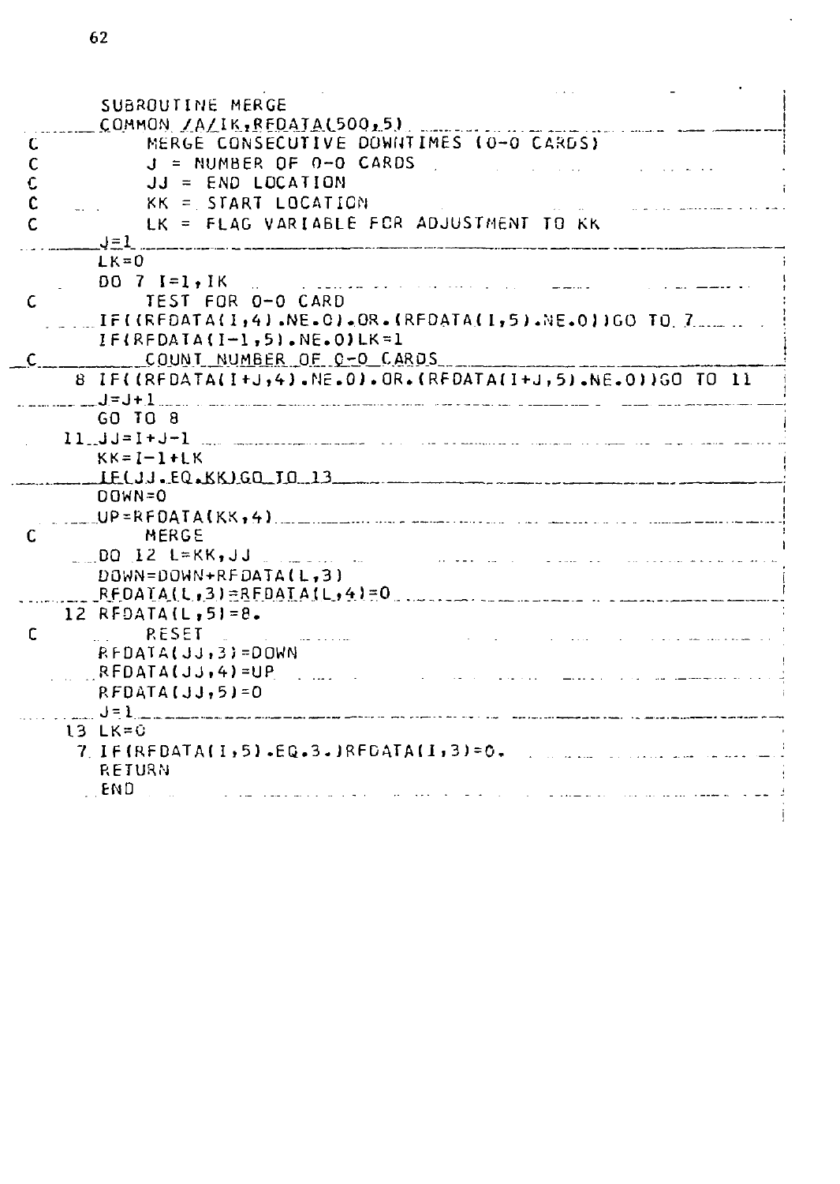```
      SUBROUTINE MERGE
      COMMON /A/IK,RFDATA(500,5)
C         MERGE CONSECUTIVE DOWNTIMES (0-0 CARDS)
C         J = NUMBER OF 0-0 CARDS
C         JJ = END LOCATION
C         KK = START LOCATION
C         LK = FLAG VARIABLE FOR ADJUSTMENT TO KK
      J=1
      LK=0
      DO 7 I=1,IK
C         TEST FOR 0-0 CARD
      IF((RFDATA(I,4).NE.0).OR.(RFDATA(I,5).NE.0))GO TO 7
      IF(RFDATA(I-1,5).NE.0)LK=1
C         COUNT NUMBER OF 0-0 CARDS
    8 IF((RFDATA(I+J,4).NE.0).OR.(RFDATA(I+J,5).NE.0))GO TO 11
      J=J+1
      GO TO 8
   11 JJ=I+J-1
      KK=I-1+LK
      IF(JJ.EQ.KK)GO TO 13
      DOWN=0
      UP=RFDATA(KK,4)
C         MERGE
      DO 12 L=KK,JJ
      DOWN=DOWN+RFDATA(L,3)
      RFDATA(L,3)=RFDATA(L,4)=0
   12 RFDATA(L,5)=8.
C         RESET
      RFDATA(JJ,3)=DOWN
      RFDATA(JJ,4)=UP
      RFDATA(JJ,5)=0
      J=1
   13 LK=0
    7 IF(RFDATA(I,5).EQ.3.)RFDATA(I,3)=0.
      RETURN
      END
```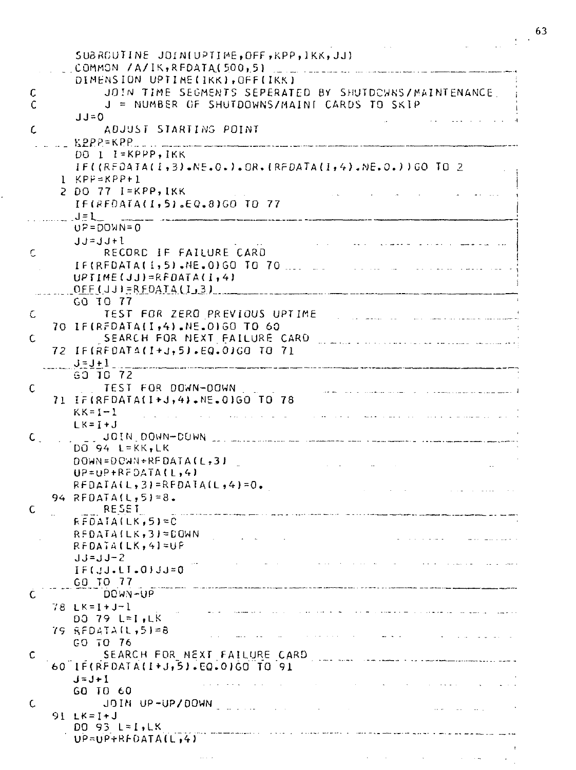```
      SUBROUTINE JOIN(UPTIME,OFF,KPP,IKK,JJ)
      COMMON /A/IK,RFDATA(500,5)
      DIMENSION UPTIME(IKK),OFF(IKK)
C         JOIN TIME SEGMENTS SEPERATED BY SHUTDOWNS/MAINTENANCE
C         J = NUMBER OF SHUTDOWNS/MAINT CARDS TO SKIP
      JJ=0
C         ADJUST STARTING POINT
      KPPP=KPP
      DO 1 I=KPPP,IKK
      IF((RFDATA(I,3).NE.0.).OR.(RFDATA(I,4).NE.0.))GO TO 2
    1 KPP=KPP+1
    2 DO 77 I=KPP,IKK
      IF(RFDATA(I,5).EQ.8)GO TO 77
      J=1
      UP=DOWN=0
      JJ=JJ+1
C         RECORD IF FAILURE CARD
      IF(RFDATA(I,5).NE.0)GO TO 70
      UPTIME(JJ)=RFDATA(I,4)
      OFF(JJ)=RFDATA(I,3)
      GO TO 77
C         TEST FOR ZERO PREVIOUS UPTIME
   70 IF(RFDATA(I,4).NE.0)GO TO 60
C         SEARCH FOR NEXT FAILURE CARD
   72 IF(RFDATA(I+J,5).EQ.0)GO TO 71
      J=J+1
      GO TO 72
C         TEST FOR DOWN-DOWN
   71 IF(RFDATA(I+J,4).NE.0)GO TO 78
      KK=I-1
      LK=I+J
C         JOIN DOWN-DOWN
      DO 94 L=KK,LK
      DOWN=DOWN+RFDATA(L,3)
      UP=UP+RFDATA(L,4)
      RFDATA(L,3)=RFDATA(L,4)=0.
   94 RFDATA(L,5)=8.
C         RESET
      RFDATA(LK,5)=0
      RFDATA(LK,3)=DOWN
      RFDATA(LK,4)=UP
      JJ=JJ-2
      IF(JJ.LT.0)JJ=0
      GO TO 77
C         DOWN-UP
   78 LK=I+J-1
      DO 79 L=I,LK
   79 RFDATA(L,5)=8
      GO TO 76
C         SEARCH FOR NEXT FAILURE CARD
   60 IF(RFDATA(I+J,5).EQ.0)GO TO 91
      J=J+1
      GO TO 60
C         JOIN UP-UP/DOWN
   91 LK=I+J
      DO 93 L=I,LK
      UP=UP+RFDATA(L,4)
```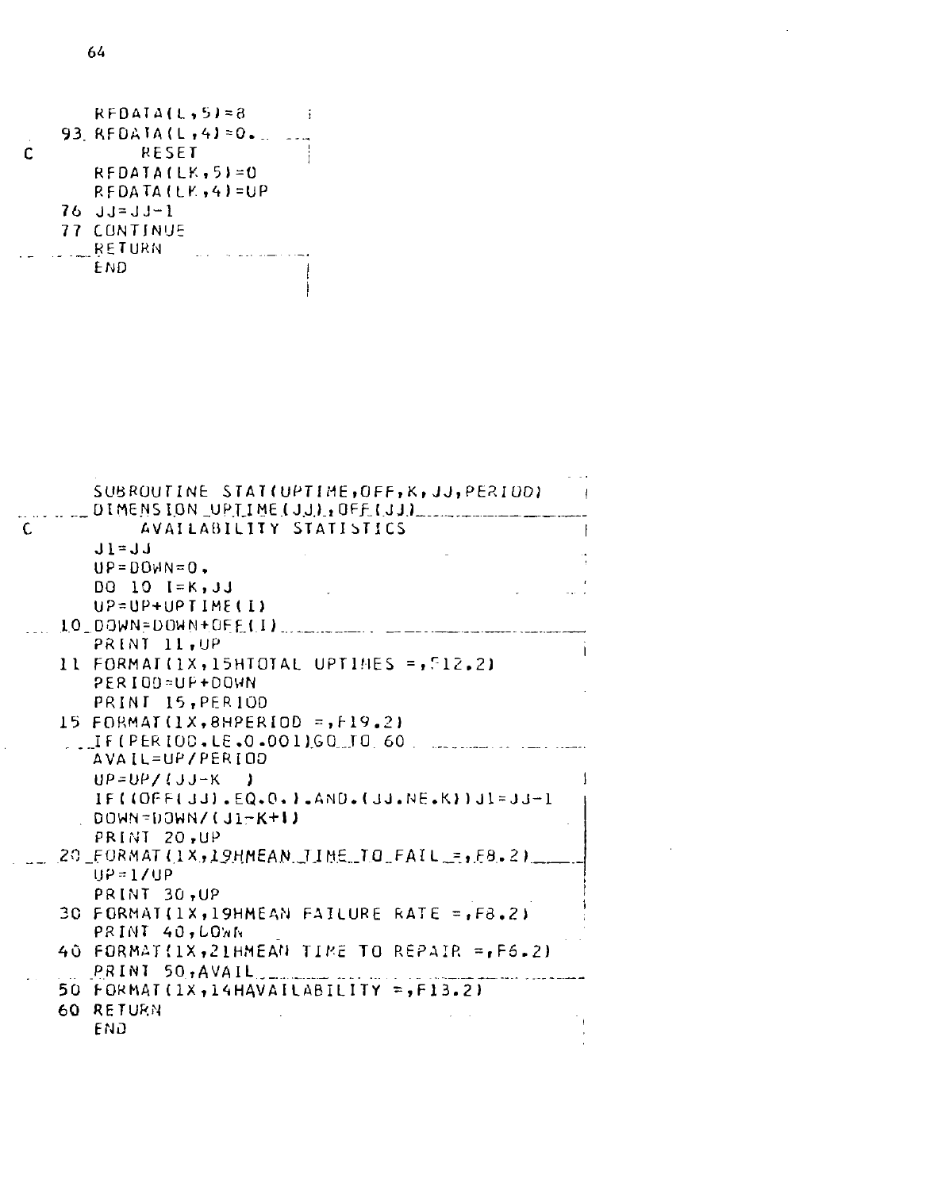```
      RFDATA(L,5)=8
   93 RFDATA(L,4)=0.
C         RESET
      RFDATA(LK,5)=0
      RFDATA(LK,4)=UP
   76 JJ=JJ-1
   77 CONTINUE
      RETURN
      END
```

```
      SUBROUTINE STAT(UPTIME,OFF,K,JJ,PERIOD)
      DIMENSION UPTIME(JJ),OFF(JJ)
C         AVAILABILITY STATISTICS
      J1=JJ
      UP=DOWN=0.
      DO 10 I=K,JJ
      UP=UP+UPTIME(I)
   10 DOWN=DOWN+OFF(I)
      PRINT 11,UP
   11 FORMAT(1X,15HTOTAL UPTIMES =,F12.2)
      PERIOD=UP+DOWN
      PRINT 15,PERIOD
   15 FORMAT(1X,8HPERIOD =,F19.2)
      IF(PERIOD.LE.0.001)GO TO 60
      AVAIL=UP/PERIOD
      UP=UP/(JJ-K  )
      IF((OFF(JJ).EQ.0.).AND.(JJ.NE.K))J1=JJ-1
      DOWN=DOWN/(J1-K+1)
      PRINT 20,UP
   20 FORMAT(1X,19HMEAN TIME TO FAIL =,F8.2)
      UP=1/UP
      PRINT 30,UP
   30 FORMAT(1X,19HMEAN FAILURE RATE =,F8.2)
      PRINT 40,DOWN
   40 FORMAT(1X,21HMEAN TIME TO REPAIR =,F6.2)
      PRINT 50,AVAIL
   50 FORMAT(1X,14HAVAILABILITY =,F13.2)
   60 RETURN
      END
```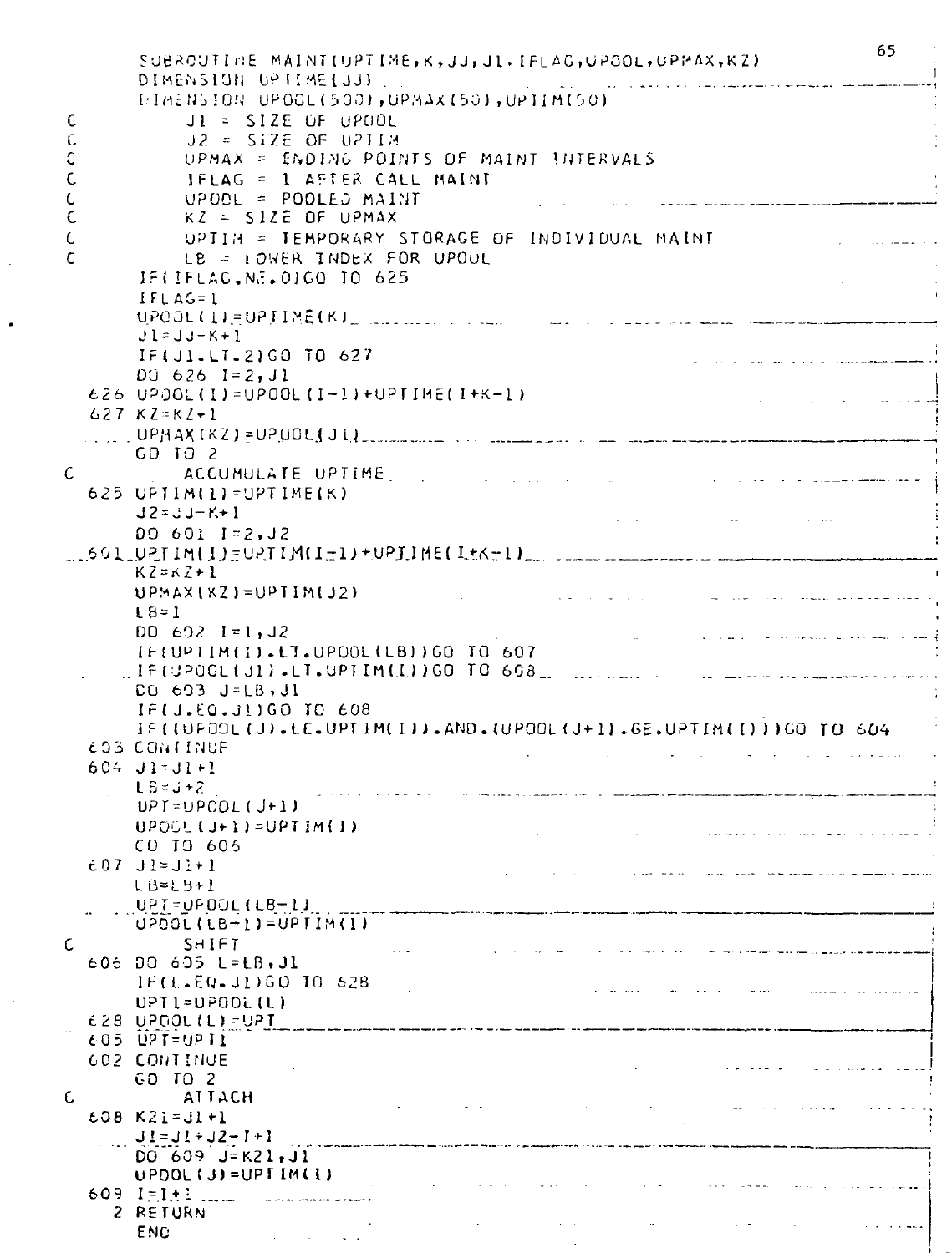```
      SUBROUTINE MAINT(UPTIME,K,JJ,J1,IFLAG,UPOOL,UPMAX,KZ)
      DIMENSION UPTIME(JJ)
      DIMENSION UPOOL(500),UPMAX(50),UPTIM(50)
C         J1 = SIZE OF UPOOL
C         J2 = SIZE OF UPTIM
C         UPMAX = ENDING POINTS OF MAINT INTERVALS
C         IFLAG = 1 AFTER CALL MAINT
C         UPOOL = POOLED MAINT
C         KZ = SIZE OF UPMAX
C         UPTIM = TEMPORARY STORAGE OF INDIVIDUAL MAINT
C         LB = LOWER INDEX FOR UPOOL
      IF(IFLAG.NE.0)GO TO 625
      IFLAG=1
      UPOOL(1)=UPTIME(K)
      J1=JJ-K+1
      IF(J1.LT.2)GO TO 627
      DO 626 I=2,J1
  626 UPOOL(I)=UPOOL(I-1)+UPTIME(I+K-1)
  627 KZ=KZ+1
      UPMAX(KZ)=UPOOL(J1)
      GO TO 2
C         ACCUMULATE UPTIME
  625 UPTIM(1)=UPTIME(K)
      J2=JJ-K+1
      DO 601 I=2,J2
  601 UPTIM(I)=UPTIM(I-1)+UPTIME(I+K-1)
      KZ=KZ+1
      UPMAX(KZ)=UPTIM(J2)
      LB=1
      DO 602 I=1,J2
      IF(UPTIM(I).LT.UPOOL(LB))GO TO 607
      IF(UPOOL(J1).LT.UPTIM(I))GO TO 608
      DO 603 J=LB,J1
      IF(J.EQ.J1)GO TO 608
      IF((UPOOL(J).LE.UPTIM(I)).AND.(UPOOL(J+1).GE.UPTIM(I)))GO TO 604
  603 CONTINUE
  604 J1=J1+1
      LB=J+2
      UPT=UPOOL(J+1)
      UPOOL(J+1)=UPTIM(I)
      GO TO 606
  607 J1=J1+1
      LB=LB+1
      UPT=UPOOL(LB-1)
      UPOOL(LB-1)=UPTIM(I)
C         SHIFT
  606 DO 605 L=LB,J1
      IF(L.EQ.J1)GO TO 628
      UPT1=UPOOL(L)
  628 UPOOL(L)=UPT
  605 UPT=UPT1
  602 CONTINUE
      GO TO 2
C         ATTACH
  608 K21=J1+1
      J1=J1+J2-I+1
      DO 609 J=K21,J1
      UPOOL(J)=UPTIM(I)
  609 I=I+1
    2 RETURN
      END
```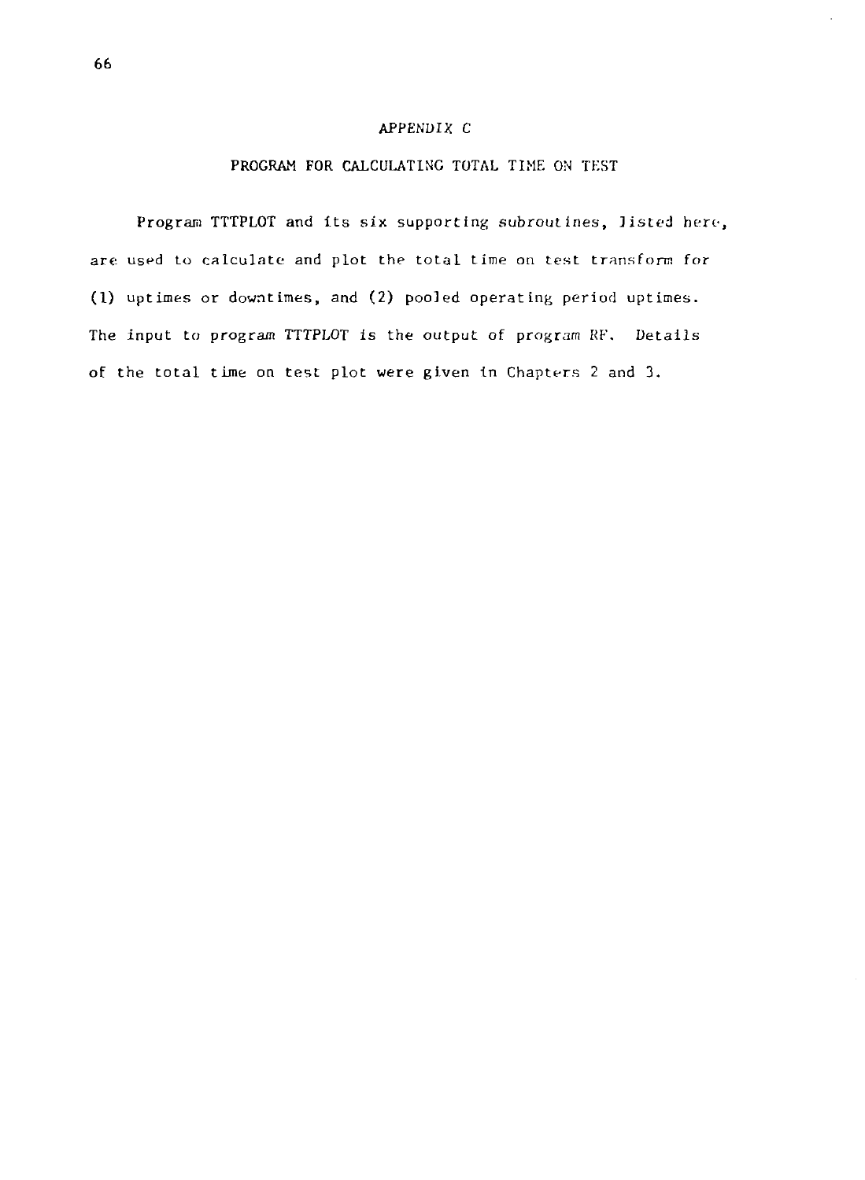# APPENDIX C

## PROGRAM FOR CALCULATING TOTAL TIME ON TEST

Program TTTPLOT and its six supporting subroutines, listed here, are used to calculate and plot the total time on test transform for (1) uptimes or downtimes, and (2) pooled operating period uptimes. The input to program TTTPLOT is the output of program RF. Details of the total time on test plot were given in Chapters 2 and 3.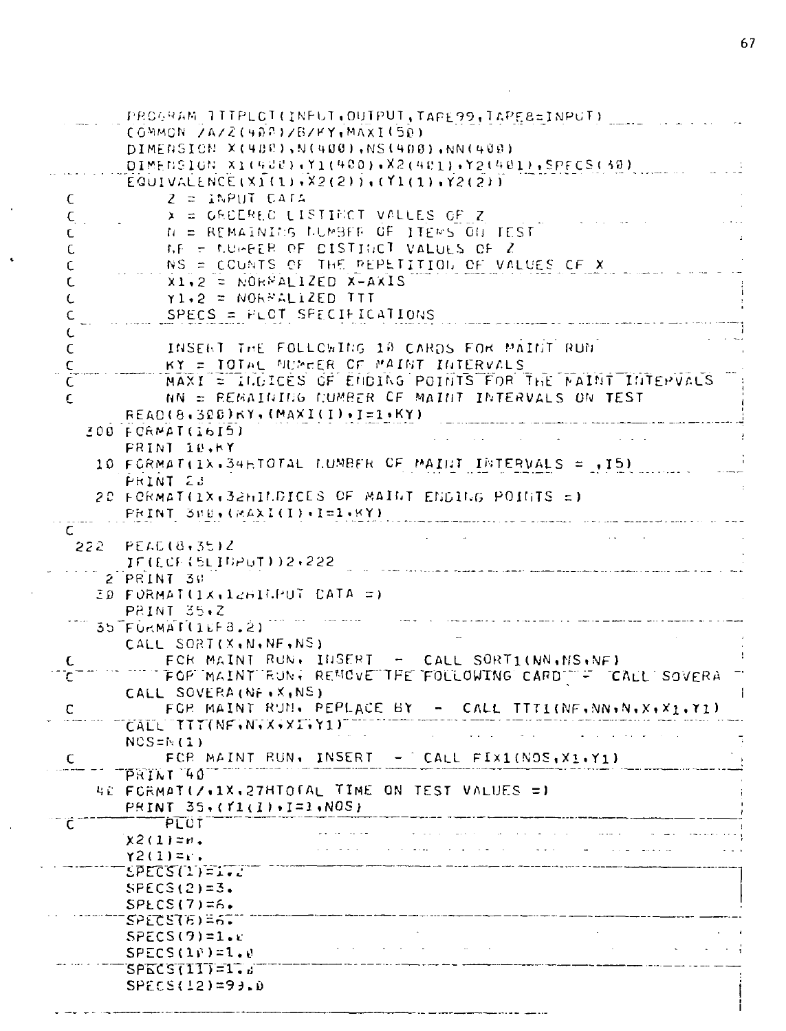```
      PROGRAM TTTPLOT(INPUT,OUTPUT,TAPE99,TAPE8=INPUT)
      COMMON /A/Z(400)/B/KY,MAXI(50)
      DIMENSION X(400),N(400),NS(400),NN(400)
      DIMENSION X1(400),Y1(400),X2(401),Y2(401),SPECS(30)
      EQUIVALENCE(X1(1),X2(2)),(Y1(1),Y2(2))
C         Z = INPUT DATA
C         X = ORDERED DISTINCT VALUES OF Z
C         N = REMAINING NUMBER OF ITEMS ON TEST
C         NF = NUMBER OF DISTINCT VALUES OF Z
C         NS = COUNTS OF THE REPETITION OF VALUES OF X
C         X1,2 = NORMALIZED X-AXIS
C         Y1,2 = NORMALIZED TTT
C         SPECS = PLOT SPECIFICATIONS
C
C         INSERT THE FOLLOWING 10 CARDS FOR MAINT RUN
C         KY = TOTAL NUMBER OF MAINT INTERVALS
C         MAXI = INDICES OF ENDING POINTS FOR THE MAINT INTERVALS
C         NN = REMAINING NUMBER OF MAINT INTERVALS ON TEST
      READ(8,300)KY,(MAXI(I),I=1,KY)
  300 FORMAT(16I5)
      PRINT 10,KY
   10 FORMAT(1X,34HTOTAL NUMBER OF MAINT INTERVALS = ,I5)
      PRINT 20
   20 FORMAT(1X,32HINDICES OF MAINT ENDING POINTS =)
      PRINT 300,(MAXI(I),I=1,KY)
C
  222 READ(8,35)Z
      IF(EOF(5LINPUT))2,222
    2 PRINT 30
   30 FORMAT(1X,12HINPUT DATA =)
      PRINT 35,Z
   35 FORMAT(16F8.2)
      CALL SORT(X,N,NF,NS)
C         FOR MAINT RUN, INSERT  -  CALL SORT1(NN,NS,NF)
C         FOR MAINT RUN, REMOVE THE FOLLOWING CARD  -  CALL SOVERA
      CALL SOVERA(NF,X,NS)
C         FOR MAINT RUN, REPLACE BY  -  CALL TTT1(NF,NN,N,X,X1,Y1)
      CALL TTT(NF,N,X,X1,Y1)
      NOS=N(1)
C         FOR MAINT RUN, INSERT  -  CALL FIX1(NOS,X1,Y1)
      PRINT 40
   40 FORMAT(/,1X,27HTOTAL TIME ON TEST VALUES =)
      PRINT 35,(Y1(I),I=1,NOS)
C         PLOT
      X2(1)=0.
      Y2(1)=0.
      SPECS(1)=1.2
      SPECS(2)=3.
      SPECS(7)=6.
      SPECS(8)=6.
      SPECS(9)=1.0
      SPECS(10)=1.0
      SPECS(11)=1.0
      SPECS(12)=99.0
```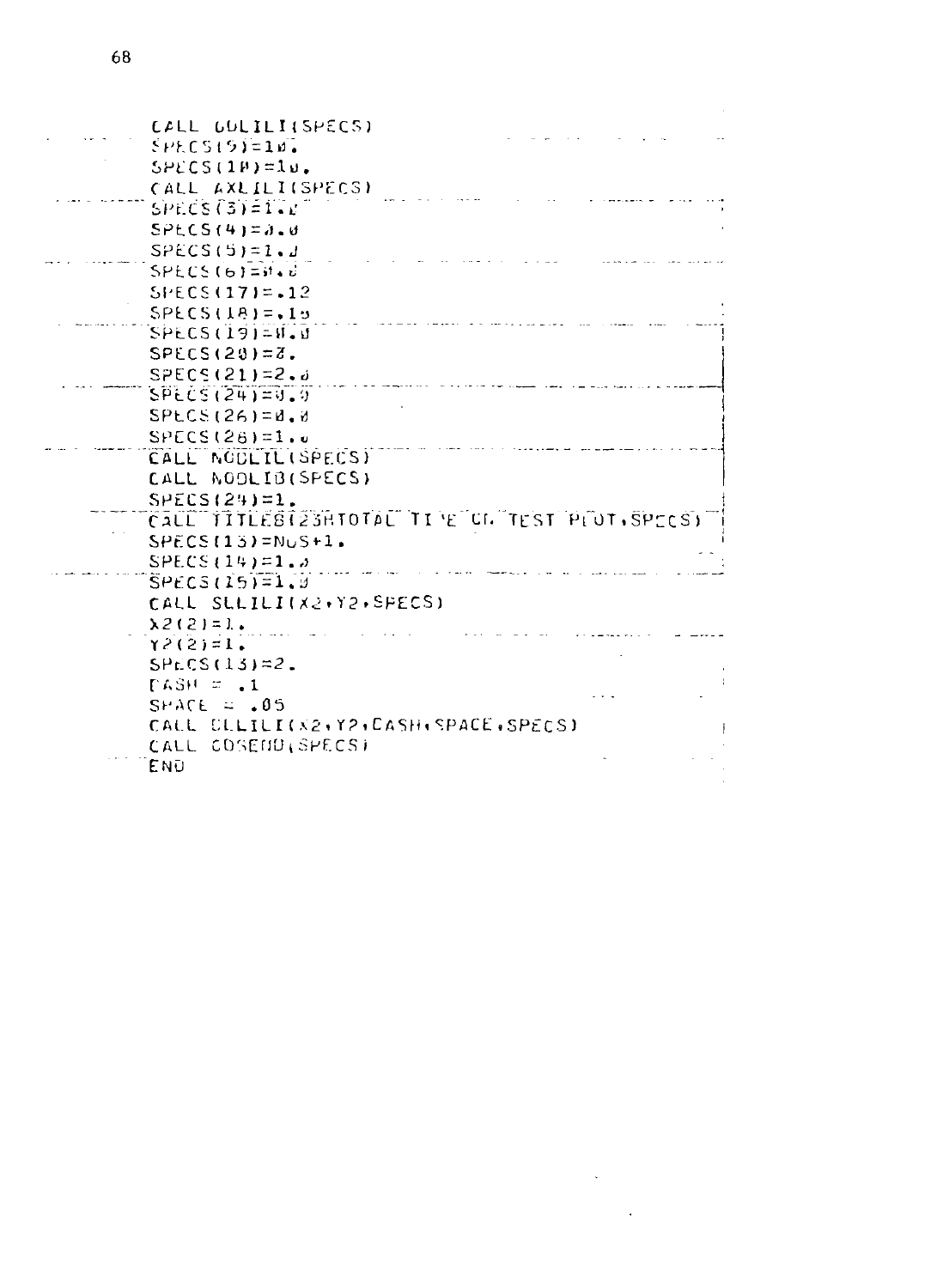```
      CALL GOLILI(SPECS)
      SPECS(9)=10.
      SPECS(10)=10.
      CALL AXLILI(SPECS)
      SPECS(3)=1.0
      SPECS(4)=0.0
      SPECS(5)=1.0
      SPECS(6)=0.0
      SPECS(17)=.12
      SPECS(18)=.15
      SPECS(19)=0.0
      SPECS(20)=3.
      SPECS(21)=2.0
      SPECS(24)=0.0
      SPECS(26)=0.0
      SPECS(28)=1.0
      CALL NODLIL(SPECS)
      CALL NODLIB(SPECS)
      SPECS(24)=1.
      CALL TITLEB(23HTOTAL TIME ON TEST PLOT,SPECS)
      SPECS(13)=NOS+1.
      SPECS(14)=1.0
      SPECS(15)=1.0
      CALL SLLILI(X2,Y2,SPECS)
      X2(2)=1.
      Y2(2)=1.
      SPECS(13)=2.
      DASH = .1
      SPACE = .05
      CALL DLLILI(X2,Y2,DASH,SPACE,SPECS)
      CALL COSEND(SPECS)
      END
```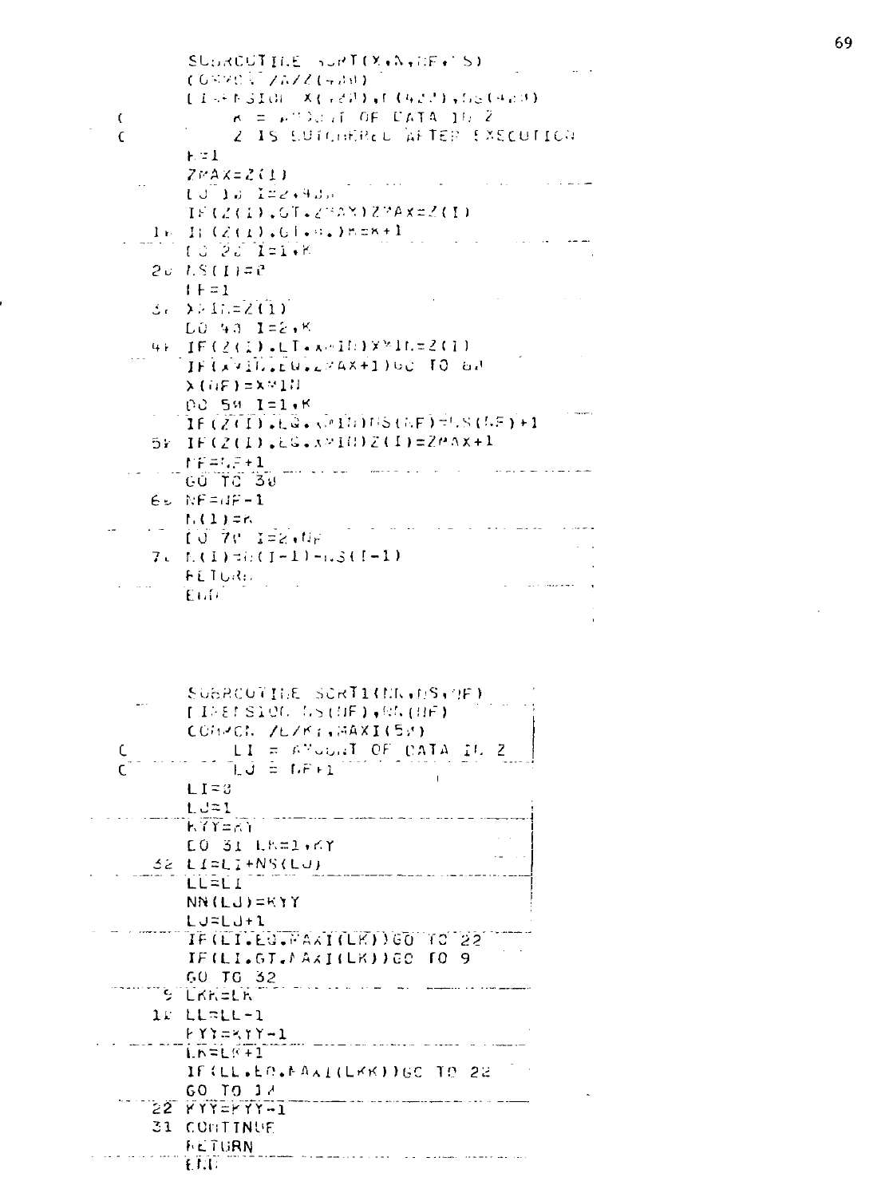```
      SUBROUTINE SORT(X,N,NF,NS)
      COMMON /A/Z(400)
      DIMENSION X(420),N(420),NS(420)
C         K = AMOUNT OF DATA IN Z
C         Z IS SCRAMBLED AFTER EXECUTION
      K=1
      ZMAX=Z(1)
      DO 10 I=2,400
      IF(Z(I).GT.ZMAX)ZMAX=Z(I)
   10 IF(Z(I).GT.0.)K=K+1
      DO 20 I=1,K
   20 NS(I)=0
      NF=1
   30 XMIN=Z(1)
      DO 40 I=2,K
   40 IF(Z(I).LT.XMIN)XMIN=Z(I)
      IF(XMIN.EQ.ZMAX+1)GO TO 60
      X(NF)=XMIN
      DO 50 I=1,K
      IF(Z(I).EQ.XMIN)NS(NF)=NS(NF)+1
   50 IF(Z(I).EQ.XMIN)Z(I)=ZMAX+1
      NF=NF+1
      GO TO 30
   60 NF=NF-1
      N(1)=K
      DO 70 I=2,NF
   70 N(I)=N(I-1)-NS(I-1)
      RETURN
      END




      SUBROUTINE SORT1(NN,NS,NF)
      DIMENSION NS(NF),NN(NF)
      COMMON /Z/KY,MAXI(50)
C         LI = AMOUNT OF DATA IN Z
C         LJ = NF+1
      LI=0
      LJ=1
      KYY=KY
      DO 31 LK=1,KY
   32 LI=LI+NS(LJ)
      LL=LI
      NN(LJ)=KYY
      LJ=LJ+1
      IF(LI.EQ.MAXI(LK))GO TO 22
      IF(LI.GT.MAXI(LK))GO TO 9
      GO TO 32
    9 LKK=LK
   10 LL=LL-1
      KYY=KYY-1
      LK=LK+1
      IF(LL.EQ.MAXI(LKK))GO TO 22
      GO TO 10
   22 KYY=KYY-1
   31 CONTINUE
      RETURN
      END
```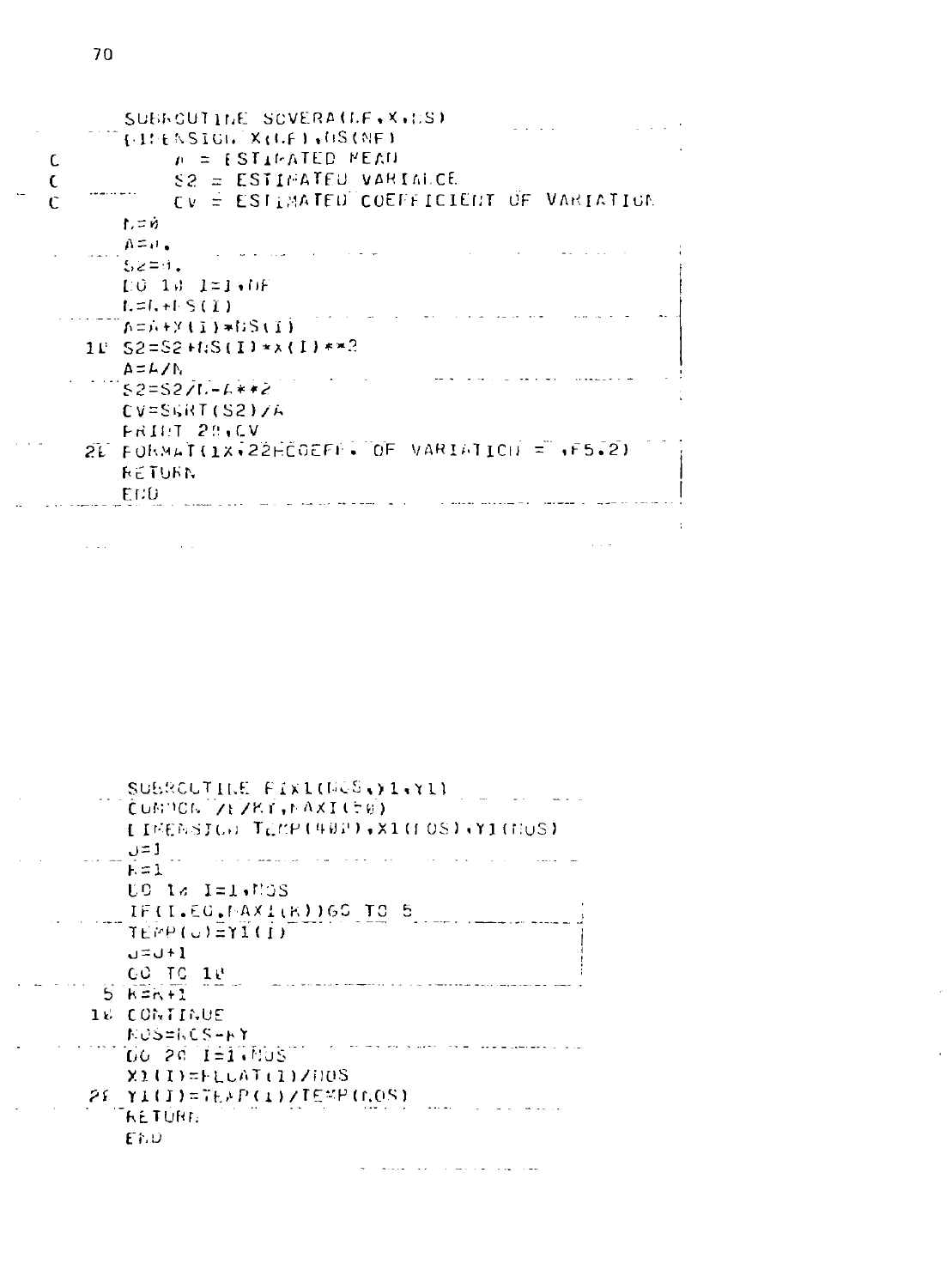```
      SUBROUTINE SCVERA(NF,X,NS)
      DIMENSION X(NF),NS(NF)
C          A = ESTIMATED MEAN
C          S2 = ESTIMATED VARIANCE
C          CV = ESTIMATED COEFFICIENT OF VARIATION
      N=0
      A=0.
      S2=0.
      DO 10 I=1,NF
      N=N+NS(I)
      A=A+X(I)*NS(I)
   10 S2=S2+NS(I)*X(I)**2
      A=A/N
      S2=S2/N-A**2
      CV=SQRT(S2)/A
      PRINT 20,CV
   20 FORMAT(1X,22HCOEFF. OF VARIATION = ,F5.2)
      RETURN
      END
```

```
      SUBROUTINE FIX1(NOS,Y1,Y1)
      COMMON /E/KY,MAXI(50)
      DIMENSION TEMP(400),X1(NOS),Y1(NOS)
      J=1
      K=1
      DO 10 I=1,NOS
      IF(I.EQ.MAXI(K))GO TO 5
      TEMP(J)=Y1(I)
      J=J+1
      GO TO 10
    5 K=K+1
   10 CONTINUE
      NOS=NOS-KY
      DO 20 I=1,NOS
      X1(I)=FLOAT(I)/NOS
   20 Y1(I)=TEMP(I)/TEMP(NOS)
      RETURN
      END
```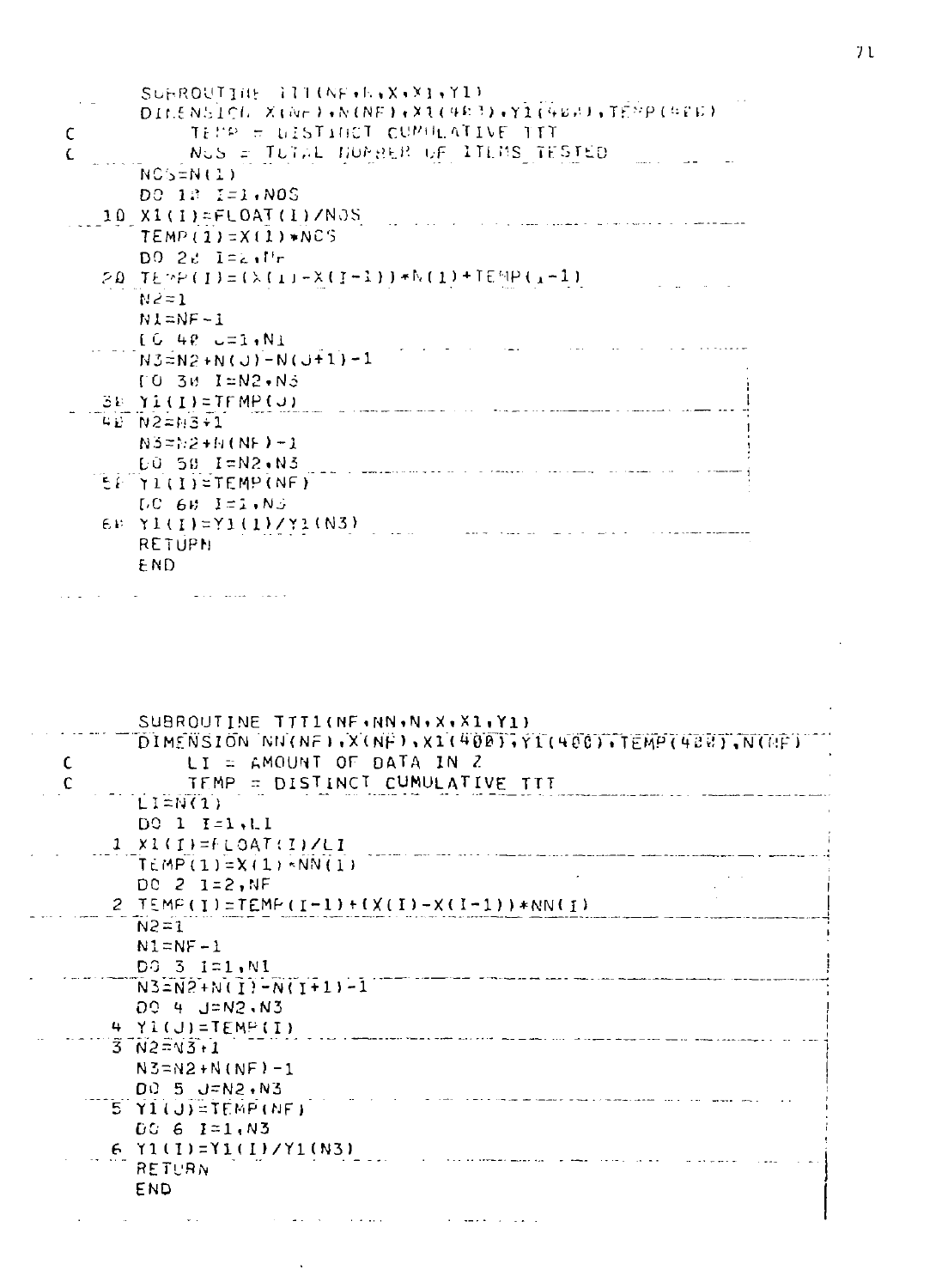```
      SUBROUTINE TTT(NF,N,X,X1,Y1)
      DIMENSION X(NF),N(NF),X1(400),Y1(400),TEMP(400)
C          TEMP = DISTINCT CUMULATIVE TTT
C          NOS = TOTAL NUMBER OF ITEMS TESTED
      NOS=N(1)
      DO 10 I=1,NOS
   10 X1(I)=FLOAT(I)/NOS
      TEMP(1)=X(1)*NOS
      DO 20 I=2,NF
   20 TEMP(I)=(X(I)-X(I-1))*N(I)+TEMP(I-1)
      N2=1
      N1=NF-1
      DO 40 J=1,N1
      N3=N2+N(J)-N(J+1)-1
      DO 30 I=N2,N3
   30 Y1(I)=TEMP(J)
   40 N2=N3+1
      N3=N2+N(NF)-1
      DO 50 I=N2,N3
   50 Y1(I)=TEMP(NF)
      DO 60 I=1,N3
   60 Y1(I)=Y1(I)/Y1(N3)
      RETURN
      END
```

```
      SUBROUTINE TTT1(NF,NN,N,X,X1,Y1)
      DIMENSION NN(NF),X(NF),X1(400),Y1(400),TEMP(400),N(NF)
C          LI = AMOUNT OF DATA IN Z
C          TEMP = DISTINCT CUMULATIVE TTT
      LI=N(1)
      DO 1 I=1,LI
    1 X1(I)=FLOAT(I)/LI
      TEMP(1)=X(1)*NN(1)
      DO 2 I=2,NF
    2 TEMP(I)=TEMP(I-1)+(X(I)-X(I-1))*NN(I)
      N2=1
      N1=NF-1
      DO 3 I=1,N1
      N3=N2+N(I)-N(I+1)-1
      DO 4 J=N2,N3
    4 Y1(J)=TEMP(I)
    3 N2=N3+1
      N3=N2+N(NF)-1
      DO 5 J=N2,N3
    5 Y1(J)=TEMP(NF)
      DO 6 I=1,N3
    6 Y1(I)=Y1(I)/Y1(N3)
      RETURN
      END
```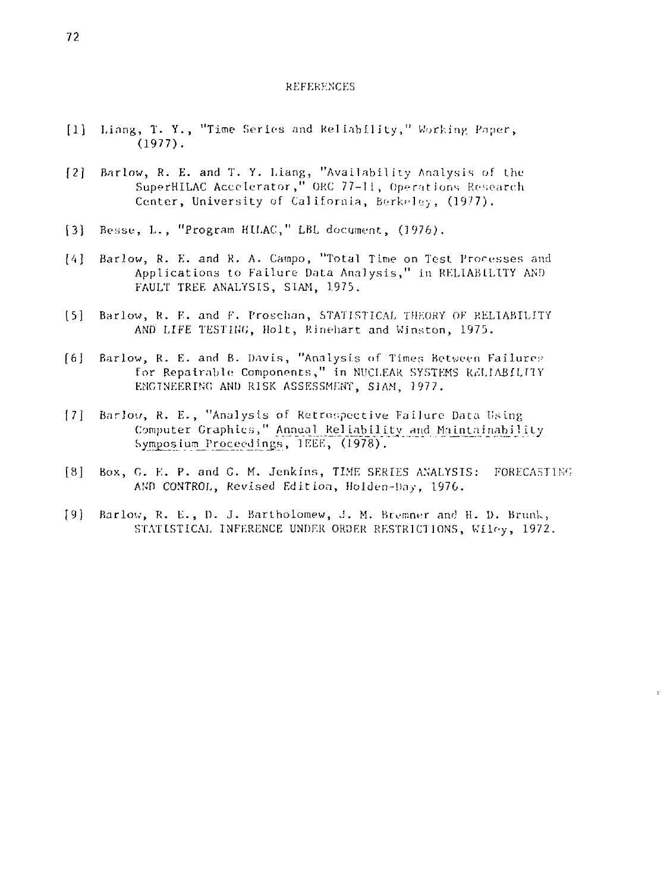## REFERENCES

[1] Liang, T. Y., "Time Series and Reliability," Working Paper, (1977).

[2] Barlow, R. E. and T. Y. Liang, "Availability Analysis of the SuperHILAC Accelerator," ORC 77-11, Operations Research Center, University of California, Berkeley, (1977).

[3] Besse, L., "Program HILAC," LBL document, (1976).

[4] Barlow, R. E. and R. A. Campo, "Total Time on Test Processes and Applications to Failure Data Analysis," in RELIABILITY AND FAULT TREE ANALYSIS, SIAM, 1975.

[5] Barlow, R. E. and F. Proschan, STATISTICAL THEORY OF RELIABILITY AND LIFE TESTING, Holt, Rinehart and Winston, 1975.

[6] Barlow, R. E. and B. Davis, "Analysis of Times Between Failures for Repairable Components," in NUCLEAR SYSTEMS RELIABILITY ENGINEERING AND RISK ASSESSMENT, SIAM, 1977.

[7] Barlow, R. E., "Analysis of Retrospective Failure Data Using Computer Graphics," Annual Reliability and Maintainability Symposium Proceedings, IEEE, (1978).

[8] Box, G. E. P. and G. M. Jenkins, TIME SERIES ANALYSIS: FORECASTING AND CONTROL, Revised Edition, Holden-Day, 1976.

[9] Barlow, R. E., D. J. Bartholomew, J. M. Bremner and H. D. Brunk, STATISTICAL INFERENCE UNDER ORDER RESTRICTIONS, Wiley, 1972.